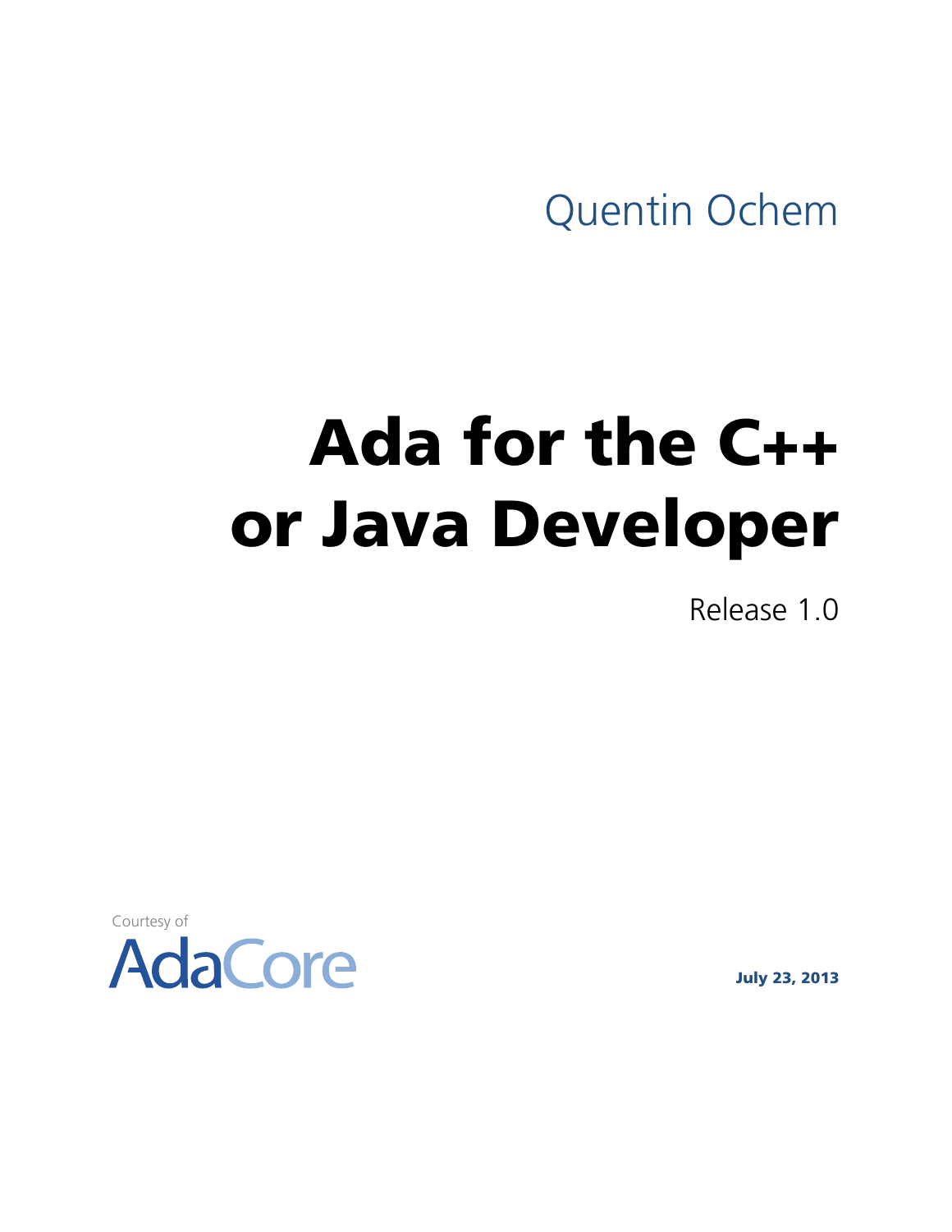Quentin Ochem

# Ada for the C++ or Java Developer

Release 1.0

Courtesy of

AdaCore

**July 23, 2013**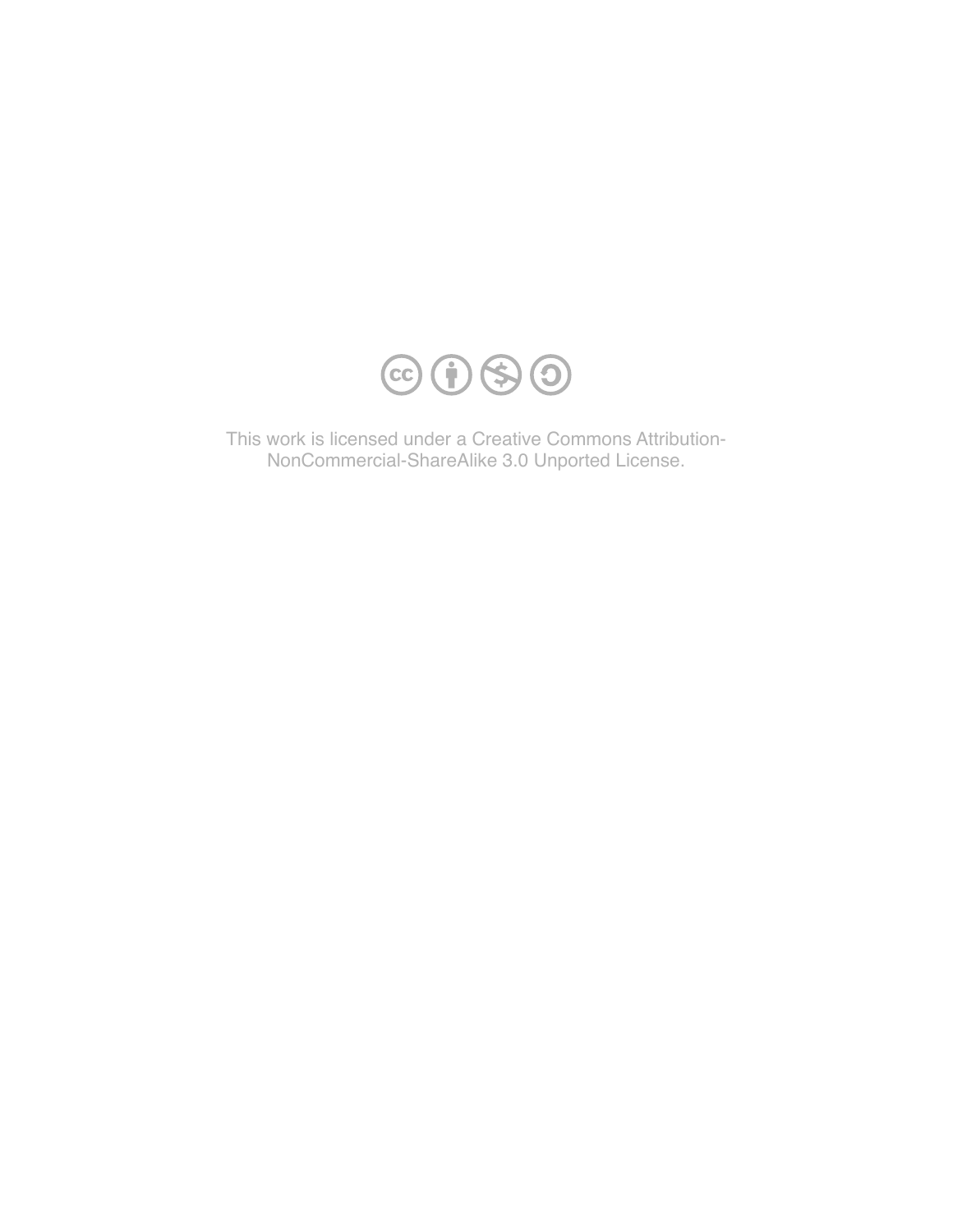This work is licensed under a Creative Commons Attribution-NonCommercial-ShareAlike 3.0 Unported License.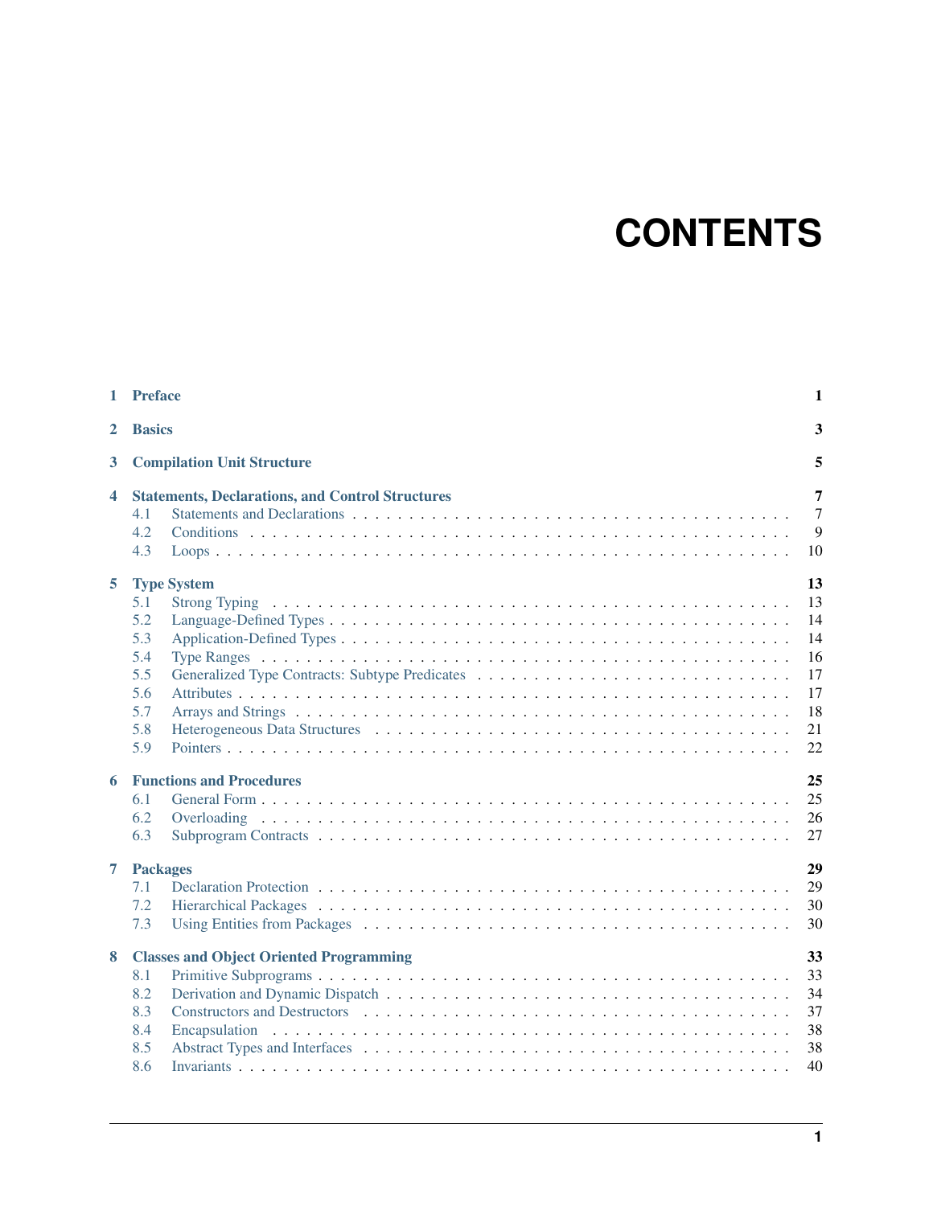# CONTENTS

- **1 Preface** — **1**
- **2 Basics** — **3**
- **3 Compilation Unit Structure** — **5**
- **4 Statements, Declarations, and Control Structures** — **7**
  - 4.1 Statements and Declarations — 7
  - 4.2 Conditions — 9
  - 4.3 Loops — 10
- **5 Type System** — **13**
  - 5.1 Strong Typing — 13
  - 5.2 Language-Defined Types — 14
  - 5.3 Application-Defined Types — 14
  - 5.4 Type Ranges — 16
  - 5.5 Generalized Type Contracts: Subtype Predicates — 17
  - 5.6 Attributes — 17
  - 5.7 Arrays and Strings — 18
  - 5.8 Heterogeneous Data Structures — 21
  - 5.9 Pointers — 22
- **6 Functions and Procedures** — **25**
  - 6.1 General Form — 25
  - 6.2 Overloading — 26
  - 6.3 Subprogram Contracts — 27
- **7 Packages** — **29**
  - 7.1 Declaration Protection — 29
  - 7.2 Hierarchical Packages — 30
  - 7.3 Using Entities from Packages — 30
- **8 Classes and Object Oriented Programming** — **33**
  - 8.1 Primitive Subprograms — 33
  - 8.2 Derivation and Dynamic Dispatch — 34
  - 8.3 Constructors and Destructors — 37
  - 8.4 Encapsulation — 38
  - 8.5 Abstract Types and Interfaces — 38
  - 8.6 Invariants — 40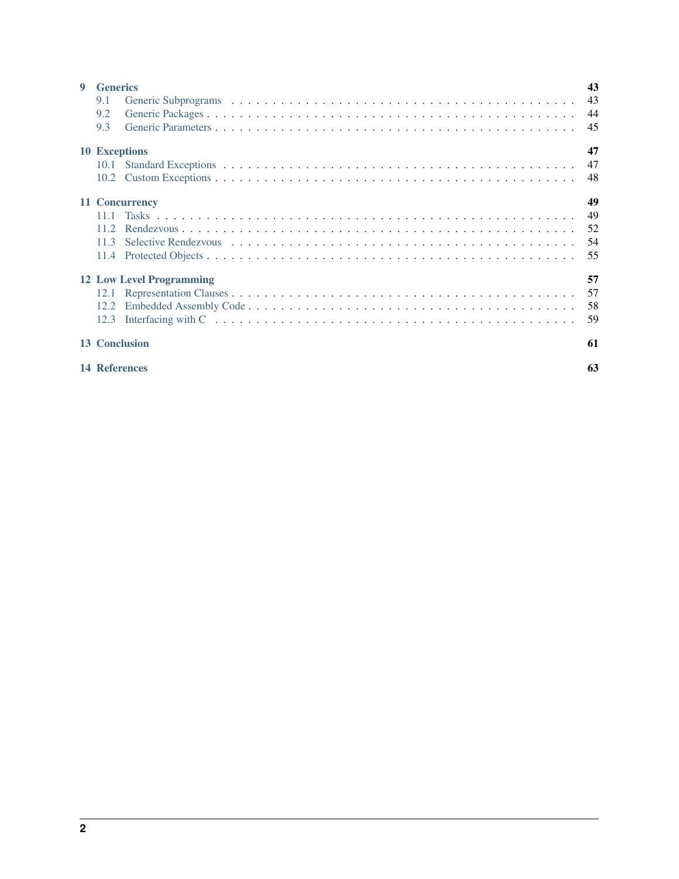- **9 Generics** — 43
  - 9.1 Generic Subprograms — 43
  - 9.2 Generic Packages — 44
  - 9.3 Generic Parameters — 45
- **10 Exceptions** — 47
  - 10.1 Standard Exceptions — 47
  - 10.2 Custom Exceptions — 48
- **11 Concurrency** — 49
  - 11.1 Tasks — 49
  - 11.2 Rendezvous — 52
  - 11.3 Selective Rendezvous — 54
  - 11.4 Protected Objects — 55
- **12 Low Level Programming** — 57
  - 12.1 Representation Clauses — 57
  - 12.2 Embedded Assembly Code — 58
  - 12.3 Interfacing with C — 59
- **13 Conclusion** — 61
- **14 References** — 63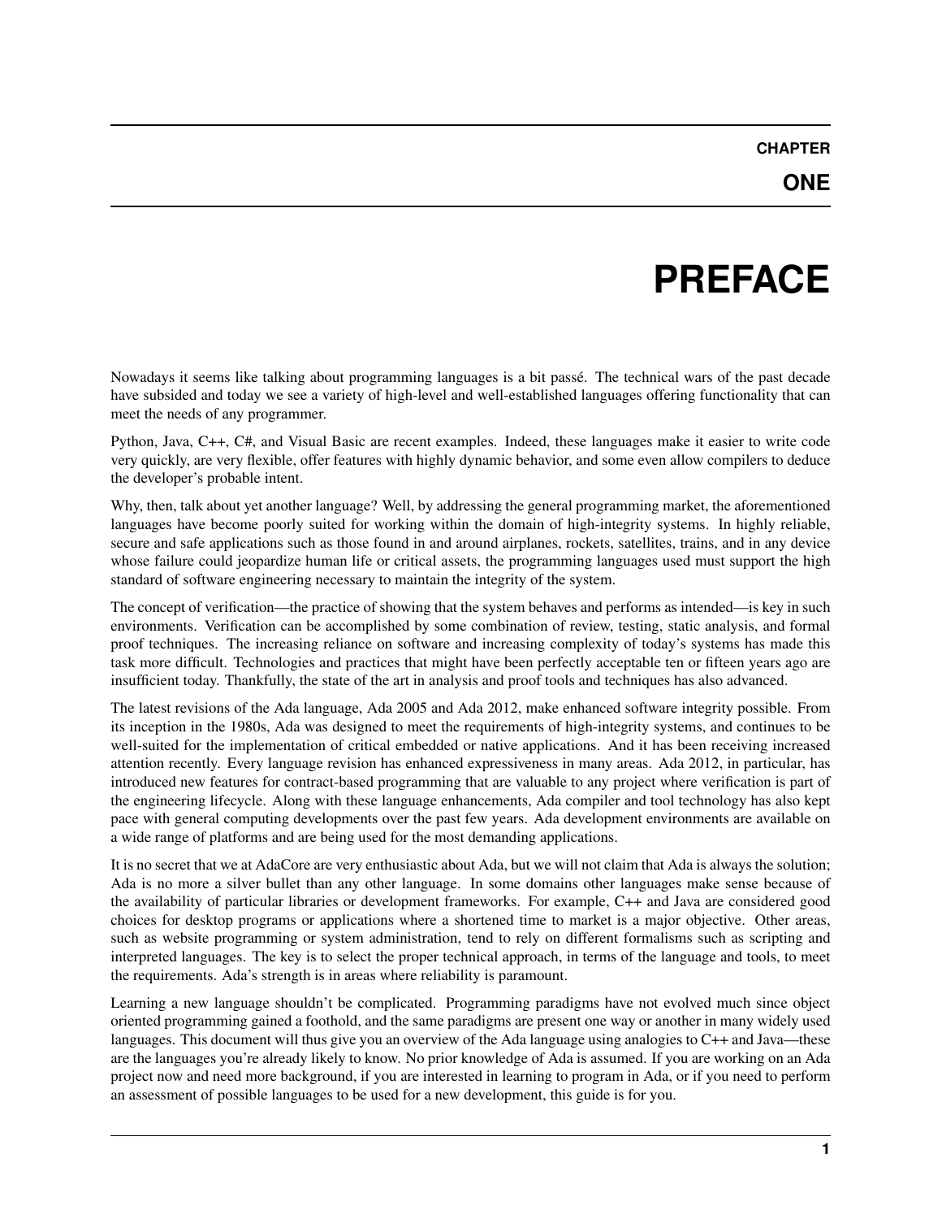# CHAPTER ONE

# PREFACE

Nowadays it seems like talking about programming languages is a bit passé. The technical wars of the past decade have subsided and today we see a variety of high-level and well-established languages offering functionality that can meet the needs of any programmer.

Python, Java, C++, C#, and Visual Basic are recent examples. Indeed, these languages make it easier to write code very quickly, are very flexible, offer features with highly dynamic behavior, and some even allow compilers to deduce the developer's probable intent.

Why, then, talk about yet another language? Well, by addressing the general programming market, the aforementioned languages have become poorly suited for working within the domain of high-integrity systems. In highly reliable, secure and safe applications such as those found in and around airplanes, rockets, satellites, trains, and in any device whose failure could jeopardize human life or critical assets, the programming languages used must support the high standard of software engineering necessary to maintain the integrity of the system.

The concept of verification—the practice of showing that the system behaves and performs as intended—is key in such environments. Verification can be accomplished by some combination of review, testing, static analysis, and formal proof techniques. The increasing reliance on software and increasing complexity of today's systems has made this task more difficult. Technologies and practices that might have been perfectly acceptable ten or fifteen years ago are insufficient today. Thankfully, the state of the art in analysis and proof tools and techniques has also advanced.

The latest revisions of the Ada language, Ada 2005 and Ada 2012, make enhanced software integrity possible. From its inception in the 1980s, Ada was designed to meet the requirements of high-integrity systems, and continues to be well-suited for the implementation of critical embedded or native applications. And it has been receiving increased attention recently. Every language revision has enhanced expressiveness in many areas. Ada 2012, in particular, has introduced new features for contract-based programming that are valuable to any project where verification is part of the engineering lifecycle. Along with these language enhancements, Ada compiler and tool technology has also kept pace with general computing developments over the past few years. Ada development environments are available on a wide range of platforms and are being used for the most demanding applications.

It is no secret that we at AdaCore are very enthusiastic about Ada, but we will not claim that Ada is always the solution; Ada is no more a silver bullet than any other language. In some domains other languages make sense because of the availability of particular libraries or development frameworks. For example, C++ and Java are considered good choices for desktop programs or applications where a shortened time to market is a major objective. Other areas, such as website programming or system administration, tend to rely on different formalisms such as scripting and interpreted languages. The key is to select the proper technical approach, in terms of the language and tools, to meet the requirements. Ada's strength is in areas where reliability is paramount.

Learning a new language shouldn't be complicated. Programming paradigms have not evolved much since object oriented programming gained a foothold, and the same paradigms are present one way or another in many widely used languages. This document will thus give you an overview of the Ada language using analogies to C++ and Java—these are the languages you're already likely to know. No prior knowledge of Ada is assumed. If you are working on an Ada project now and need more background, if you are interested in learning to program in Ada, or if you need to perform an assessment of possible languages to be used for a new development, this guide is for you.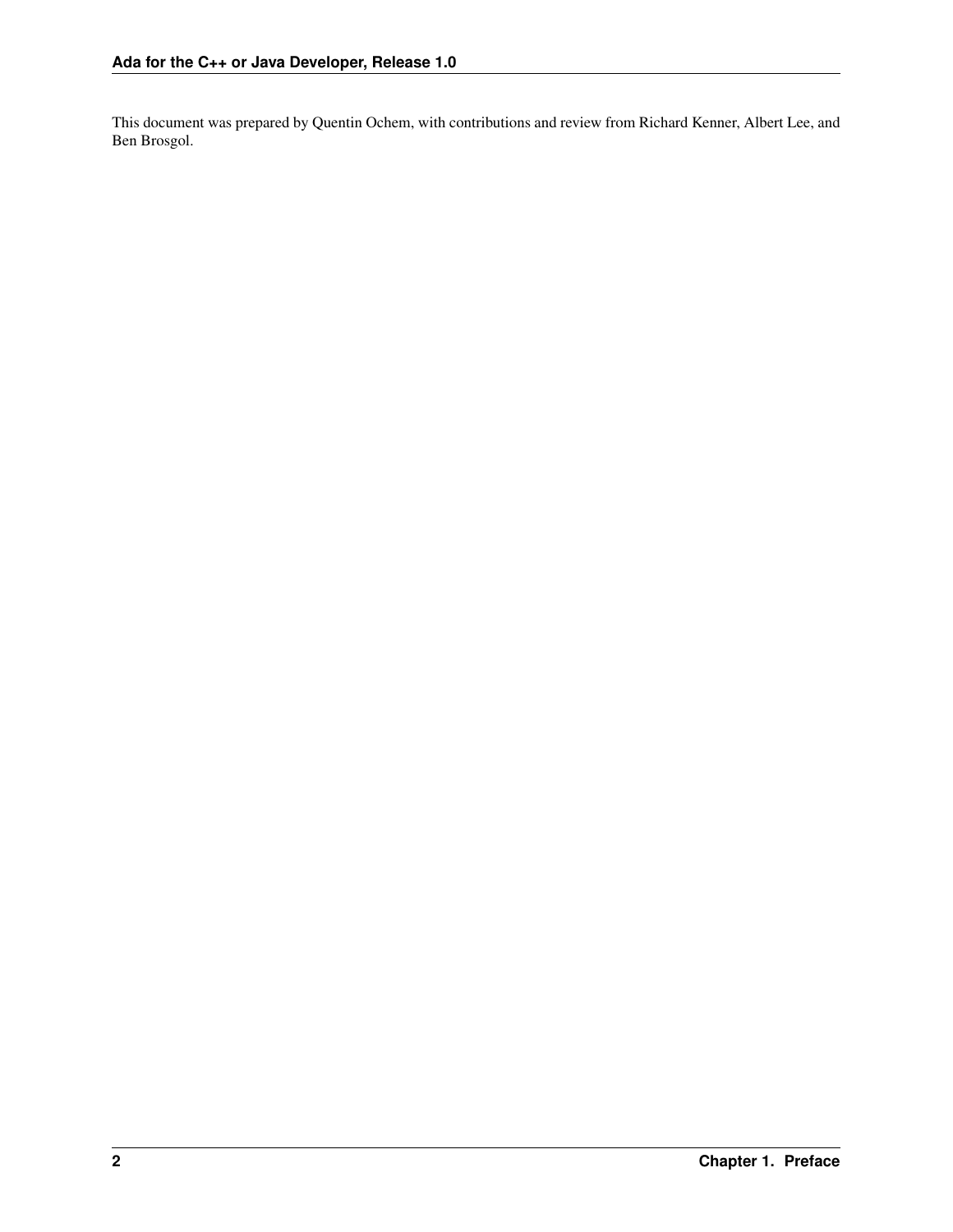This document was prepared by Quentin Ochem, with contributions and review from Richard Kenner, Albert Lee, and Ben Brosgol.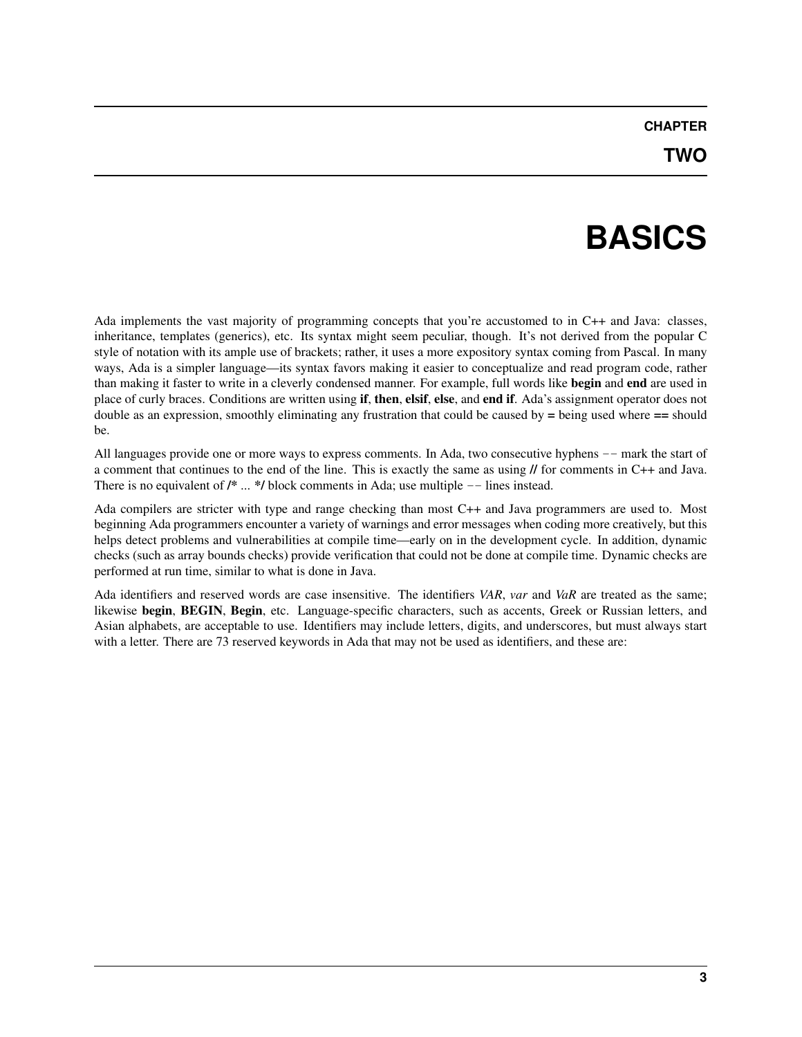# CHAPTER TWO

# BASICS

Ada implements the vast majority of programming concepts that you're accustomed to in C++ and Java: classes, inheritance, templates (generics), etc. Its syntax might seem peculiar, though. It's not derived from the popular C style of notation with its ample use of brackets; rather, it uses a more expository syntax coming from Pascal. In many ways, Ada is a simpler language—its syntax favors making it easier to conceptualize and read program code, rather than making it faster to write in a cleverly condensed manner. For example, full words like **begin** and **end** are used in place of curly braces. Conditions are written using **if**, **then**, **elsif**, **else**, and **end if**. Ada's assignment operator does not double as an expression, smoothly eliminating any frustration that could be caused by **=** being used where **==** should be.

All languages provide one or more ways to express comments. In Ada, two consecutive hyphens `--` mark the start of a comment that continues to the end of the line. This is exactly the same as using **//** for comments in C++ and Java. There is no equivalent of **/*** ... ***/** block comments in Ada; use multiple `--` lines instead.

Ada compilers are stricter with type and range checking than most C++ and Java programmers are used to. Most beginning Ada programmers encounter a variety of warnings and error messages when coding more creatively, but this helps detect problems and vulnerabilities at compile time—early on in the development cycle. In addition, dynamic checks (such as array bounds checks) provide verification that could not be done at compile time. Dynamic checks are performed at run time, similar to what is done in Java.

Ada identifiers and reserved words are case insensitive. The identifiers *VAR*, *var* and *VaR* are treated as the same; likewise **begin**, **BEGIN**, **Begin**, etc. Language-specific characters, such as accents, Greek or Russian letters, and Asian alphabets, are acceptable to use. Identifiers may include letters, digits, and underscores, but must always start with a letter. There are 73 reserved keywords in Ada that may not be used as identifiers, and these are: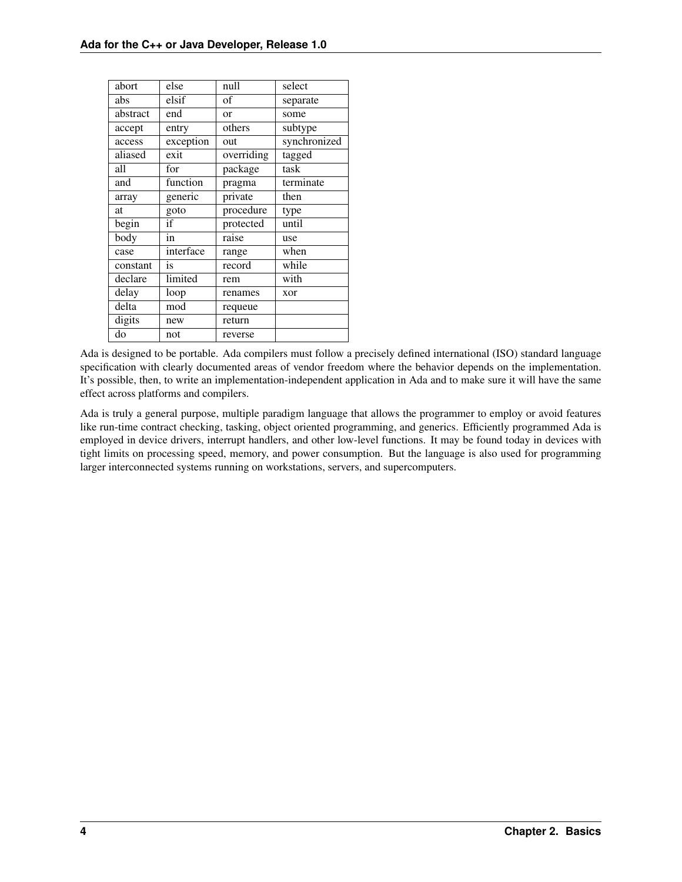| abort | else | null | select |
|---|---|---|---|
| abs | elsif | of | separate |
| abstract | end | or | some |
| accept | entry | others | subtype |
| access | exception | out | synchronized |
| aliased | exit | overriding | tagged |
| all | for | package | task |
| and | function | pragma | terminate |
| array | generic | private | then |
| at | goto | procedure | type |
| begin | if | protected | until |
| body | in | raise | use |
| case | interface | range | when |
| constant | is | record | while |
| declare | limited | rem | with |
| delay | loop | renames | xor |
| delta | mod | requeue | |
| digits | new | return | |
| do | not | reverse | |

Ada is designed to be portable. Ada compilers must follow a precisely defined international (ISO) standard language specification with clearly documented areas of vendor freedom where the behavior depends on the implementation. It's possible, then, to write an implementation-independent application in Ada and to make sure it will have the same effect across platforms and compilers.

Ada is truly a general purpose, multiple paradigm language that allows the programmer to employ or avoid features like run-time contract checking, tasking, object oriented programming, and generics. Efficiently programmed Ada is employed in device drivers, interrupt handlers, and other low-level functions. It may be found today in devices with tight limits on processing speed, memory, and power consumption. But the language is also used for programming larger interconnected systems running on workstations, servers, and supercomputers.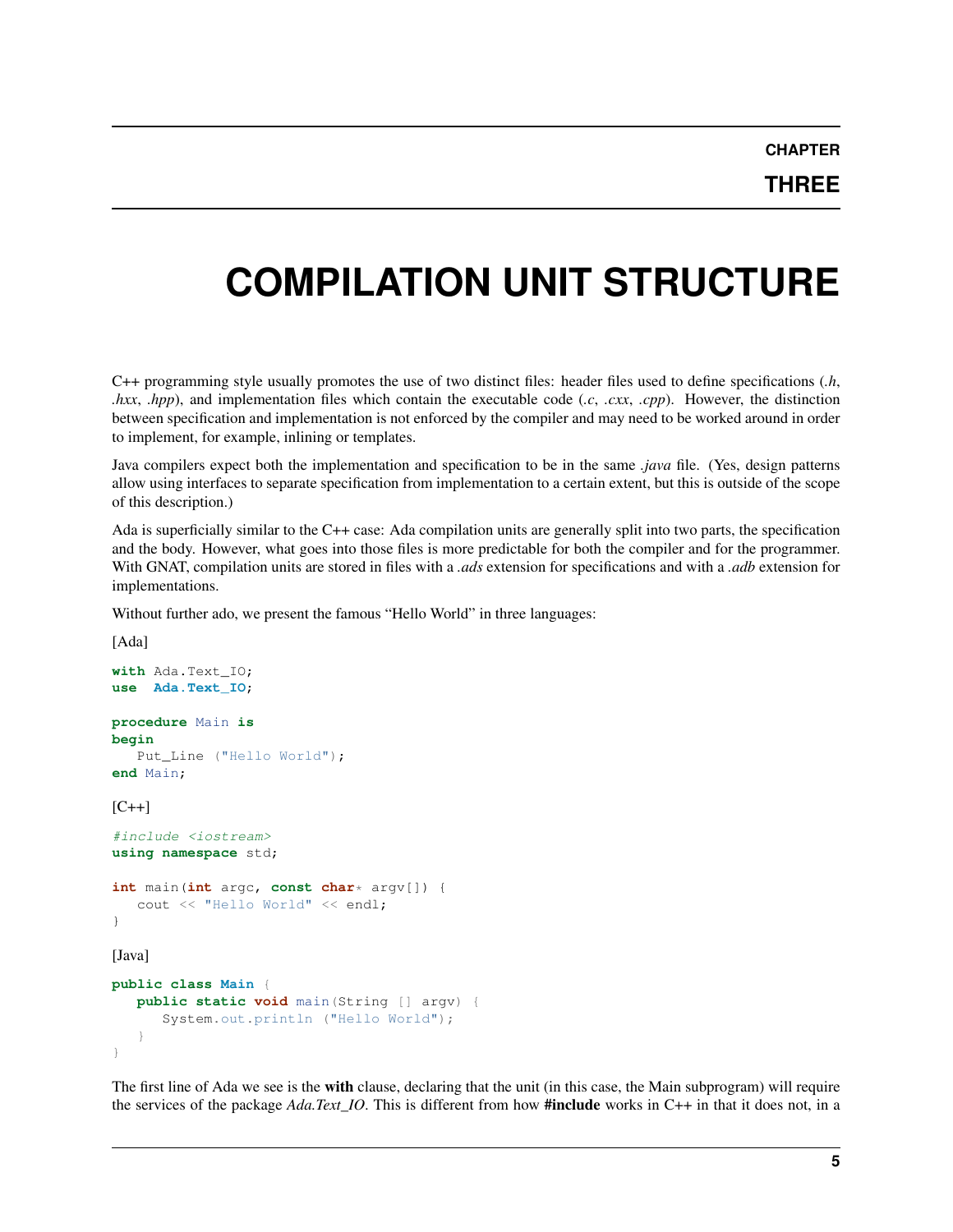# CHAPTER THREE

# COMPILATION UNIT STRUCTURE

C++ programming style usually promotes the use of two distinct files: header files used to define specifications (*.h*, *.hxx*, *.hpp*), and implementation files which contain the executable code (*.c*, *.cxx*, *.cpp*). However, the distinction between specification and implementation is not enforced by the compiler and may need to be worked around in order to implement, for example, inlining or templates.

Java compilers expect both the implementation and specification to be in the same *.java* file. (Yes, design patterns allow using interfaces to separate specification from implementation to a certain extent, but this is outside of the scope of this description.)

Ada is superficially similar to the C++ case: Ada compilation units are generally split into two parts, the specification and the body. However, what goes into those files is more predictable for both the compiler and for the programmer. With GNAT, compilation units are stored in files with a *.ads* extension for specifications and with a *.adb* extension for implementations.

Without further ado, we present the famous "Hello World" in three languages:

[Ada]

```ada
with Ada.Text_IO;
use  Ada.Text_IO;

procedure Main is
begin
   Put_Line ("Hello World");
end Main;
```

[C++]

```cpp
#include <iostream>
using namespace std;

int main(int argc, const char* argv[]) {
   cout << "Hello World" << endl;
}
```

[Java]

```java
public class Main {
   public static void main(String [] argv) {
      System.out.println ("Hello World");
   }
}
```

The first line of Ada we see is the **with** clause, declaring that the unit (in this case, the Main subprogram) will require the services of the package *Ada.Text_IO*. This is different from how **#include** works in C++ in that it does not, in a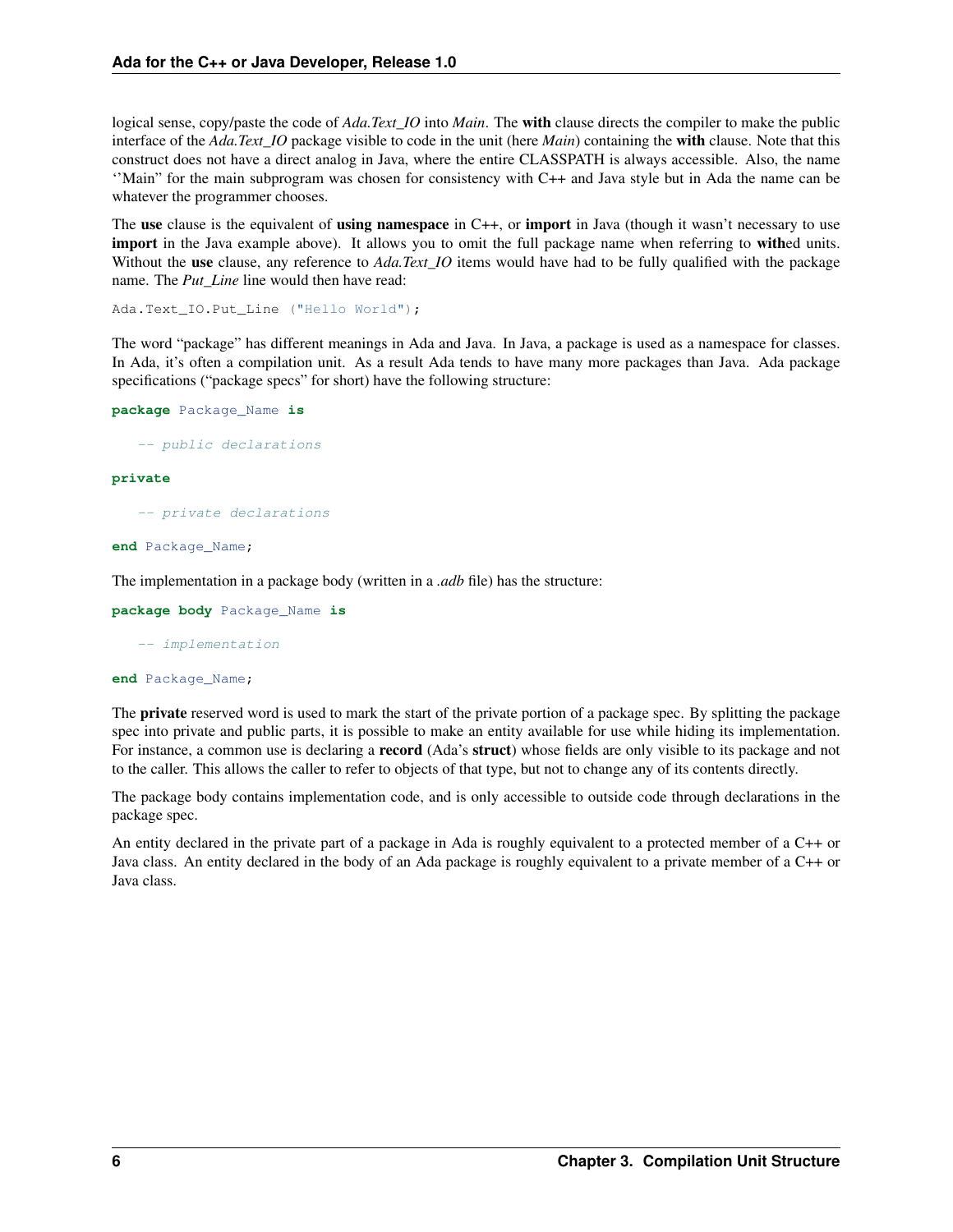logical sense, copy/paste the code of *Ada.Text_IO* into *Main*. The **with** clause directs the compiler to make the public interface of the *Ada.Text_IO* package visible to code in the unit (here *Main*) containing the **with** clause. Note that this construct does not have a direct analog in Java, where the entire CLASSPATH is always accessible. Also, the name ''Main" for the main subprogram was chosen for consistency with C++ and Java style but in Ada the name can be whatever the programmer chooses.

The **use** clause is the equivalent of **using namespace** in C++, or **import** in Java (though it wasn't necessary to use **import** in the Java example above). It allows you to omit the full package name when referring to **with**ed units. Without the **use** clause, any reference to *Ada.Text_IO* items would have had to be fully qualified with the package name. The *Put_Line* line would then have read:

```
Ada.Text_IO.Put_Line ("Hello World");
```

The word "package" has different meanings in Ada and Java. In Java, a package is used as a namespace for classes. In Ada, it's often a compilation unit. As a result Ada tends to have many more packages than Java. Ada package specifications ("package specs" for short) have the following structure:

```
package Package_Name is

   -- public declarations

private

   -- private declarations

end Package_Name;
```

The implementation in a package body (written in a *.adb* file) has the structure:

```
package body Package_Name is

   -- implementation

end Package_Name;
```

The **private** reserved word is used to mark the start of the private portion of a package spec. By splitting the package spec into private and public parts, it is possible to make an entity available for use while hiding its implementation. For instance, a common use is declaring a **record** (Ada's **struct**) whose fields are only visible to its package and not to the caller. This allows the caller to refer to objects of that type, but not to change any of its contents directly.

The package body contains implementation code, and is only accessible to outside code through declarations in the package spec.

An entity declared in the private part of a package in Ada is roughly equivalent to a protected member of a C++ or Java class. An entity declared in the body of an Ada package is roughly equivalent to a private member of a C++ or Java class.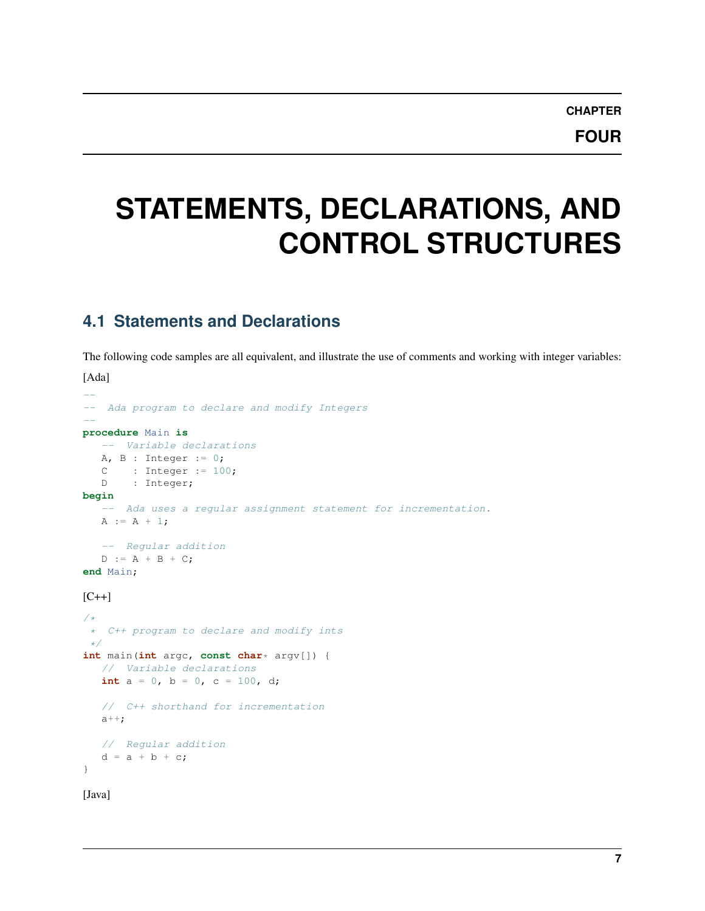# CHAPTER FOUR

# STATEMENTS, DECLARATIONS, AND CONTROL STRUCTURES

## 4.1 Statements and Declarations

The following code samples are all equivalent, and illustrate the use of comments and working with integer variables:

[Ada]

```ada
--
--  Ada program to declare and modify Integers
--
procedure Main is
   --  Variable declarations
   A, B : Integer := 0;
   C    : Integer := 100;
   D    : Integer;
begin
   --  Ada uses a regular assignment statement for incrementation.
   A := A + 1;

   --  Regular addition
   D := A + B + C;
end Main;
```

[C++]

```cpp
/*
 *  C++ program to declare and modify ints
 */
int main(int argc, const char* argv[]) {
   //  Variable declarations
   int a = 0, b = 0, c = 100, d;

   //  C++ shorthand for incrementation
   a++;

   //  Regular addition
   d = a + b + c;
}
```

[Java]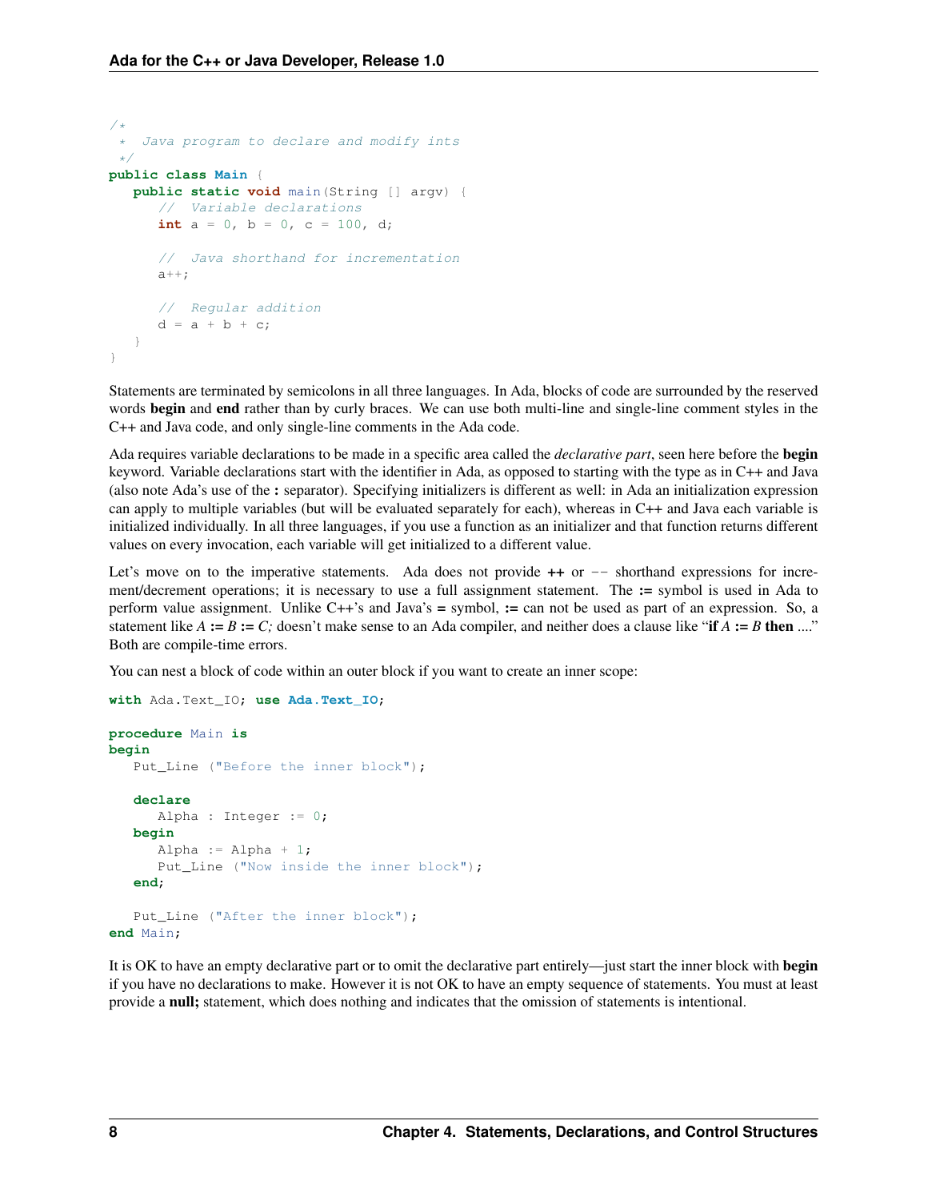```java
/*
 *  Java program to declare and modify ints
 */
public class Main {
   public static void main(String [] argv) {
      //  Variable declarations
      int a = 0, b = 0, c = 100, d;

      //  Java shorthand for incrementation
      a++;

      //  Regular addition
      d = a + b + c;
   }
}
```

Statements are terminated by semicolons in all three languages. In Ada, blocks of code are surrounded by the reserved words **begin** and **end** rather than by curly braces. We can use both multi-line and single-line comment styles in the C++ and Java code, and only single-line comments in the Ada code.

Ada requires variable declarations to be made in a specific area called the *declarative part*, seen here before the **begin** keyword. Variable declarations start with the identifier in Ada, as opposed to starting with the type as in C++ and Java (also note Ada's use of the **:** separator). Specifying initializers is different as well: in Ada an initialization expression can apply to multiple variables (but will be evaluated separately for each), whereas in C++ and Java each variable is initialized individually. In all three languages, if you use a function as an initializer and that function returns different values on every invocation, each variable will get initialized to a different value.

Let's move on to the imperative statements. Ada does not provide **++** or -- shorthand expressions for increment/decrement operations; it is necessary to use a full assignment statement. The **:=** symbol is used in Ada to perform value assignment. Unlike C++'s and Java's **=** symbol, **:=** can not be used as part of an expression. So, a statement like *A* **:=** *B* **:=** *C;* doesn't make sense to an Ada compiler, and neither does a clause like "**if** *A* **:=** *B* **then** ...." Both are compile-time errors.

You can nest a block of code within an outer block if you want to create an inner scope:

```ada
with Ada.Text_IO; use Ada.Text_IO;

procedure Main is
begin
   Put_Line ("Before the inner block");

   declare
      Alpha : Integer := 0;
   begin
      Alpha := Alpha + 1;
      Put_Line ("Now inside the inner block");
   end;

   Put_Line ("After the inner block");
end Main;
```

It is OK to have an empty declarative part or to omit the declarative part entirely—just start the inner block with **begin** if you have no declarations to make. However it is not OK to have an empty sequence of statements. You must at least provide a **null;** statement, which does nothing and indicates that the omission of statements is intentional.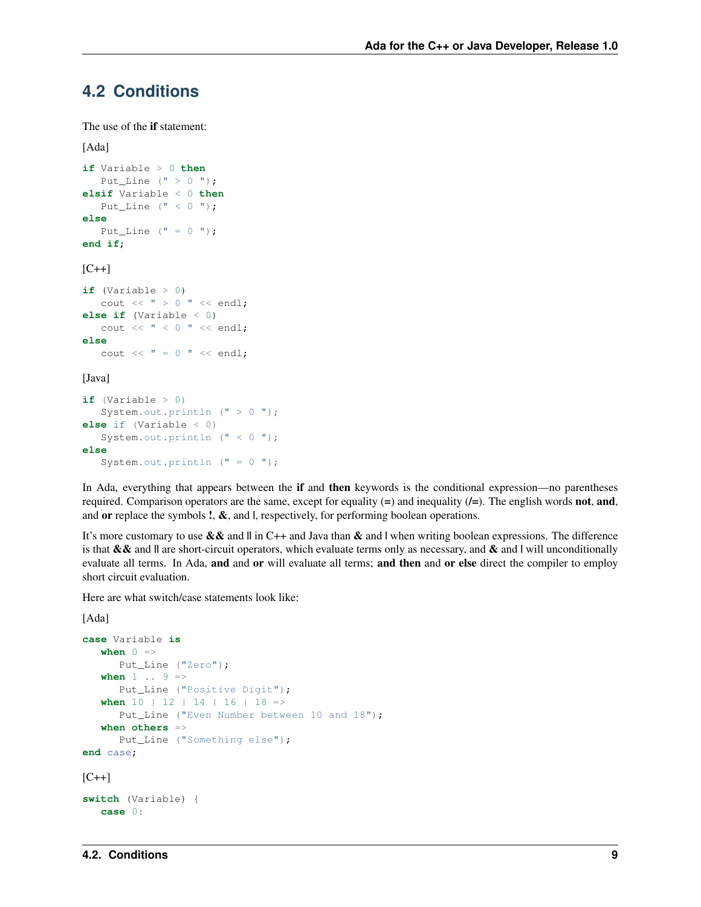## 4.2 Conditions

The use of the **if** statement:

[Ada]

```
if Variable > 0 then
   Put_Line (" > 0 ");
elsif Variable < 0 then
   Put_Line (" < 0 ");
else
   Put_Line (" = 0 ");
end if;
```

[C++]

```
if (Variable > 0)
   cout << " > 0 " << endl;
else if (Variable < 0)
   cout << " < 0 " << endl;
else
   cout << " = 0 " << endl;
```

[Java]

```
if (Variable > 0)
   System.out.println (" > 0 ");
else if (Variable < 0)
   System.out.println (" < 0 ");
else
   System.out.println (" = 0 ");
```

In Ada, everything that appears between the **if** and **then** keywords is the conditional expression—no parentheses required. Comparison operators are the same, except for equality (**=**) and inequality (**/=**). The english words **not**, **and**, and **or** replace the symbols **!**, **&**, and **|**, respectively, for performing boolean operations.

It's more customary to use **&&** and **||** in C++ and Java than **&** and **|** when writing boolean expressions. The difference is that **&&** and **||** are short-circuit operators, which evaluate terms only as necessary, and **&** and **|** will unconditionally evaluate all terms. In Ada, **and** and **or** will evaluate all terms; **and then** and **or else** direct the compiler to employ short circuit evaluation.

Here are what switch/case statements look like:

[Ada]

```
case Variable is
   when 0 =>
      Put_Line ("Zero");
   when 1 .. 9 =>
      Put_Line ("Positive Digit");
   when 10 | 12 | 14 | 16 | 18 =>
      Put_Line ("Even Number between 10 and 18");
   when others =>
      Put_Line ("Something else");
end case;
```

[C++]

```
switch (Variable) {
   case 0:
```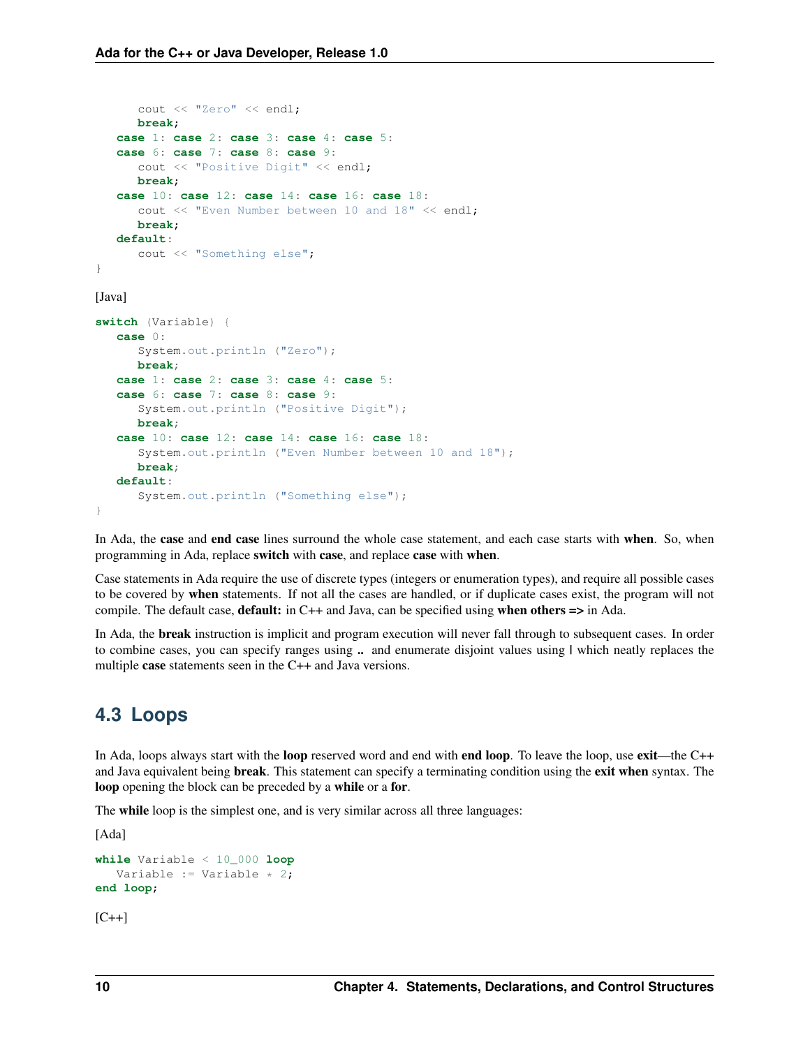```
      cout << "Zero" << endl;
      break;
   case 1: case 2: case 3: case 4: case 5:
   case 6: case 7: case 8: case 9:
      cout << "Positive Digit" << endl;
      break;
   case 10: case 12: case 14: case 16: case 18:
      cout << "Even Number between 10 and 18" << endl;
      break;
   default:
      cout << "Something else";
}
```

[Java]

```
switch (Variable) {
   case 0:
      System.out.println ("Zero");
      break;
   case 1: case 2: case 3: case 4: case 5:
   case 6: case 7: case 8: case 9:
      System.out.println ("Positive Digit");
      break;
   case 10: case 12: case 14: case 16: case 18:
      System.out.println ("Even Number between 10 and 18");
      break;
   default:
      System.out.println ("Something else");
}
```

In Ada, the **case** and **end case** lines surround the whole case statement, and each case starts with **when**. So, when programming in Ada, replace **switch** with **case**, and replace **case** with **when**.

Case statements in Ada require the use of discrete types (integers or enumeration types), and require all possible cases to be covered by **when** statements. If not all the cases are handled, or if duplicate cases exist, the program will not compile. The default case, **default:** in C++ and Java, can be specified using **when others =>** in Ada.

In Ada, the **break** instruction is implicit and program execution will never fall through to subsequent cases. In order to combine cases, you can specify ranges using **..** and enumerate disjoint values using **|** which neatly replaces the multiple **case** statements seen in the C++ and Java versions.

## 4.3 Loops

In Ada, loops always start with the **loop** reserved word and end with **end loop**. To leave the loop, use **exit**—the C++ and Java equivalent being **break**. This statement can specify a terminating condition using the **exit when** syntax. The **loop** opening the block can be preceded by a **while** or a **for**.

The **while** loop is the simplest one, and is very similar across all three languages:

[Ada]

```
while Variable < 10_000 loop
   Variable := Variable * 2;
end loop;
```

[C++]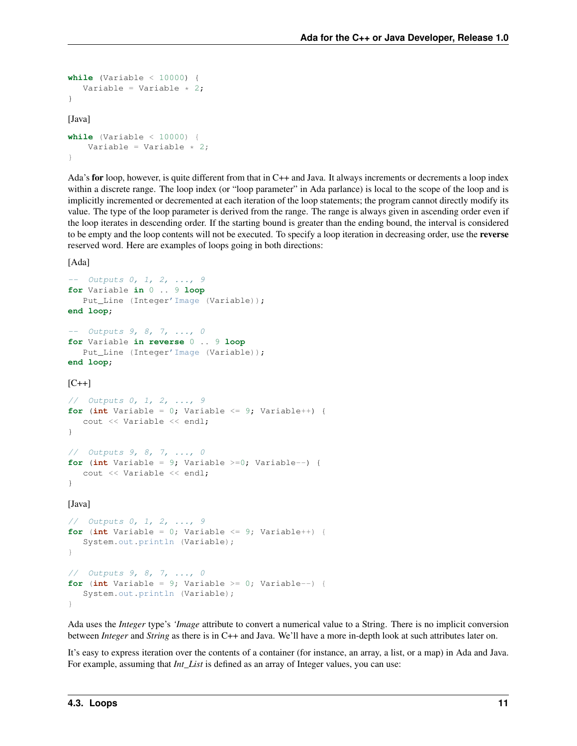```
while (Variable < 10000) {
   Variable = Variable * 2;
}
```

[Java]

```
while (Variable < 10000) {
    Variable = Variable * 2;
}
```

Ada's **for** loop, however, is quite different from that in C++ and Java. It always increments or decrements a loop index within a discrete range. The loop index (or "loop parameter" in Ada parlance) is local to the scope of the loop and is implicitly incremented or decremented at each iteration of the loop statements; the program cannot directly modify its value. The type of the loop parameter is derived from the range. The range is always given in ascending order even if the loop iterates in descending order. If the starting bound is greater than the ending bound, the interval is considered to be empty and the loop contents will not be executed. To specify a loop iteration in decreasing order, use the **reverse** reserved word. Here are examples of loops going in both directions:

[Ada]

```
--  Outputs 0, 1, 2, ..., 9
for Variable in 0 .. 9 loop
   Put_Line (Integer'Image (Variable));
end loop;

--  Outputs 9, 8, 7, ..., 0
for Variable in reverse 0 .. 9 loop
   Put_Line (Integer'Image (Variable));
end loop;
```

[C++]

```
//  Outputs 0, 1, 2, ..., 9
for (int Variable = 0; Variable <= 9; Variable++) {
   cout << Variable << endl;
}

//  Outputs 9, 8, 7, ..., 0
for (int Variable = 9; Variable >=0; Variable--) {
   cout << Variable << endl;
}
```

[Java]

```
//  Outputs 0, 1, 2, ..., 9
for (int Variable = 0; Variable <= 9; Variable++) {
   System.out.println (Variable);
}

//  Outputs 9, 8, 7, ..., 0
for (int Variable = 9; Variable >= 0; Variable--) {
   System.out.println (Variable);
}
```

Ada uses the *Integer* type's *'Image* attribute to convert a numerical value to a String. There is no implicit conversion between *Integer* and *String* as there is in C++ and Java. We'll have a more in-depth look at such attributes later on.

It's easy to express iteration over the contents of a container (for instance, an array, a list, or a map) in Ada and Java. For example, assuming that *Int_List* is defined as an array of Integer values, you can use: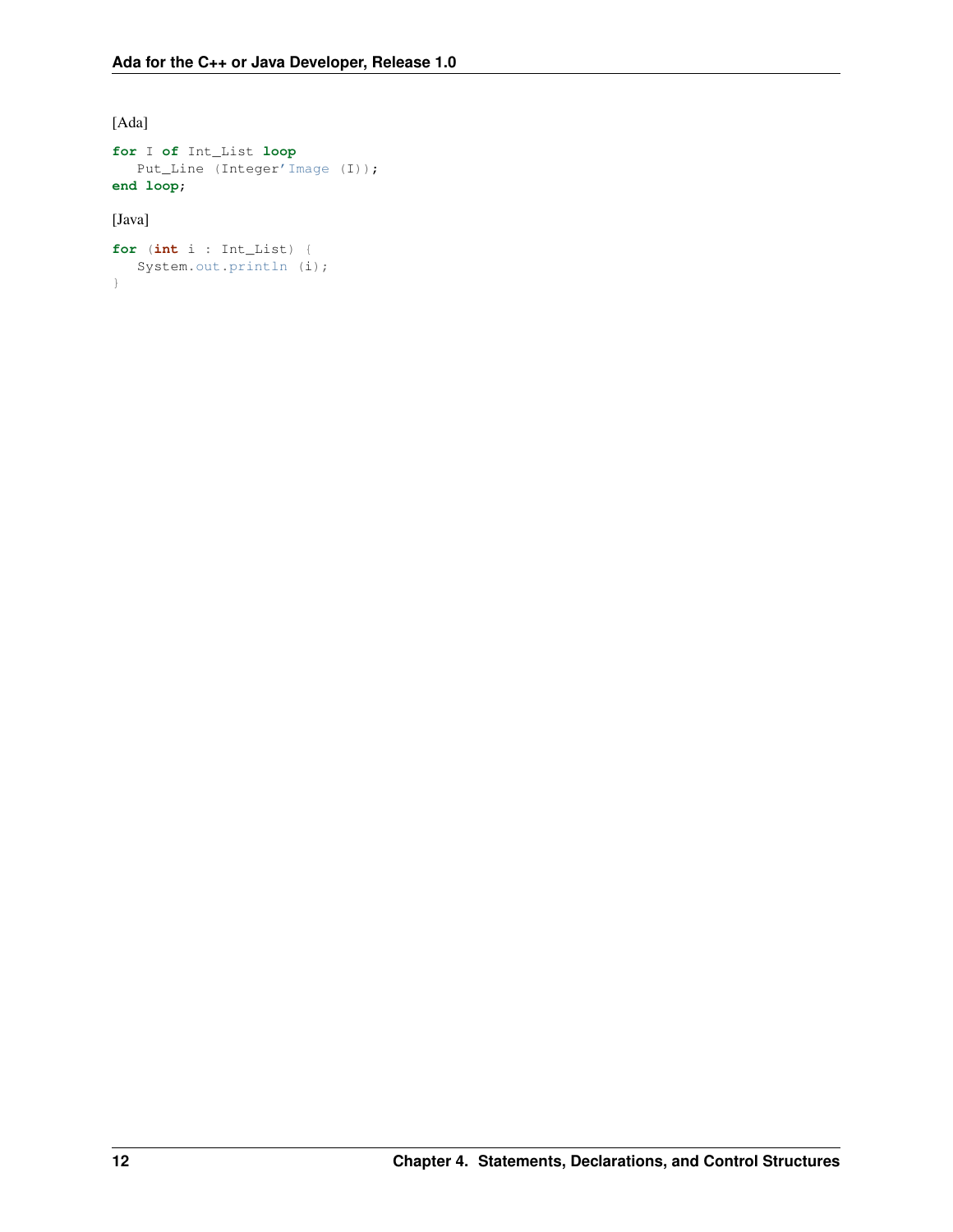[Ada]

```
for I of Int_List loop
   Put_Line (Integer'Image (I));
end loop;
```

[Java]

```
for (int i : Int_List) {
   System.out.println (i);
}
```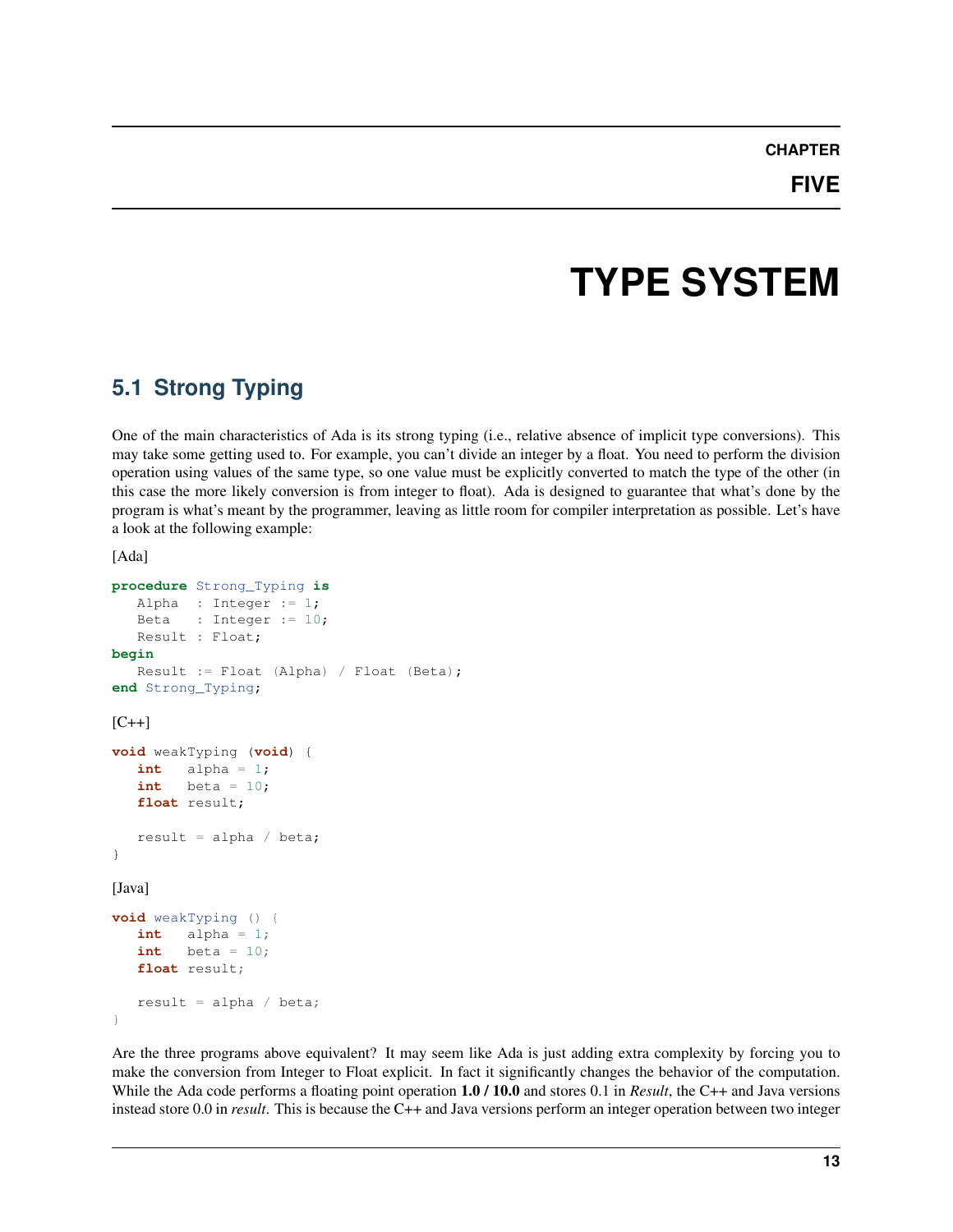# CHAPTER FIVE

# TYPE SYSTEM

## 5.1 Strong Typing

One of the main characteristics of Ada is its strong typing (i.e., relative absence of implicit type conversions). This may take some getting used to. For example, you can't divide an integer by a float. You need to perform the division operation using values of the same type, so one value must be explicitly converted to match the type of the other (in this case the more likely conversion is from integer to float). Ada is designed to guarantee that what's done by the program is what's meant by the programmer, leaving as little room for compiler interpretation as possible. Let's have a look at the following example:

[Ada]

```
procedure Strong_Typing is
   Alpha  : Integer := 1;
   Beta   : Integer := 10;
   Result : Float;
begin
   Result := Float (Alpha) / Float (Beta);
end Strong_Typing;
```

[C++]

```
void weakTyping (void) {
   int   alpha = 1;
   int   beta = 10;
   float result;

   result = alpha / beta;
}
```

[Java]

```
void weakTyping () {
   int   alpha = 1;
   int   beta = 10;
   float result;

   result = alpha / beta;
}
```

Are the three programs above equivalent? It may seem like Ada is just adding extra complexity by forcing you to make the conversion from Integer to Float explicit. In fact it significantly changes the behavior of the computation. While the Ada code performs a floating point operation **1.0 / 10.0** and stores 0.1 in *Result*, the C++ and Java versions instead store 0.0 in *result*. This is because the C++ and Java versions perform an integer operation between two integer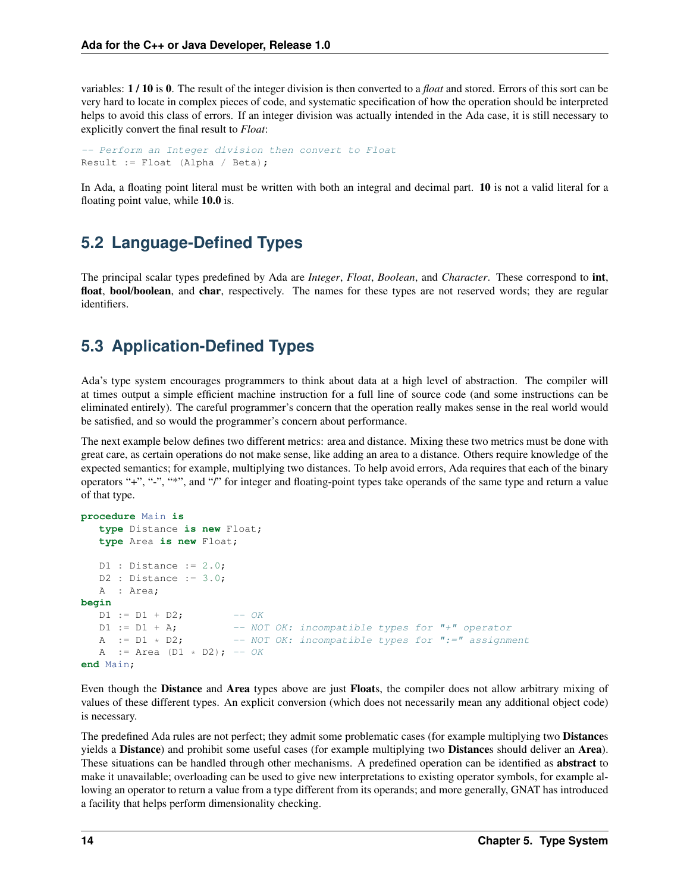variables: **1 / 10** is **0**. The result of the integer division is then converted to a *float* and stored. Errors of this sort can be very hard to locate in complex pieces of code, and systematic specification of how the operation should be interpreted helps to avoid this class of errors. If an integer division was actually intended in the Ada case, it is still necessary to explicitly convert the final result to *Float*:

```
-- Perform an Integer division then convert to Float
Result := Float (Alpha / Beta);
```

In Ada, a floating point literal must be written with both an integral and decimal part. **10** is not a valid literal for a floating point value, while **10.0** is.

## 5.2 Language-Defined Types

The principal scalar types predefined by Ada are *Integer*, *Float*, *Boolean*, and *Character*. These correspond to **int**, **float**, **bool/boolean**, and **char**, respectively. The names for these types are not reserved words; they are regular identifiers.

## 5.3 Application-Defined Types

Ada's type system encourages programmers to think about data at a high level of abstraction. The compiler will at times output a simple efficient machine instruction for a full line of source code (and some instructions can be eliminated entirely). The careful programmer's concern that the operation really makes sense in the real world would be satisfied, and so would the programmer's concern about performance.

The next example below defines two different metrics: area and distance. Mixing these two metrics must be done with great care, as certain operations do not make sense, like adding an area to a distance. Others require knowledge of the expected semantics; for example, multiplying two distances. To help avoid errors, Ada requires that each of the binary operators "+", "-", "*", and "/" for integer and floating-point types take operands of the same type and return a value of that type.

```
procedure Main is
   type Distance is new Float;
   type Area is new Float;

   D1 : Distance := 2.0;
   D2 : Distance := 3.0;
   A  : Area;
begin
   D1 := D1 + D2;        -- OK
   D1 := D1 + A;         -- NOT OK: incompatible types for "+" operator
   A  := D1 * D2;        -- NOT OK: incompatible types for ":=" assignment
   A  := Area (D1 * D2); -- OK
end Main;
```

Even though the **Distance** and **Area** types above are just **Float**s, the compiler does not allow arbitrary mixing of values of these different types. An explicit conversion (which does not necessarily mean any additional object code) is necessary.

The predefined Ada rules are not perfect; they admit some problematic cases (for example multiplying two **Distance**s yields a **Distance**) and prohibit some useful cases (for example multiplying two **Distance**s should deliver an **Area**). These situations can be handled through other mechanisms. A predefined operation can be identified as **abstract** to make it unavailable; overloading can be used to give new interpretations to existing operator symbols, for example allowing an operator to return a value from a type different from its operands; and more generally, GNAT has introduced a facility that helps perform dimensionality checking.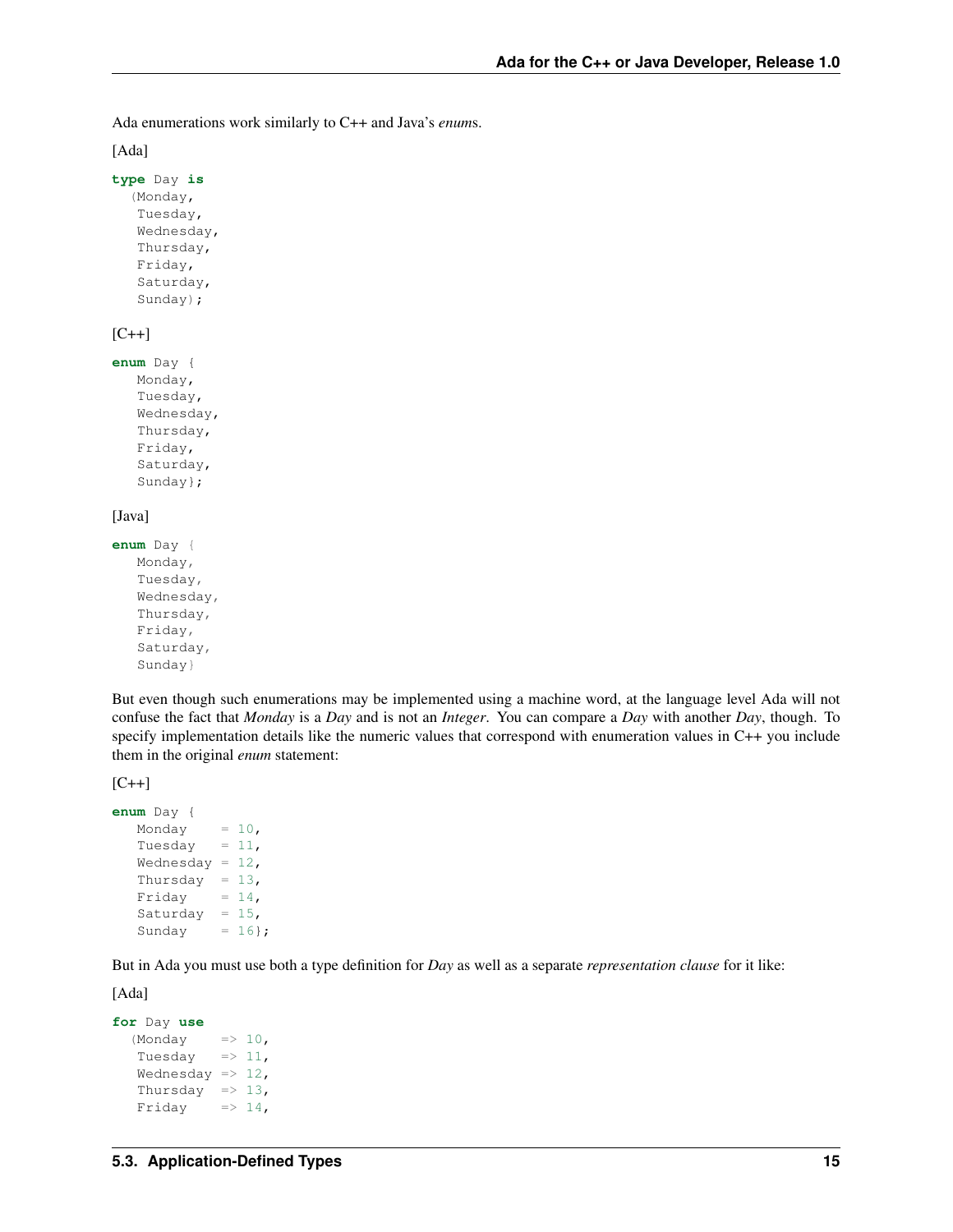Ada enumerations work similarly to C++ and Java's *enum*s.

[Ada]

```
type Day is
  (Monday,
   Tuesday,
   Wednesday,
   Thursday,
   Friday,
   Saturday,
   Sunday);
```

[C++]

```
enum Day {
   Monday,
   Tuesday,
   Wednesday,
   Thursday,
   Friday,
   Saturday,
   Sunday};
```

[Java]

```
enum Day {
   Monday,
   Tuesday,
   Wednesday,
   Thursday,
   Friday,
   Saturday,
   Sunday}
```

But even though such enumerations may be implemented using a machine word, at the language level Ada will not confuse the fact that *Monday* is a *Day* and is not an *Integer*. You can compare a *Day* with another *Day*, though. To specify implementation details like the numeric values that correspond with enumeration values in C++ you include them in the original *enum* statement:

[C++]

```
enum Day {
   Monday    = 10,
   Tuesday   = 11,
   Wednesday = 12,
   Thursday  = 13,
   Friday    = 14,
   Saturday  = 15,
   Sunday    = 16};
```

But in Ada you must use both a type definition for *Day* as well as a separate *representation clause* for it like:

[Ada]

```
for Day use
  (Monday    => 10,
   Tuesday   => 11,
   Wednesday => 12,
   Thursday  => 13,
   Friday    => 14,
```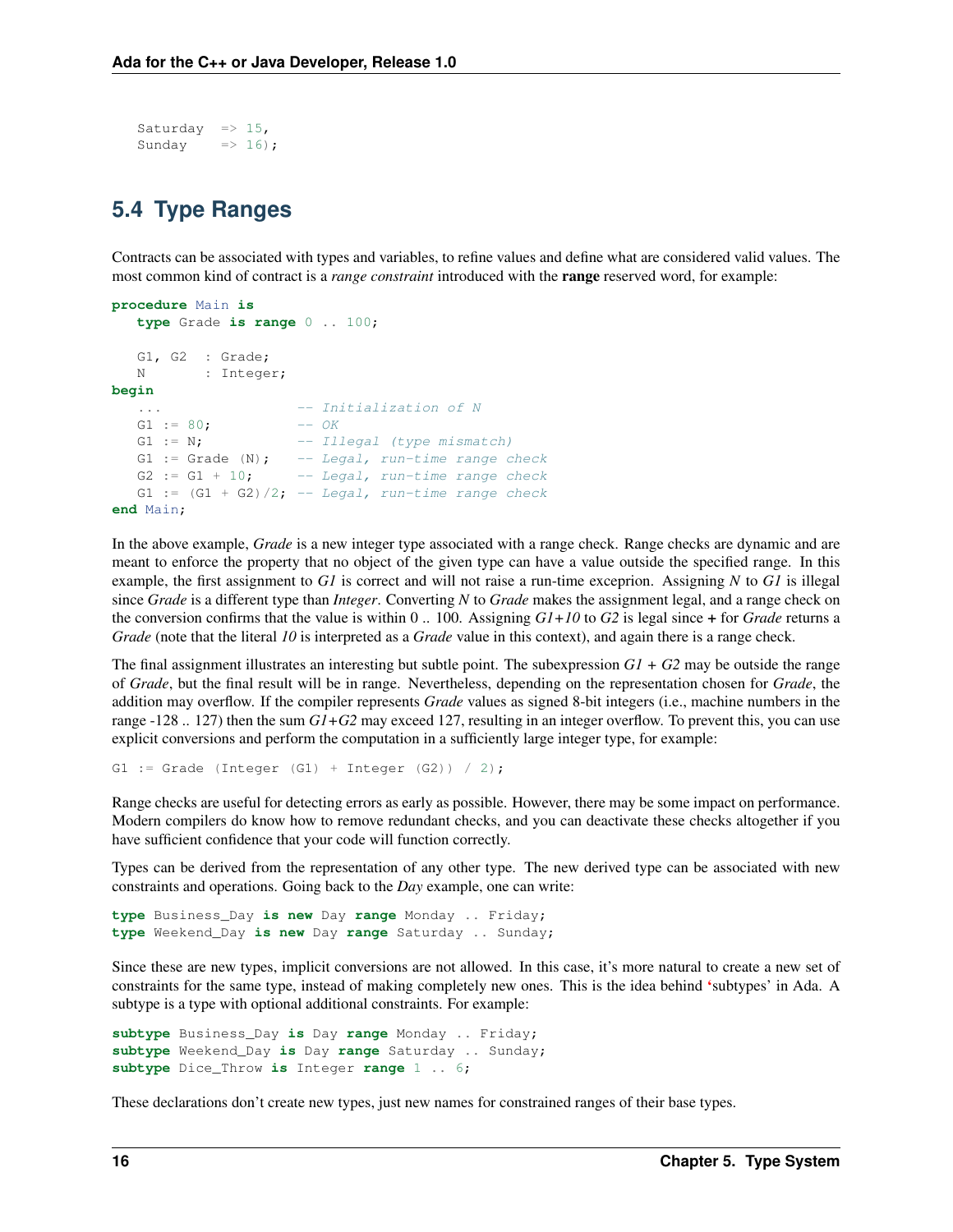```
   Saturday  => 15,
   Sunday    => 16);
```

## 5.4 Type Ranges

Contracts can be associated with types and variables, to refine values and define what are considered valid values. The most common kind of contract is a *range constraint* introduced with the **range** reserved word, for example:

```
procedure Main is
   type Grade is range 0 .. 100;

   G1, G2  : Grade;
   N       : Integer;
begin
   ...                 -- Initialization of N
   G1 := 80;           -- OK
   G1 := N;            -- Illegal (type mismatch)
   G1 := Grade (N);    -- Legal, run-time range check
   G2 := G1 + 10;      -- Legal, run-time range check
   G1 := (G1 + G2)/2;  -- Legal, run-time range check
end Main;
```

In the above example, *Grade* is a new integer type associated with a range check. Range checks are dynamic and are meant to enforce the property that no object of the given type can have a value outside the specified range. In this example, the first assignment to *G1* is correct and will not raise a run-time exceprion. Assigning *N* to *G1* is illegal since *Grade* is a different type than *Integer*. Converting *N* to *Grade* makes the assignment legal, and a range check on the conversion confirms that the value is within 0 .. 100. Assigning *G1+10* to *G2* is legal since **+** for *Grade* returns a *Grade* (note that the literal *10* is interpreted as a *Grade* value in this context), and again there is a range check.

The final assignment illustrates an interesting but subtle point. The subexpression *G1 + G2* may be outside the range of *Grade*, but the final result will be in range. Nevertheless, depending on the representation chosen for *Grade*, the addition may overflow. If the compiler represents *Grade* values as signed 8-bit integers (i.e., machine numbers in the range -128 .. 127) then the sum *G1+G2* may exceed 127, resulting in an integer overflow. To prevent this, you can use explicit conversions and perform the computation in a sufficiently large integer type, for example:

```
G1 := Grade (Integer (G1) + Integer (G2)) / 2);
```

Range checks are useful for detecting errors as early as possible. However, there may be some impact on performance. Modern compilers do know how to remove redundant checks, and you can deactivate these checks altogether if you have sufficient confidence that your code will function correctly.

Types can be derived from the representation of any other type. The new derived type can be associated with new constraints and operations. Going back to the *Day* example, one can write:

```
type Business_Day is new Day range Monday .. Friday;
type Weekend_Day is new Day range Saturday .. Sunday;
```

Since these are new types, implicit conversions are not allowed. In this case, it's more natural to create a new set of constraints for the same type, instead of making completely new ones. This is the idea behind 'subtypes' in Ada. A subtype is a type with optional additional constraints. For example:

```
subtype Business_Day is Day range Monday .. Friday;
subtype Weekend_Day is Day range Saturday .. Sunday;
subtype Dice_Throw is Integer range 1 .. 6;
```

These declarations don't create new types, just new names for constrained ranges of their base types.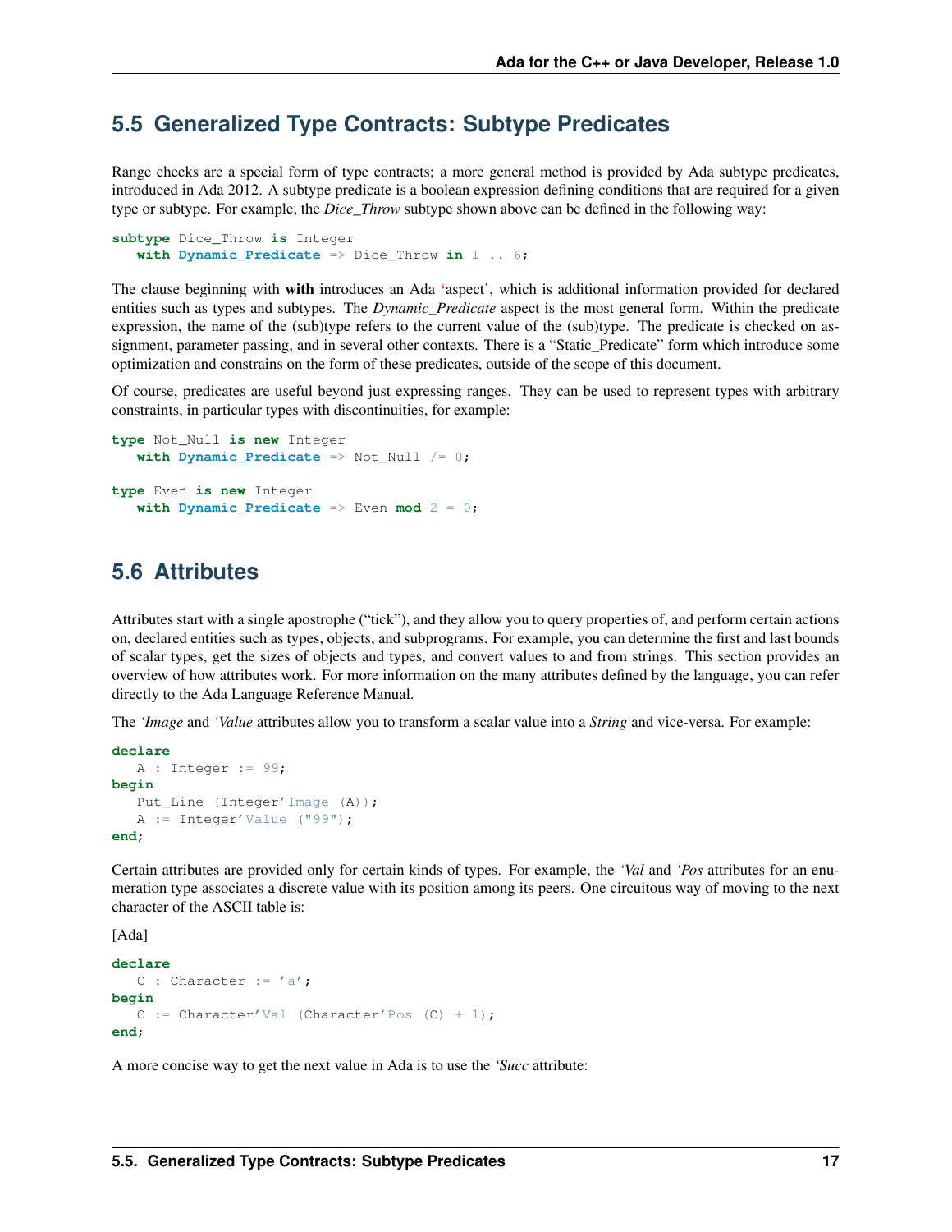## 5.5 Generalized Type Contracts: Subtype Predicates

Range checks are a special form of type contracts; a more general method is provided by Ada subtype predicates, introduced in Ada 2012. A subtype predicate is a boolean expression defining conditions that are required for a given type or subtype. For example, the *Dice_Throw* subtype shown above can be defined in the following way:

```
subtype Dice_Throw is Integer
   with Dynamic_Predicate => Dice_Throw in 1 .. 6;
```

The clause beginning with **with** introduces an Ada 'aspect', which is additional information provided for declared entities such as types and subtypes. The *Dynamic_Predicate* aspect is the most general form. Within the predicate expression, the name of the (sub)type refers to the current value of the (sub)type. The predicate is checked on assignment, parameter passing, and in several other contexts. There is a "Static_Predicate" form which introduce some optimization and constrains on the form of these predicates, outside of the scope of this document.

Of course, predicates are useful beyond just expressing ranges. They can be used to represent types with arbitrary constraints, in particular types with discontinuities, for example:

```
type Not_Null is new Integer
   with Dynamic_Predicate => Not_Null /= 0;

type Even is new Integer
   with Dynamic_Predicate => Even mod 2 = 0;
```

## 5.6 Attributes

Attributes start with a single apostrophe ("tick"), and they allow you to query properties of, and perform certain actions on, declared entities such as types, objects, and subprograms. For example, you can determine the first and last bounds of scalar types, get the sizes of objects and types, and convert values to and from strings. This section provides an overview of how attributes work. For more information on the many attributes defined by the language, you can refer directly to the Ada Language Reference Manual.

The *'Image* and *'Value* attributes allow you to transform a scalar value into a *String* and vice-versa. For example:

```
declare
   A : Integer := 99;
begin
   Put_Line (Integer'Image (A));
   A := Integer'Value ("99");
end;
```

Certain attributes are provided only for certain kinds of types. For example, the *'Val* and *'Pos* attributes for an enumeration type associates a discrete value with its position among its peers. One circuitous way of moving to the next character of the ASCII table is:

[Ada]

```
declare
   C : Character := 'a';
begin
   C := Character'Val (Character'Pos (C) + 1);
end;
```

A more concise way to get the next value in Ada is to use the *'Succ* attribute: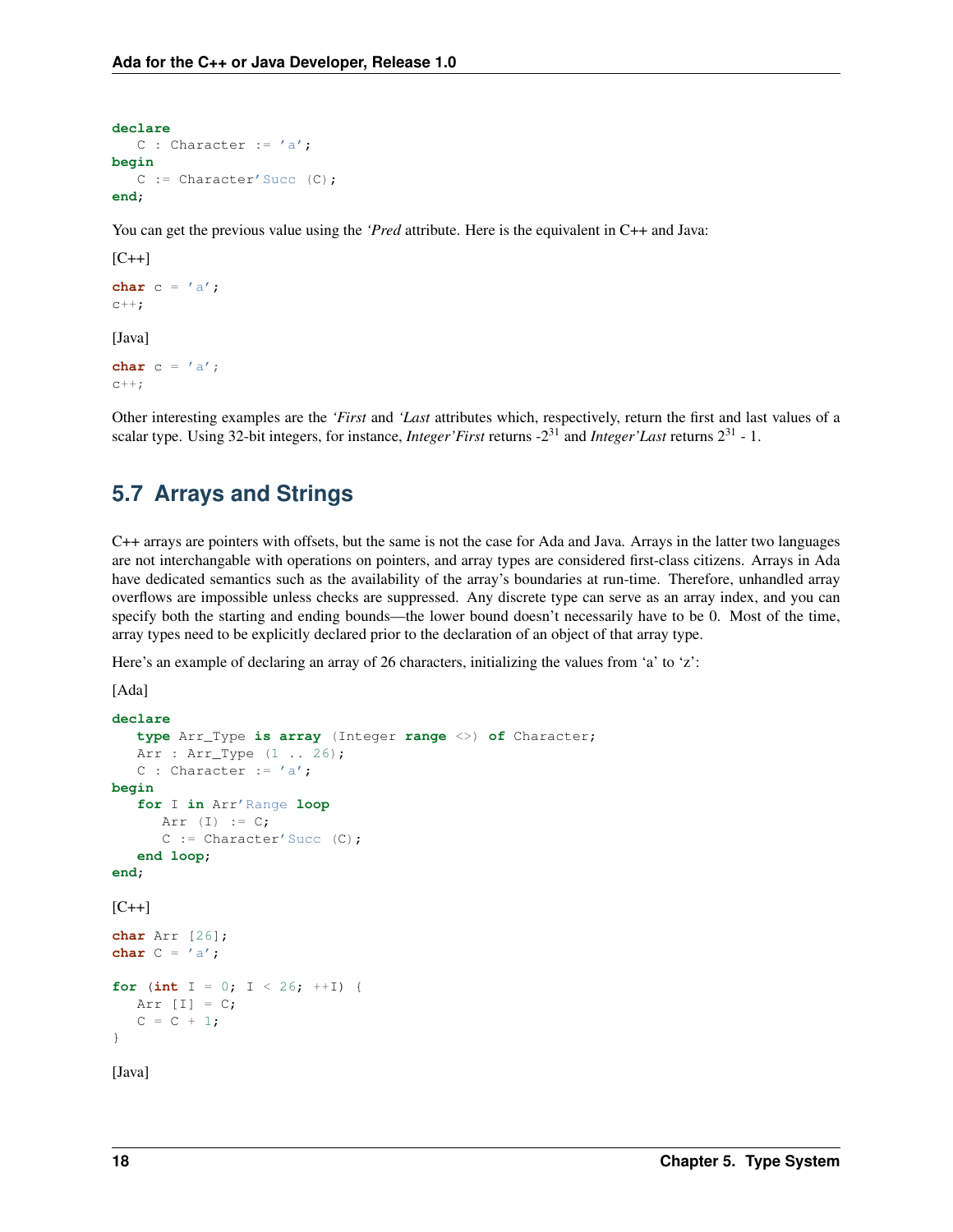```
declare
   C : Character := 'a';
begin
   C := Character'Succ (C);
end;
```

You can get the previous value using the *'Pred* attribute. Here is the equivalent in C++ and Java:

[C++]

```
char c = 'a';
c++;
```

[Java]

```
char c = 'a';
c++;
```

Other interesting examples are the *'First* and *'Last* attributes which, respectively, return the first and last values of a scalar type. Using 32-bit integers, for instance, *Integer'First* returns $-2^{31}$ and *Integer'Last* returns $2^{31} - 1$.

## 5.7 Arrays and Strings

C++ arrays are pointers with offsets, but the same is not the case for Ada and Java. Arrays in the latter two languages are not interchangable with operations on pointers, and array types are considered first-class citizens. Arrays in Ada have dedicated semantics such as the availability of the array's boundaries at run-time. Therefore, unhandled array overflows are impossible unless checks are suppressed. Any discrete type can serve as an array index, and you can specify both the starting and ending bounds—the lower bound doesn't necessarily have to be 0. Most of the time, array types need to be explicitly declared prior to the declaration of an object of that array type.

Here's an example of declaring an array of 26 characters, initializing the values from 'a' to 'z':

[Ada]

```
declare
   type Arr_Type is array (Integer range <>) of Character;
   Arr : Arr_Type (1 .. 26);
   C : Character := 'a';
begin
   for I in Arr'Range loop
      Arr (I) := C;
      C := Character'Succ (C);
   end loop;
end;
```

[C++]

```
char Arr [26];
char C = 'a';

for (int I = 0; I < 26; ++I) {
   Arr [I] = C;
   C = C + 1;
}
```

[Java]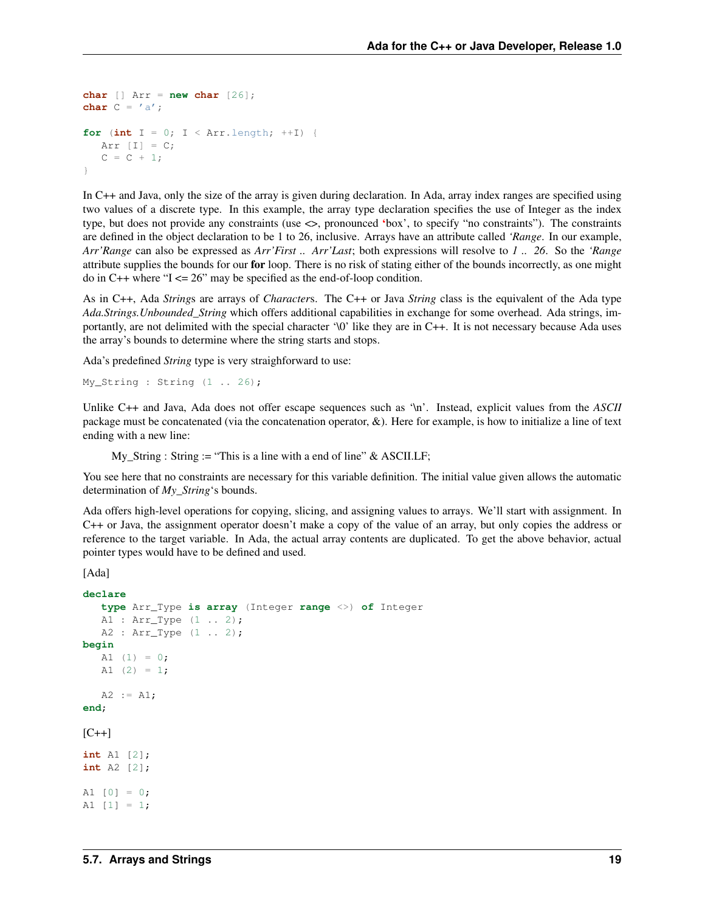```
char [] Arr = new char [26];
char C = 'a';

for (int I = 0; I < Arr.length; ++I) {
   Arr [I] = C;
   C = C + 1;
}
```

In C++ and Java, only the size of the array is given during declaration. In Ada, array index ranges are specified using two values of a discrete type. In this example, the array type declaration specifies the use of Integer as the index type, but does not provide any constraints (use <>, pronounced 'box', to specify "no constraints"). The constraints are defined in the object declaration to be 1 to 26, inclusive. Arrays have an attribute called *'Range*. In our example, *Arr'Range* can also be expressed as *Arr'First .. Arr'Last*; both expressions will resolve to *1 .. 26*. So the *'Range* attribute supplies the bounds for our **for** loop. There is no risk of stating either of the bounds incorrectly, as one might do in C++ where "I <= 26" may be specified as the end-of-loop condition.

As in C++, Ada *String*s are arrays of *Character*s. The C++ or Java *String* class is the equivalent of the Ada type *Ada.Strings.Unbounded_String* which offers additional capabilities in exchange for some overhead. Ada strings, importantly, are not delimited with the special character '\0' like they are in C++. It is not necessary because Ada uses the array's bounds to determine where the string starts and stops.

Ada's predefined *String* type is very straighforward to use:

```
My_String : String (1 .. 26);
```

Unlike C++ and Java, Ada does not offer escape sequences such as '\n'. Instead, explicit values from the *ASCII* package must be concatenated (via the concatenation operator, &). Here for example, is how to initialize a line of text ending with a new line:

> My_String : String := "This is a line with a end of line" & ASCII.LF;

You see here that no constraints are necessary for this variable definition. The initial value given allows the automatic determination of *My_String*'s bounds.

Ada offers high-level operations for copying, slicing, and assigning values to arrays. We'll start with assignment. In C++ or Java, the assignment operator doesn't make a copy of the value of an array, but only copies the address or reference to the target variable. In Ada, the actual array contents are duplicated. To get the above behavior, actual pointer types would have to be defined and used.

[Ada]

```
declare
   type Arr_Type is array (Integer range <>) of Integer
   A1 : Arr_Type (1 .. 2);
   A2 : Arr_Type (1 .. 2);
begin
   A1 (1) = 0;
   A1 (2) = 1;

   A2 := A1;
end;
```

[C++]

```
int A1 [2];
int A2 [2];

A1 [0] = 0;
A1 [1] = 1;
```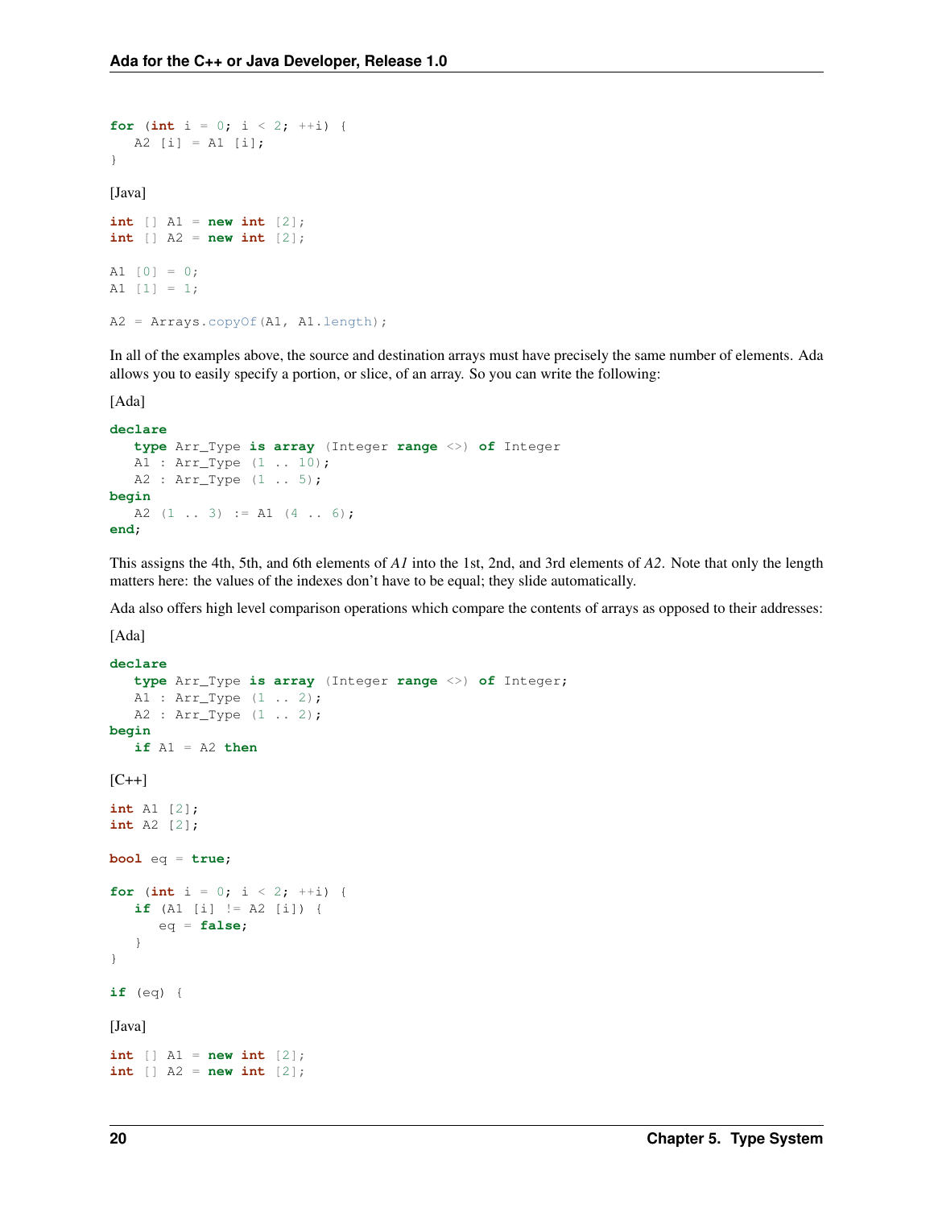```
for (int i = 0; i < 2; ++i) {
   A2 [i] = A1 [i];
}
```

[Java]

```
int [] A1 = new int [2];
int [] A2 = new int [2];

A1 [0] = 0;
A1 [1] = 1;

A2 = Arrays.copyOf(A1, A1.length);
```

In all of the examples above, the source and destination arrays must have precisely the same number of elements. Ada allows you to easily specify a portion, or slice, of an array. So you can write the following:

[Ada]

```
declare
   type Arr_Type is array (Integer range <>) of Integer
   A1 : Arr_Type (1 .. 10);
   A2 : Arr_Type (1 .. 5);
begin
   A2 (1 .. 3) := A1 (4 .. 6);
end;
```

This assigns the 4th, 5th, and 6th elements of *A1* into the 1st, 2nd, and 3rd elements of *A2*. Note that only the length matters here: the values of the indexes don't have to be equal; they slide automatically.

Ada also offers high level comparison operations which compare the contents of arrays as opposed to their addresses:

[Ada]

```
declare
   type Arr_Type is array (Integer range <>) of Integer;
   A1 : Arr_Type (1 .. 2);
   A2 : Arr_Type (1 .. 2);
begin
   if A1 = A2 then
```

[C++]

```
int A1 [2];
int A2 [2];

bool eq = true;

for (int i = 0; i < 2; ++i) {
   if (A1 [i] != A2 [i]) {
      eq = false;
   }
}

if (eq) {
```

[Java]

```
int [] A1 = new int [2];
int [] A2 = new int [2];
```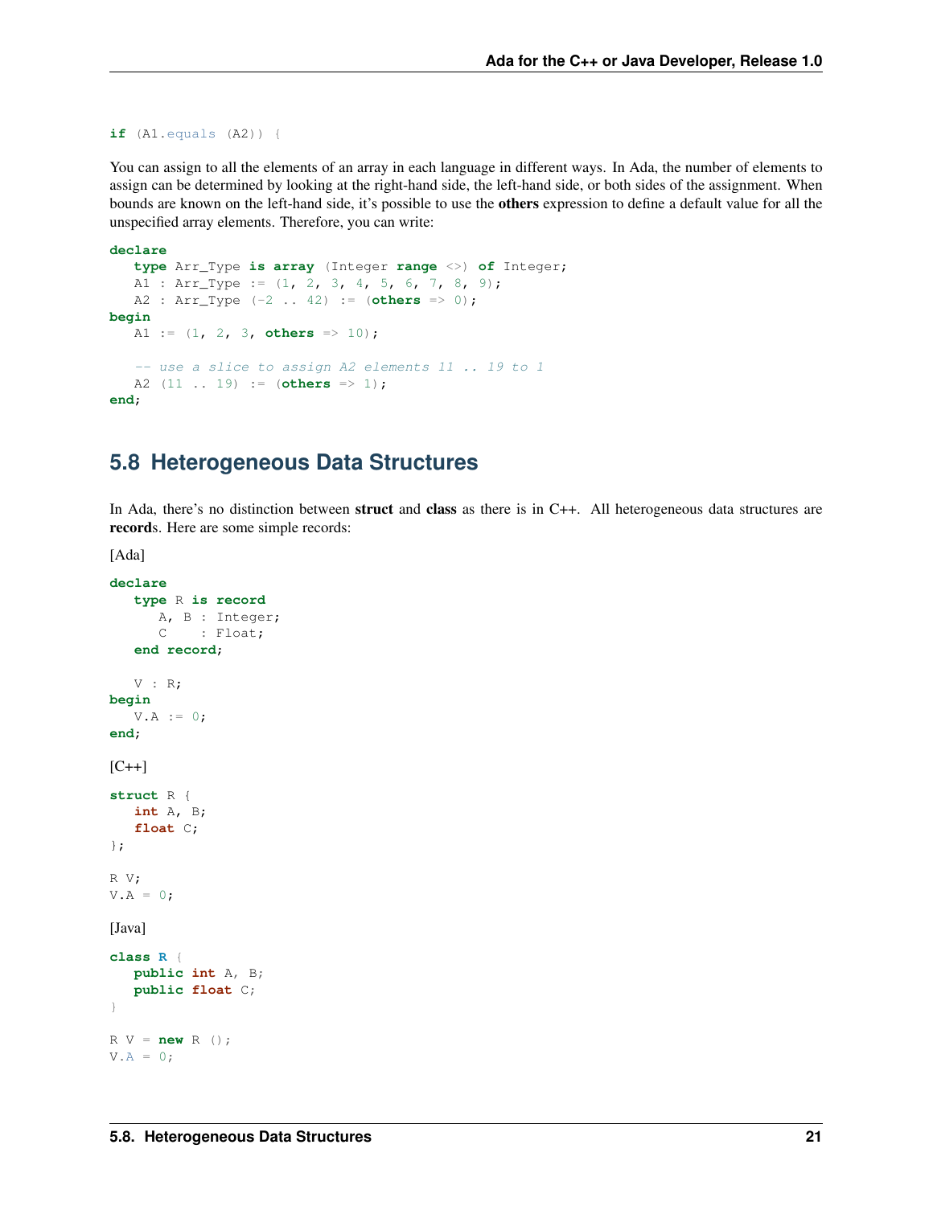```
if (A1.equals (A2)) {
```

You can assign to all the elements of an array in each language in different ways. In Ada, the number of elements to assign can be determined by looking at the right-hand side, the left-hand side, or both sides of the assignment. When bounds are known on the left-hand side, it's possible to use the **others** expression to define a default value for all the unspecified array elements. Therefore, you can write:

```
declare
   type Arr_Type is array (Integer range <>) of Integer;
   A1 : Arr_Type := (1, 2, 3, 4, 5, 6, 7, 8, 9);
   A2 : Arr_Type (-2 .. 42) := (others => 0);
begin
   A1 := (1, 2, 3, others => 10);

   -- use a slice to assign A2 elements 11 .. 19 to 1
   A2 (11 .. 19) := (others => 1);
end;
```

## 5.8 Heterogeneous Data Structures

In Ada, there's no distinction between **struct** and **class** as there is in C++. All heterogeneous data structures are **record**s. Here are some simple records:

[Ada]

```
declare
   type R is record
      A, B : Integer;
      C    : Float;
   end record;

   V : R;
begin
   V.A := 0;
end;
```

[C++]

```
struct R {
   int A, B;
   float C;
};

R V;
V.A = 0;
```

[Java]

```
class R {
   public int A, B;
   public float C;
}

R V = new R ();
V.A = 0;
```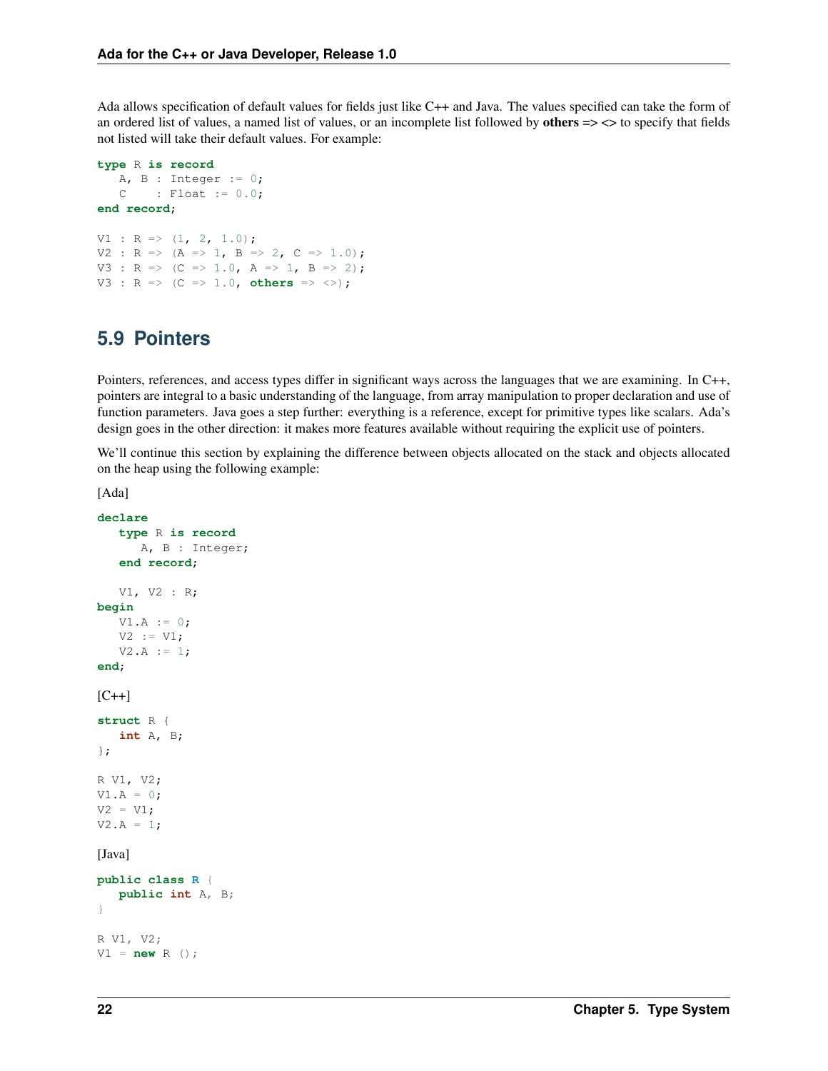Ada allows specification of default values for fields just like C++ and Java. The values specified can take the form of an ordered list of values, a named list of values, or an incomplete list followed by **others** => <> to specify that fields not listed will take their default values. For example:

```
type R is record
   A, B : Integer := 0;
   C    : Float := 0.0;
end record;

V1 : R => (1, 2, 1.0);
V2 : R => (A => 1, B => 2, C => 1.0);
V3 : R => (C => 1.0, A => 1, B => 2);
V3 : R => (C => 1.0, others => <>);
```

## 5.9 Pointers

Pointers, references, and access types differ in significant ways across the languages that we are examining. In C++, pointers are integral to a basic understanding of the language, from array manipulation to proper declaration and use of function parameters. Java goes a step further: everything is a reference, except for primitive types like scalars. Ada's design goes in the other direction: it makes more features available without requiring the explicit use of pointers.

We'll continue this section by explaining the difference between objects allocated on the stack and objects allocated on the heap using the following example:

[Ada]

```
declare
   type R is record
      A, B : Integer;
   end record;

   V1, V2 : R;
begin
   V1.A := 0;
   V2 := V1;
   V2.A := 1;
end;
```

[C++]

```
struct R {
   int A, B;
};

R V1, V2;
V1.A = 0;
V2 = V1;
V2.A = 1;
```

[Java]

```
public class R {
   public int A, B;
}

R V1, V2;
V1 = new R ();
```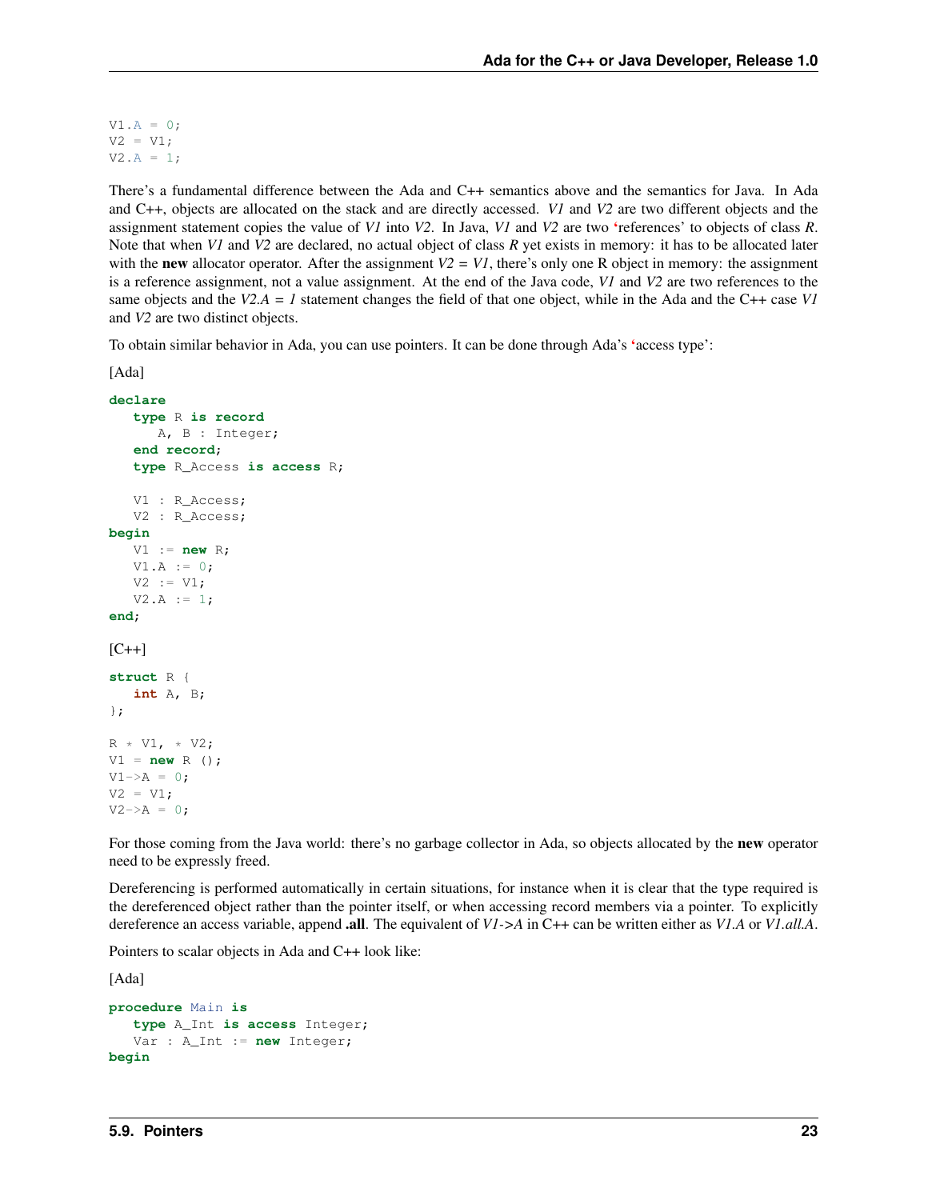```
V1.A = 0;
V2 = V1;
V2.A = 1;
```

There's a fundamental difference between the Ada and C++ semantics above and the semantics for Java. In Ada and C++, objects are allocated on the stack and are directly accessed. *V1* and *V2* are two different objects and the assignment statement copies the value of *V1* into *V2*. In Java, *V1* and *V2* are two 'references' to objects of class *R*. Note that when *V1* and *V2* are declared, no actual object of class *R* yet exists in memory: it has to be allocated later with the **new** allocator operator. After the assignment *V2 = V1*, there's only one R object in memory: the assignment is a reference assignment, not a value assignment. At the end of the Java code, *V1* and *V2* are two references to the same objects and the *V2.A = 1* statement changes the field of that one object, while in the Ada and the C++ case *V1* and *V2* are two distinct objects.

To obtain similar behavior in Ada, you can use pointers. It can be done through Ada's 'access type':

[Ada]

```
declare
   type R is record
      A, B : Integer;
   end record;
   type R_Access is access R;

   V1 : R_Access;
   V2 : R_Access;
begin
   V1 := new R;
   V1.A := 0;
   V2 := V1;
   V2.A := 1;
end;
```

[C++]

```
struct R {
   int A, B;
};

R * V1, * V2;
V1 = new R ();
V1->A = 0;
V2 = V1;
V2->A = 0;
```

For those coming from the Java world: there's no garbage collector in Ada, so objects allocated by the **new** operator need to be expressly freed.

Dereferencing is performed automatically in certain situations, for instance when it is clear that the type required is the dereferenced object rather than the pointer itself, or when accessing record members via a pointer. To explicitly dereference an access variable, append **.all**. The equivalent of *V1->A* in C++ can be written either as *V1.A* or *V1.all.A*.

Pointers to scalar objects in Ada and C++ look like:

[Ada]

```
procedure Main is
   type A_Int is access Integer;
   Var : A_Int := new Integer;
begin
```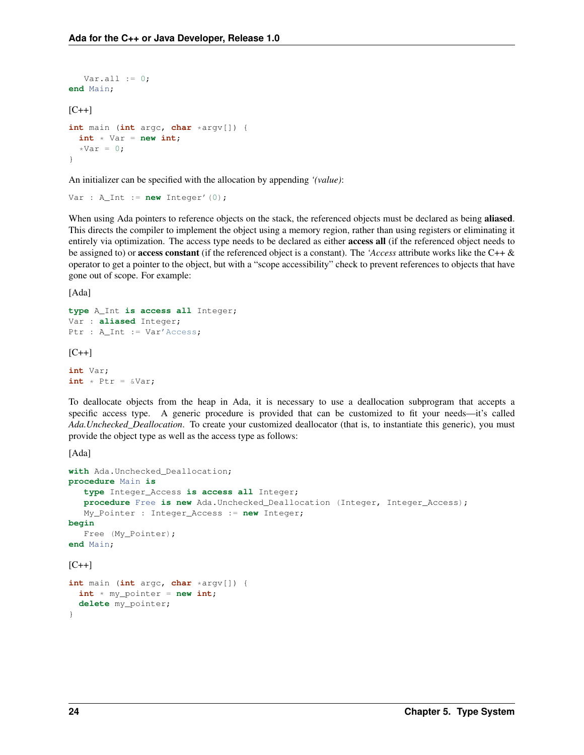```
   Var.all := 0;
end Main;
```

[C++]

```
int main (int argc, char *argv[]) {
  int * Var = new int;
  *Var = 0;
}
```

An initializer can be specified with the allocation by appending *'(value)*:

```
Var : A_Int := new Integer'(0);
```

When using Ada pointers to reference objects on the stack, the referenced objects must be declared as being **aliased**. This directs the compiler to implement the object using a memory region, rather than using registers or eliminating it entirely via optimization. The access type needs to be declared as either **access all** (if the referenced object needs to be assigned to) or **access constant** (if the referenced object is a constant). The *'Access* attribute works like the C++ & operator to get a pointer to the object, but with a "scope accessibility" check to prevent references to objects that have gone out of scope. For example:

[Ada]

```
type A_Int is access all Integer;
Var : aliased Integer;
Ptr : A_Int := Var'Access;
```

[C++]

```
int Var;
int * Ptr = &Var;
```

To deallocate objects from the heap in Ada, it is necessary to use a deallocation subprogram that accepts a specific access type. A generic procedure is provided that can be customized to fit your needs—it's called *Ada.Unchecked_Deallocation*. To create your customized deallocator (that is, to instantiate this generic), you must provide the object type as well as the access type as follows:

[Ada]

```
with Ada.Unchecked_Deallocation;
procedure Main is
   type Integer_Access is access all Integer;
   procedure Free is new Ada.Unchecked_Deallocation (Integer, Integer_Access);
   My_Pointer : Integer_Access := new Integer;
begin
   Free (My_Pointer);
end Main;
```

[C++]

```
int main (int argc, char *argv[]) {
  int * my_pointer = new int;
  delete my_pointer;
}
```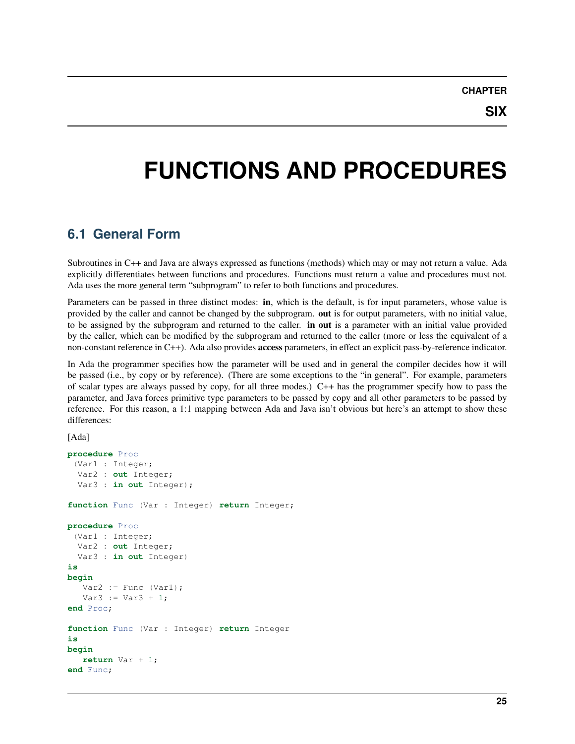# CHAPTER SIX

# FUNCTIONS AND PROCEDURES

## 6.1 General Form

Subroutines in C++ and Java are always expressed as functions (methods) which may or may not return a value. Ada explicitly differentiates between functions and procedures. Functions must return a value and procedures must not. Ada uses the more general term "subprogram" to refer to both functions and procedures.

Parameters can be passed in three distinct modes: **in**, which is the default, is for input parameters, whose value is provided by the caller and cannot be changed by the subprogram. **out** is for output parameters, with no initial value, to be assigned by the subprogram and returned to the caller. **in out** is a parameter with an initial value provided by the caller, which can be modified by the subprogram and returned to the caller (more or less the equivalent of a non-constant reference in C++). Ada also provides **access** parameters, in effect an explicit pass-by-reference indicator.

In Ada the programmer specifies how the parameter will be used and in general the compiler decides how it will be passed (i.e., by copy or by reference). (There are some exceptions to the "in general". For example, parameters of scalar types are always passed by copy, for all three modes.) C++ has the programmer specify how to pass the parameter, and Java forces primitive type parameters to be passed by copy and all other parameters to be passed by reference. For this reason, a 1:1 mapping between Ada and Java isn't obvious but here's an attempt to show these differences:

[Ada]

```ada
procedure Proc
 (Var1 : Integer;
  Var2 : out Integer;
  Var3 : in out Integer);

function Func (Var : Integer) return Integer;

procedure Proc
 (Var1 : Integer;
  Var2 : out Integer;
  Var3 : in out Integer)
is
begin
   Var2 := Func (Var1);
   Var3 := Var3 + 1;
end Proc;

function Func (Var : Integer) return Integer
is
begin
   return Var + 1;
end Func;
```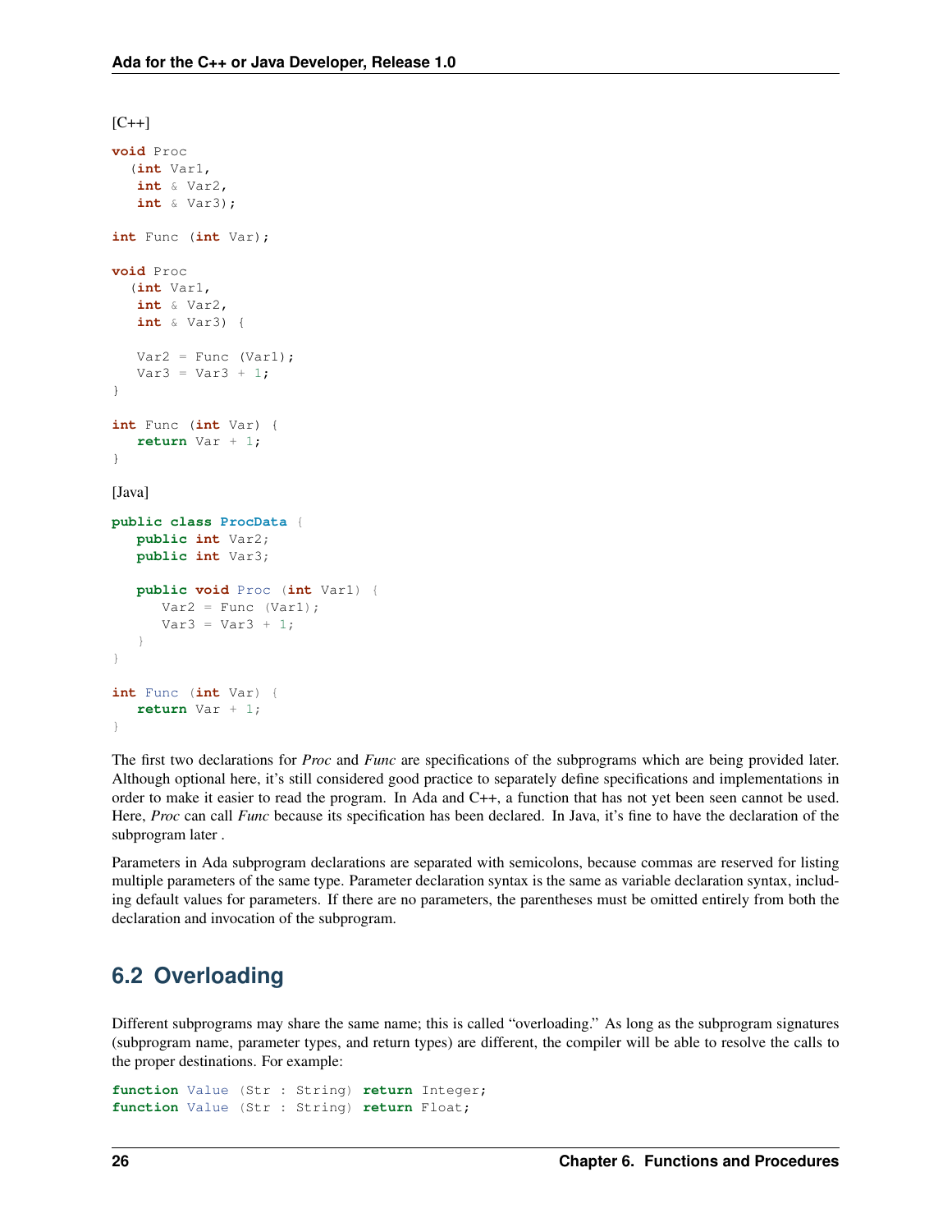[C++]

```
void Proc
  (int Var1,
   int & Var2,
   int & Var3);

int Func (int Var);

void Proc
  (int Var1,
   int & Var2,
   int & Var3) {

   Var2 = Func (Var1);
   Var3 = Var3 + 1;
}

int Func (int Var) {
   return Var + 1;
}
```

[Java]

```
public class ProcData {
   public int Var2;
   public int Var3;

   public void Proc (int Var1) {
      Var2 = Func (Var1);
      Var3 = Var3 + 1;
   }
}

int Func (int Var) {
   return Var + 1;
}
```

The first two declarations for *Proc* and *Func* are specifications of the subprograms which are being provided later. Although optional here, it's still considered good practice to separately define specifications and implementations in order to make it easier to read the program. In Ada and C++, a function that has not yet been seen cannot be used. Here, *Proc* can call *Func* because its specification has been declared. In Java, it's fine to have the declaration of the subprogram later .

Parameters in Ada subprogram declarations are separated with semicolons, because commas are reserved for listing multiple parameters of the same type. Parameter declaration syntax is the same as variable declaration syntax, including default values for parameters. If there are no parameters, the parentheses must be omitted entirely from both the declaration and invocation of the subprogram.

## 6.2 Overloading

Different subprograms may share the same name; this is called "overloading." As long as the subprogram signatures (subprogram name, parameter types, and return types) are different, the compiler will be able to resolve the calls to the proper destinations. For example:

```
function Value (Str : String) return Integer;
function Value (Str : String) return Float;
```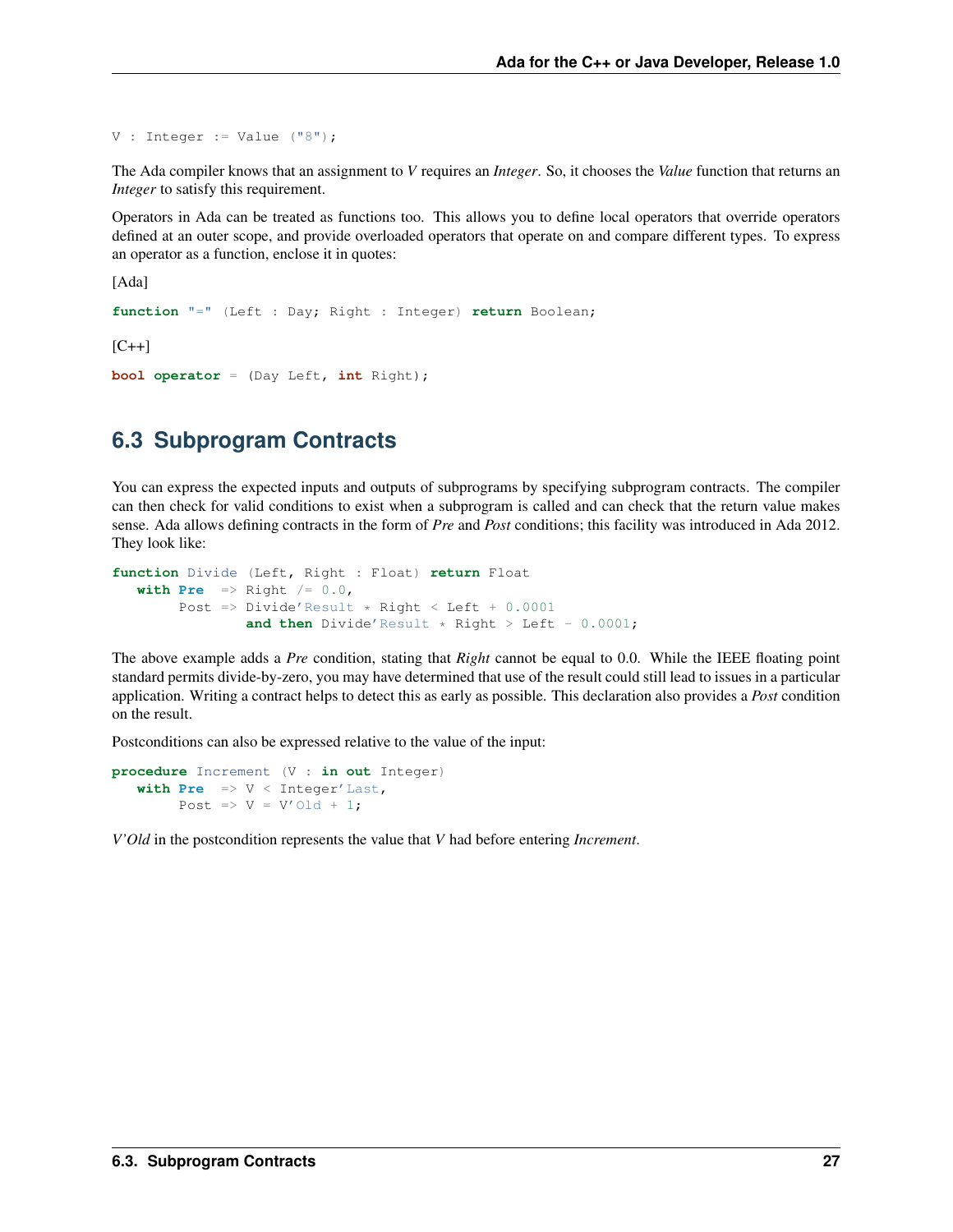```
V : Integer := Value ("8");
```

The Ada compiler knows that an assignment to *V* requires an *Integer*. So, it chooses the *Value* function that returns an *Integer* to satisfy this requirement.

Operators in Ada can be treated as functions too. This allows you to define local operators that override operators defined at an outer scope, and provide overloaded operators that operate on and compare different types. To express an operator as a function, enclose it in quotes:

[Ada]

```
function "=" (Left : Day; Right : Integer) return Boolean;
```

[C++]

```
bool operator = (Day Left, int Right);
```

## 6.3 Subprogram Contracts

You can express the expected inputs and outputs of subprograms by specifying subprogram contracts. The compiler can then check for valid conditions to exist when a subprogram is called and can check that the return value makes sense. Ada allows defining contracts in the form of *Pre* and *Post* conditions; this facility was introduced in Ada 2012. They look like:

```
function Divide (Left, Right : Float) return Float
   with Pre  => Right /= 0.0,
        Post => Divide'Result * Right < Left + 0.0001
                and then Divide'Result * Right > Left - 0.0001;
```

The above example adds a *Pre* condition, stating that *Right* cannot be equal to 0.0. While the IEEE floating point standard permits divide-by-zero, you may have determined that use of the result could still lead to issues in a particular application. Writing a contract helps to detect this as early as possible. This declaration also provides a *Post* condition on the result.

Postconditions can also be expressed relative to the value of the input:

```
procedure Increment (V : in out Integer)
   with Pre  => V < Integer'Last,
        Post => V = V'Old + 1;
```

*V'Old* in the postcondition represents the value that *V* had before entering *Increment*.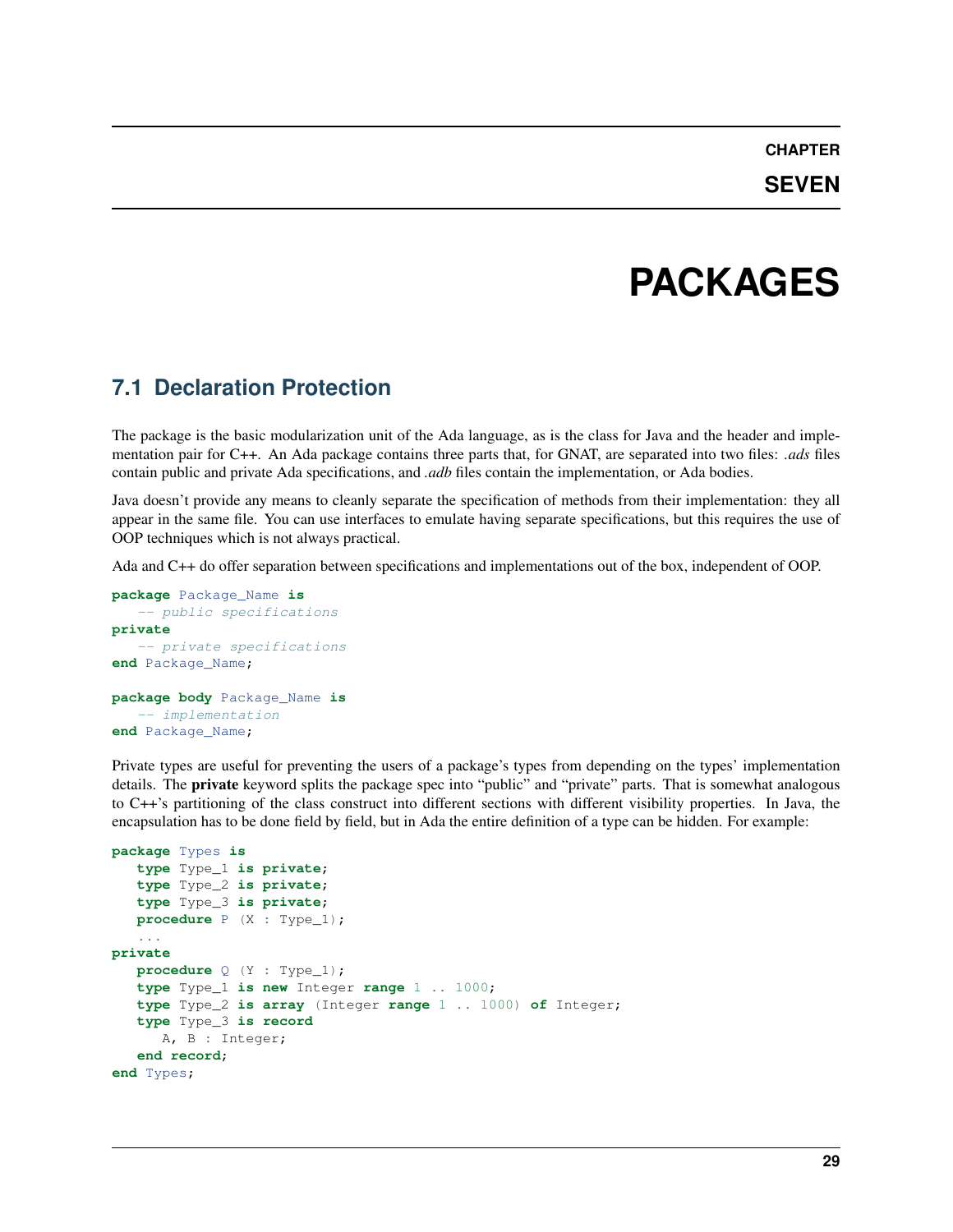# CHAPTER SEVEN

# PACKAGES

## 7.1 Declaration Protection

The package is the basic modularization unit of the Ada language, as is the class for Java and the header and implementation pair for C++. An Ada package contains three parts that, for GNAT, are separated into two files: *.ads* files contain public and private Ada specifications, and *.adb* files contain the implementation, or Ada bodies.

Java doesn't provide any means to cleanly separate the specification of methods from their implementation: they all appear in the same file. You can use interfaces to emulate having separate specifications, but this requires the use of OOP techniques which is not always practical.

Ada and C++ do offer separation between specifications and implementations out of the box, independent of OOP.

```
package Package_Name is
   -- public specifications
private
   -- private specifications
end Package_Name;

package body Package_Name is
   -- implementation
end Package_Name;
```

Private types are useful for preventing the users of a package's types from depending on the types' implementation details. The **private** keyword splits the package spec into "public" and "private" parts. That is somewhat analogous to C++'s partitioning of the class construct into different sections with different visibility properties. In Java, the encapsulation has to be done field by field, but in Ada the entire definition of a type can be hidden. For example:

```
package Types is
   type Type_1 is private;
   type Type_2 is private;
   type Type_3 is private;
   procedure P (X : Type_1);
   ...
private
   procedure Q (Y : Type_1);
   type Type_1 is new Integer range 1 .. 1000;
   type Type_2 is array (Integer range 1 .. 1000) of Integer;
   type Type_3 is record
      A, B : Integer;
   end record;
end Types;
```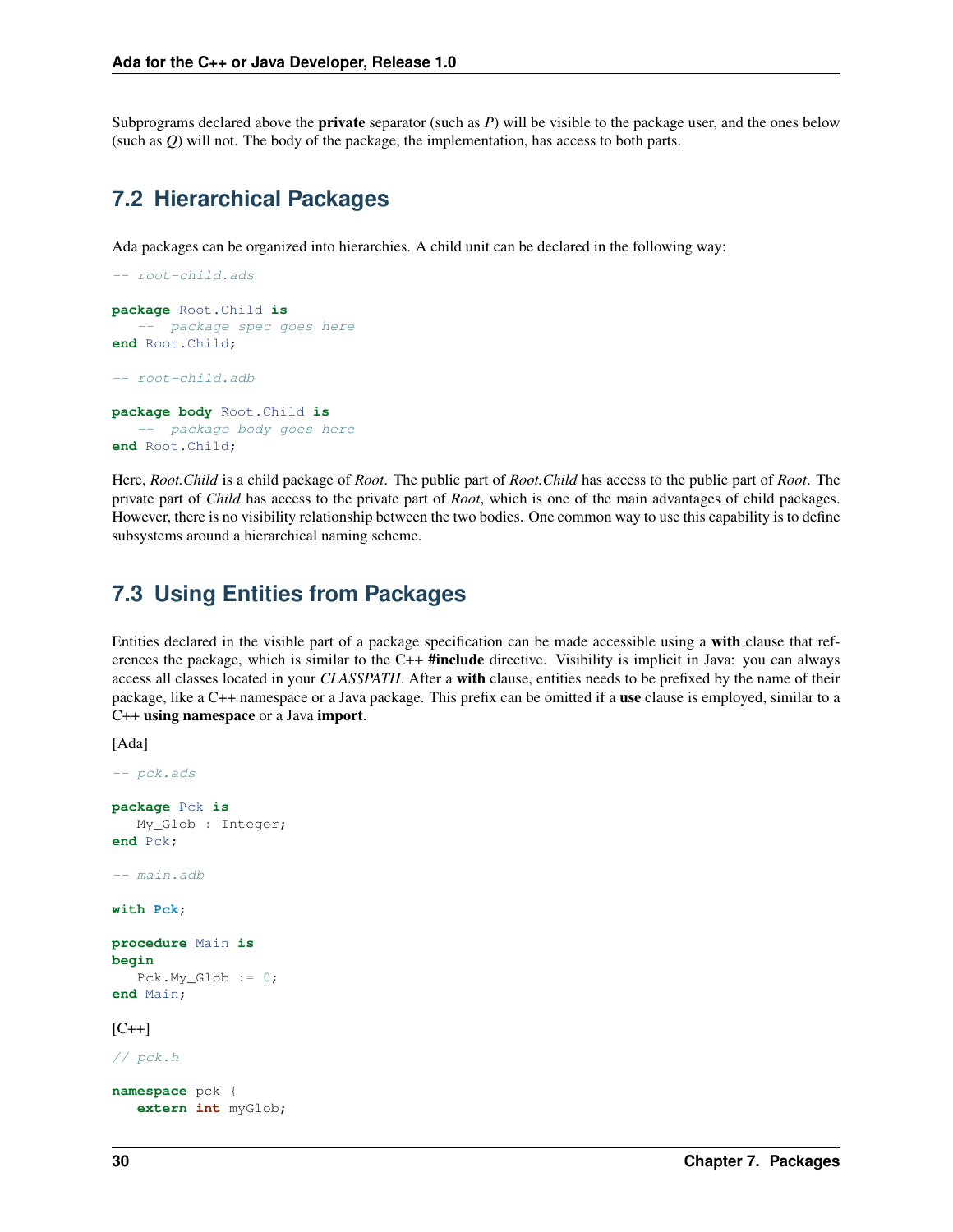Subprograms declared above the **private** separator (such as *P*) will be visible to the package user, and the ones below (such as *Q*) will not. The body of the package, the implementation, has access to both parts.

## 7.2 Hierarchical Packages

Ada packages can be organized into hierarchies. A child unit can be declared in the following way:

```
-- root-child.ads

package Root.Child is
   --  package spec goes here
end Root.Child;

-- root-child.adb

package body Root.Child is
   --  package body goes here
end Root.Child;
```

Here, *Root.Child* is a child package of *Root*. The public part of *Root.Child* has access to the public part of *Root*. The private part of *Child* has access to the private part of *Root*, which is one of the main advantages of child packages. However, there is no visibility relationship between the two bodies. One common way to use this capability is to define subsystems around a hierarchical naming scheme.

## 7.3 Using Entities from Packages

Entities declared in the visible part of a package specification can be made accessible using a **with** clause that references the package, which is similar to the C++ **#include** directive. Visibility is implicit in Java: you can always access all classes located in your *CLASSPATH*. After a **with** clause, entities needs to be prefixed by the name of their package, like a C++ namespace or a Java package. This prefix can be omitted if a **use** clause is employed, similar to a C++ **using namespace** or a Java **import**.

[Ada]

```
-- pck.ads

package Pck is
   My_Glob : Integer;
end Pck;

-- main.adb

with Pck;

procedure Main is
begin
   Pck.My_Glob := 0;
end Main;
```

[C++]

```
// pck.h

namespace pck {
   extern int myGlob;
```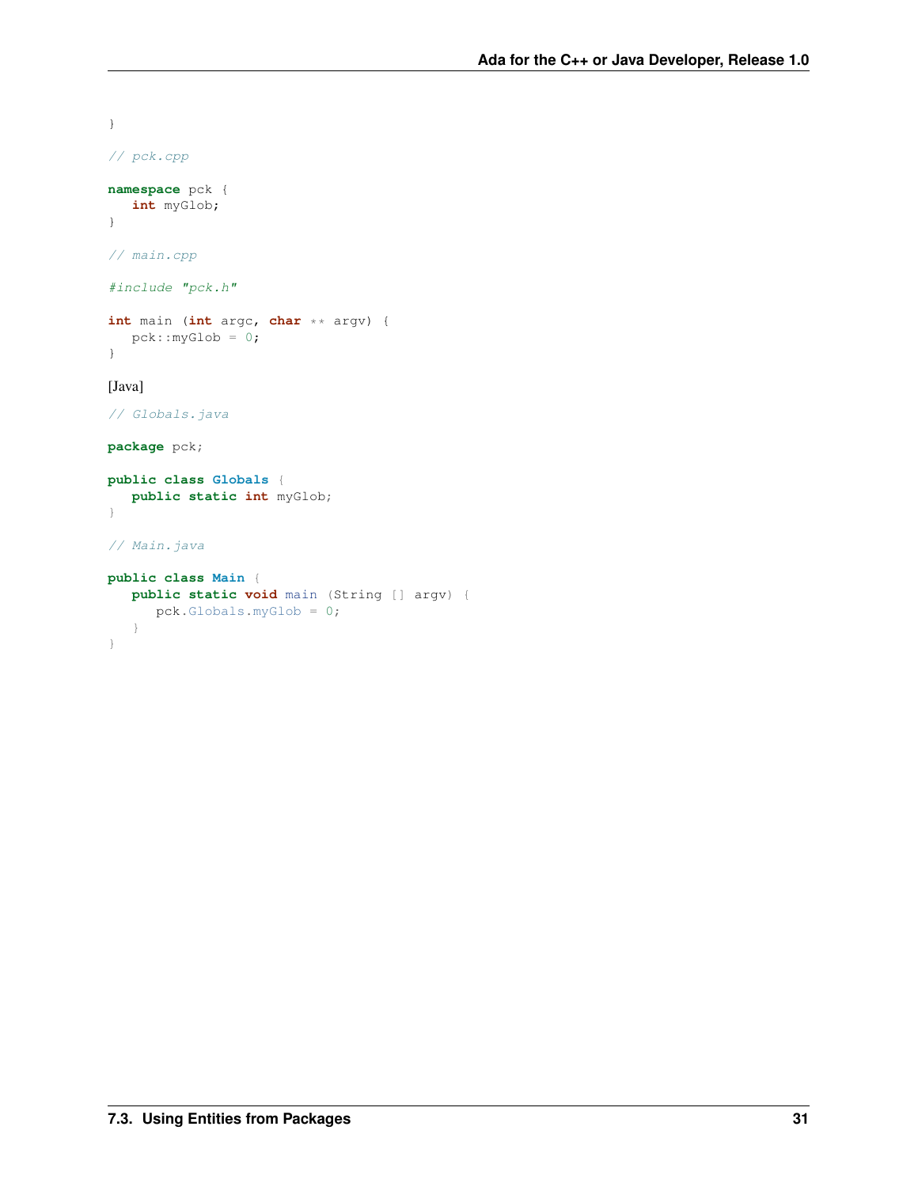```
}

// pck.cpp

namespace pck {
   int myGlob;
}

// main.cpp

#include "pck.h"

int main (int argc, char ** argv) {
   pck::myGlob = 0;
}
```

[Java]

```
// Globals.java

package pck;

public class Globals {
   public static int myGlob;
}

// Main.java

public class Main {
   public static void main (String [] argv) {
      pck.Globals.myGlob = 0;
   }
}
```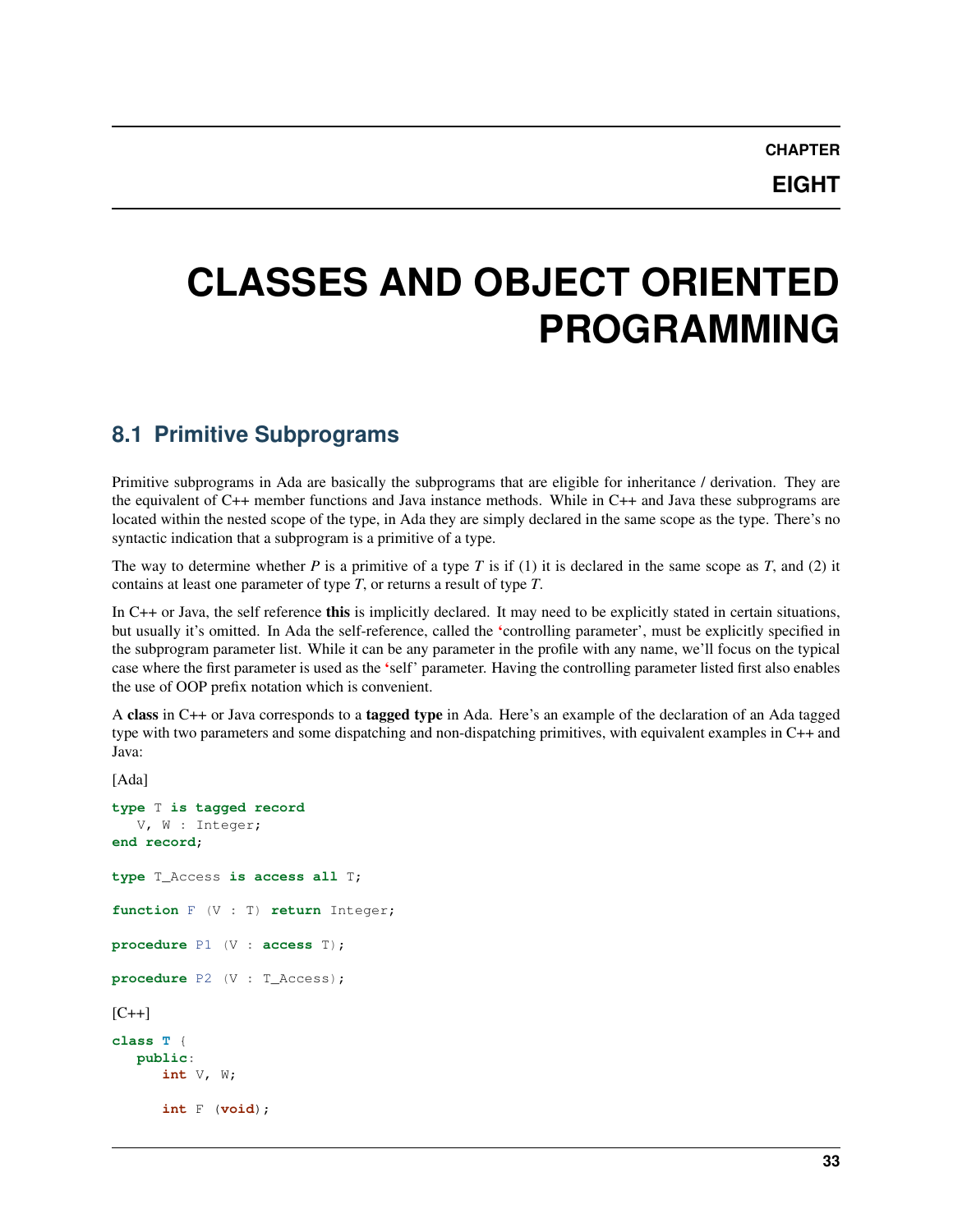# CHAPTER EIGHT

# CLASSES AND OBJECT ORIENTED PROGRAMMING

## 8.1 Primitive Subprograms

Primitive subprograms in Ada are basically the subprograms that are eligible for inheritance / derivation. They are the equivalent of C++ member functions and Java instance methods. While in C++ and Java these subprograms are located within the nested scope of the type, in Ada they are simply declared in the same scope as the type. There's no syntactic indication that a subprogram is a primitive of a type.

The way to determine whether *P* is a primitive of a type *T* is if (1) it is declared in the same scope as *T*, and (2) it contains at least one parameter of type *T*, or returns a result of type *T*.

In C++ or Java, the self reference **this** is implicitly declared. It may need to be explicitly stated in certain situations, but usually it's omitted. In Ada the self-reference, called the 'controlling parameter', must be explicitly specified in the subprogram parameter list. While it can be any parameter in the profile with any name, we'll focus on the typical case where the first parameter is used as the 'self' parameter. Having the controlling parameter listed first also enables the use of OOP prefix notation which is convenient.

A **class** in C++ or Java corresponds to a **tagged type** in Ada. Here's an example of the declaration of an Ada tagged type with two parameters and some dispatching and non-dispatching primitives, with equivalent examples in C++ and Java:

[Ada]

```
type T is tagged record
   V, W : Integer;
end record;

type T_Access is access all T;

function F (V : T) return Integer;

procedure P1 (V : access T);

procedure P2 (V : T_Access);
```

[C++]

```
class T {
   public:
      int V, W;

      int F (void);
```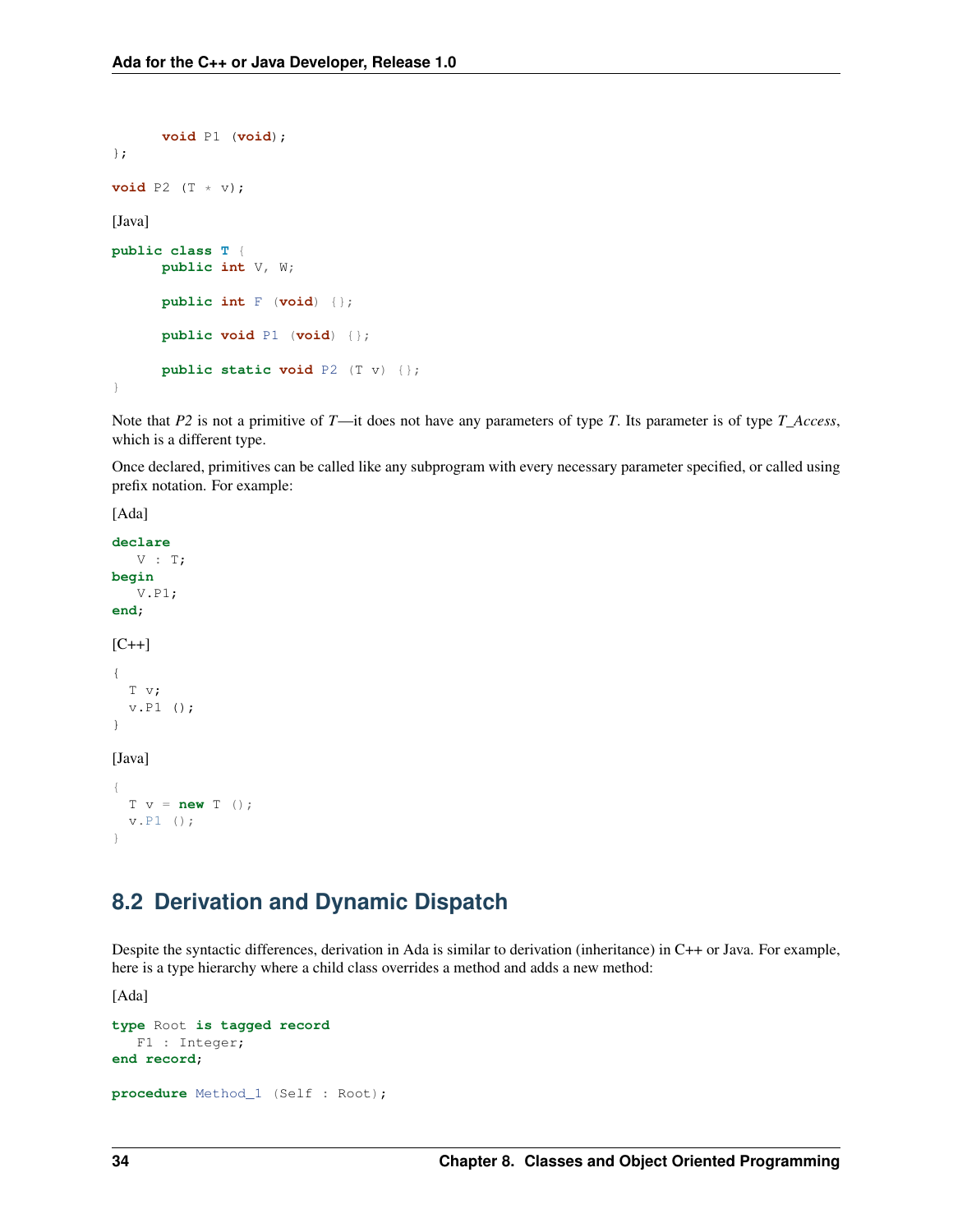```
      void P1 (void);
};

void P2 (T * v);
```

[Java]

```
public class T {
      public int V, W;

      public int F (void) {};

      public void P1 (void) {};

      public static void P2 (T v) {};
}
```

Note that *P2* is not a primitive of *T*—it does not have any parameters of type *T*. Its parameter is of type *T_Access*, which is a different type.

Once declared, primitives can be called like any subprogram with every necessary parameter specified, or called using prefix notation. For example:

[Ada]

```
declare
   V : T;
begin
   V.P1;
end;
```

[C++]

```
{
  T v;
  v.P1 ();
}
```

[Java]

```
{
  T v = new T ();
  v.P1 ();
}
```

## 8.2 Derivation and Dynamic Dispatch

Despite the syntactic differences, derivation in Ada is similar to derivation (inheritance) in C++ or Java. For example, here is a type hierarchy where a child class overrides a method and adds a new method:

[Ada]

```
type Root is tagged record
   F1 : Integer;
end record;

procedure Method_1 (Self : Root);
```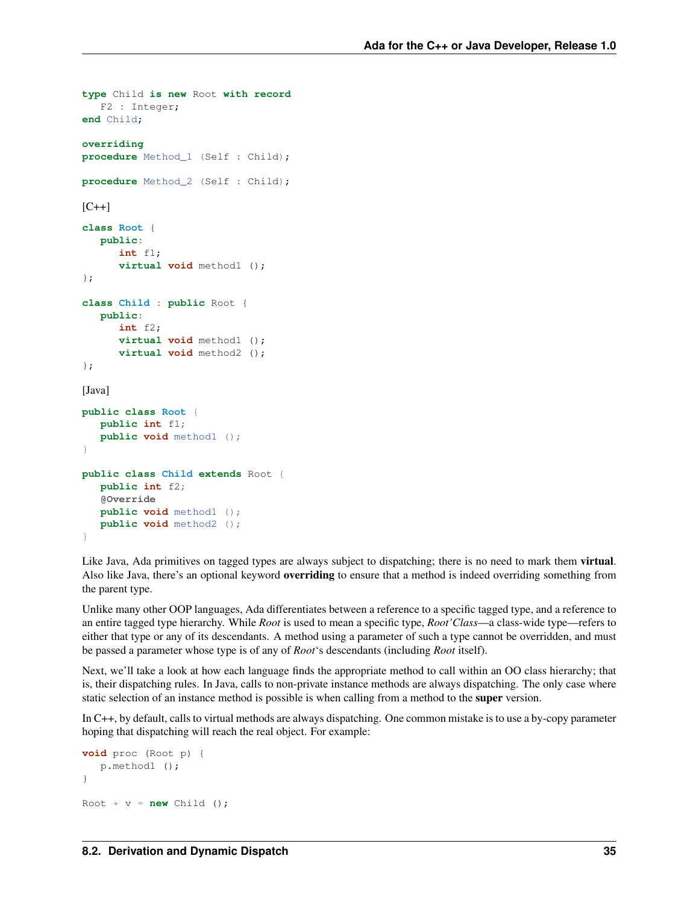```ada
type Child is new Root with record
   F2 : Integer;
end Child;

overriding
procedure Method_1 (Self : Child);

procedure Method_2 (Self : Child);
```

[C++]

```cpp
class Root {
   public:
      int f1;
      virtual void method1 ();
};

class Child : public Root {
   public:
      int f2;
      virtual void method1 ();
      virtual void method2 ();
};
```

[Java]

```java
public class Root {
   public int f1;
   public void method1 ();
}

public class Child extends Root {
   public int f2;
   @Override
   public void method1 ();
   public void method2 ();
}
```

Like Java, Ada primitives on tagged types are always subject to dispatching; there is no need to mark them **virtual**. Also like Java, there's an optional keyword **overriding** to ensure that a method is indeed overriding something from the parent type.

Unlike many other OOP languages, Ada differentiates between a reference to a specific tagged type, and a reference to an entire tagged type hierarchy. While *Root* is used to mean a specific type, *Root'Class*—a class-wide type—refers to either that type or any of its descendants. A method using a parameter of such a type cannot be overridden, and must be passed a parameter whose type is of any of *Root*'s descendants (including *Root* itself).

Next, we'll take a look at how each language finds the appropriate method to call within an OO class hierarchy; that is, their dispatching rules. In Java, calls to non-private instance methods are always dispatching. The only case where static selection of an instance method is possible is when calling from a method to the **super** version.

In C++, by default, calls to virtual methods are always dispatching. One common mistake is to use a by-copy parameter hoping that dispatching will reach the real object. For example:

```cpp
void proc (Root p) {
   p.method1 ();
}

Root * v = new Child ();
```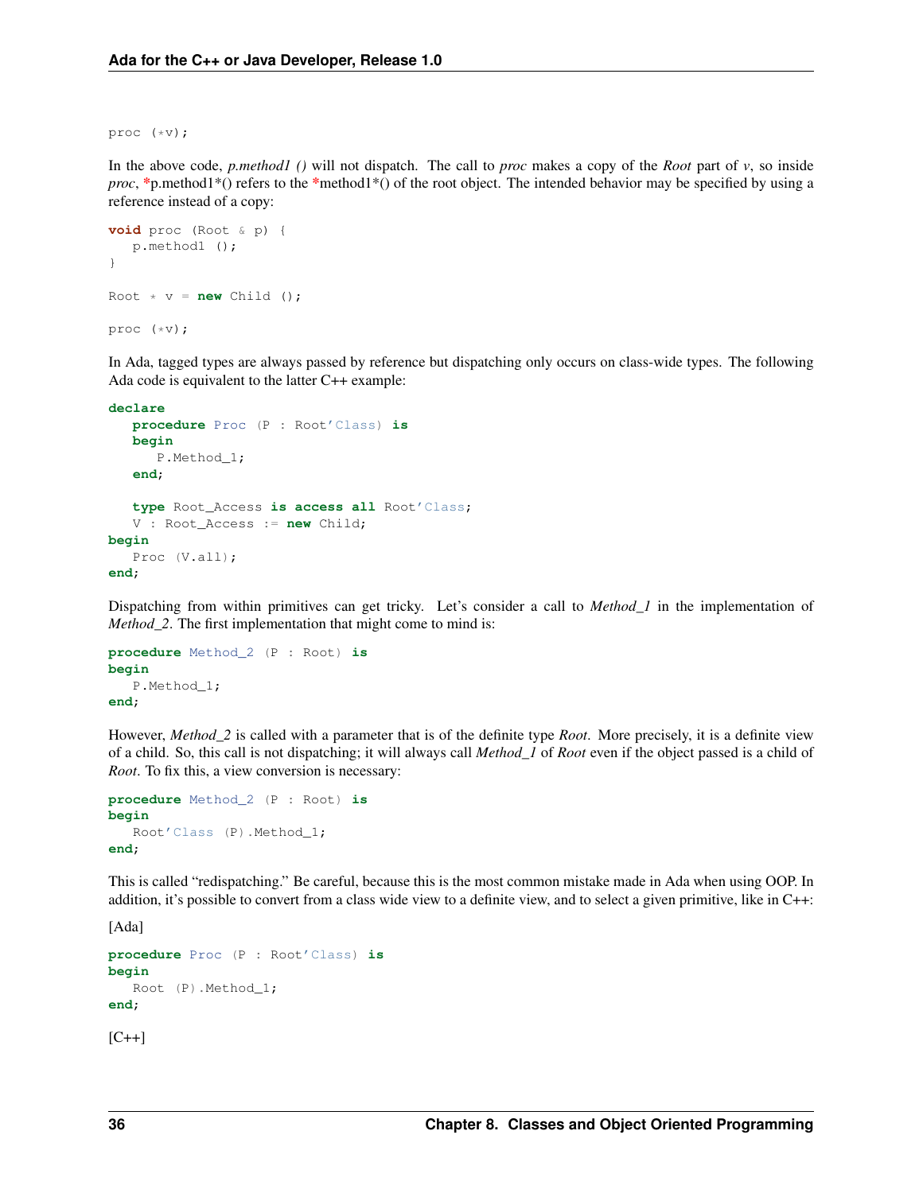```
proc (*v);
```

In the above code, *p.method1 ()* will not dispatch. The call to *proc* makes a copy of the *Root* part of *v*, so inside *proc*, *p.method1*() refers to the *method1*() of the root object. The intended behavior may be specified by using a reference instead of a copy:

```
void proc (Root & p) {
   p.method1 ();
}

Root * v = new Child ();

proc (*v);
```

In Ada, tagged types are always passed by reference but dispatching only occurs on class-wide types. The following Ada code is equivalent to the latter C++ example:

```
declare
   procedure Proc (P : Root'Class) is
   begin
      P.Method_1;
   end;

   type Root_Access is access all Root'Class;
   V : Root_Access := new Child;
begin
   Proc (V.all);
end;
```

Dispatching from within primitives can get tricky. Let's consider a call to *Method_1* in the implementation of *Method_2*. The first implementation that might come to mind is:

```
procedure Method_2 (P : Root) is
begin
   P.Method_1;
end;
```

However, *Method_2* is called with a parameter that is of the definite type *Root*. More precisely, it is a definite view of a child. So, this call is not dispatching; it will always call *Method_1* of *Root* even if the object passed is a child of *Root*. To fix this, a view conversion is necessary:

```
procedure Method_2 (P : Root) is
begin
   Root'Class (P).Method_1;
end;
```

This is called "redispatching." Be careful, because this is the most common mistake made in Ada when using OOP. In addition, it's possible to convert from a class wide view to a definite view, and to select a given primitive, like in C++:

[Ada]

```
procedure Proc (P : Root'Class) is
begin
   Root (P).Method_1;
end;
```

[C++]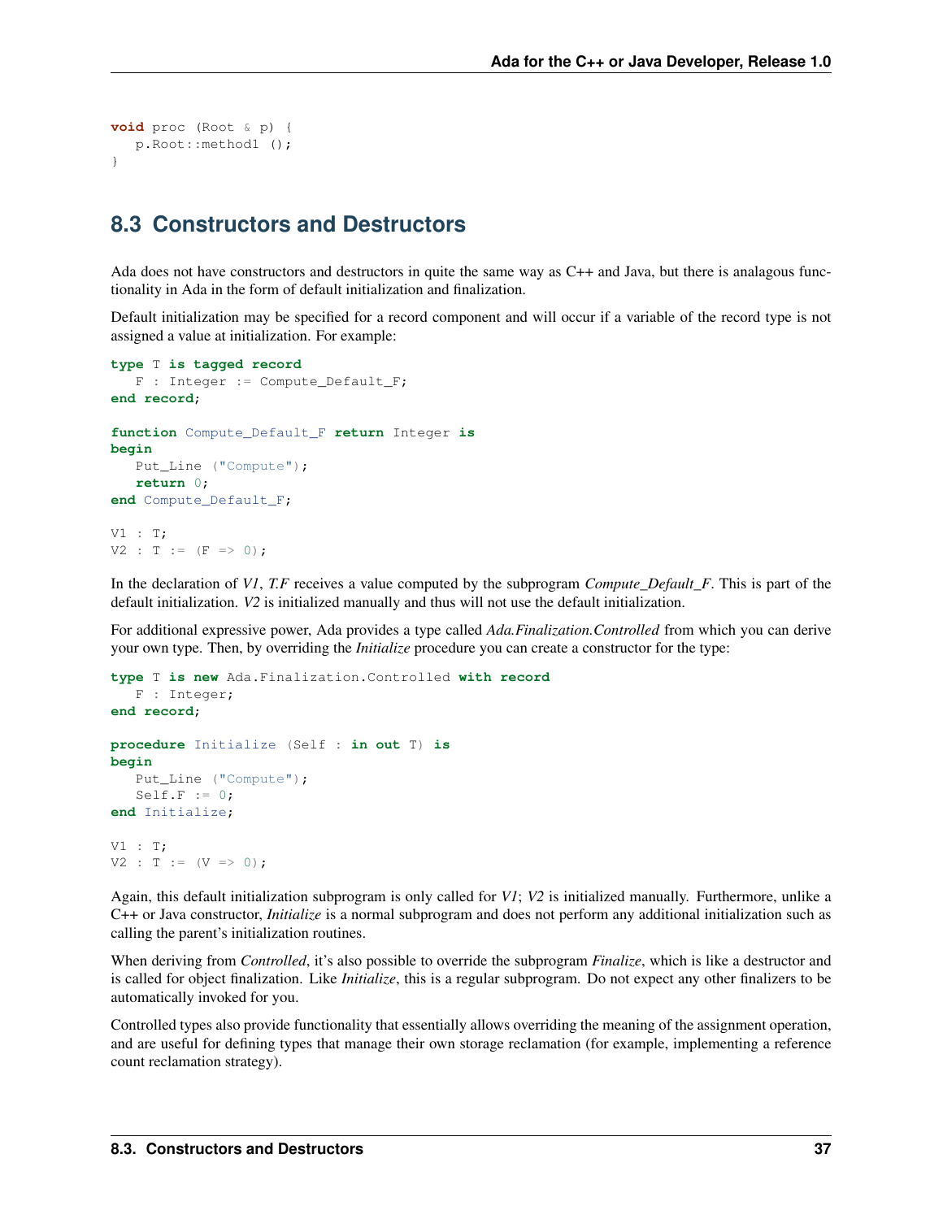```
void proc (Root & p) {
   p.Root::method1 ();
}
```

## 8.3 Constructors and Destructors

Ada does not have constructors and destructors in quite the same way as C++ and Java, but there is analagous functionality in Ada in the form of default initialization and finalization.

Default initialization may be specified for a record component and will occur if a variable of the record type is not assigned a value at initialization. For example:

```
type T is tagged record
   F : Integer := Compute_Default_F;
end record;

function Compute_Default_F return Integer is
begin
   Put_Line ("Compute");
   return 0;
end Compute_Default_F;

V1 : T;
V2 : T := (F => 0);
```

In the declaration of *V1*, *T.F* receives a value computed by the subprogram *Compute_Default_F*. This is part of the default initialization. *V2* is initialized manually and thus will not use the default initialization.

For additional expressive power, Ada provides a type called *Ada.Finalization.Controlled* from which you can derive your own type. Then, by overriding the *Initialize* procedure you can create a constructor for the type:

```
type T is new Ada.Finalization.Controlled with record
   F : Integer;
end record;

procedure Initialize (Self : in out T) is
begin
   Put_Line ("Compute");
   Self.F := 0;
end Initialize;

V1 : T;
V2 : T := (V => 0);
```

Again, this default initialization subprogram is only called for *V1*; *V2* is initialized manually. Furthermore, unlike a C++ or Java constructor, *Initialize* is a normal subprogram and does not perform any additional initialization such as calling the parent's initialization routines.

When deriving from *Controlled*, it's also possible to override the subprogram *Finalize*, which is like a destructor and is called for object finalization. Like *Initialize*, this is a regular subprogram. Do not expect any other finalizers to be automatically invoked for you.

Controlled types also provide functionality that essentially allows overriding the meaning of the assignment operation, and are useful for defining types that manage their own storage reclamation (for example, implementing a reference count reclamation strategy).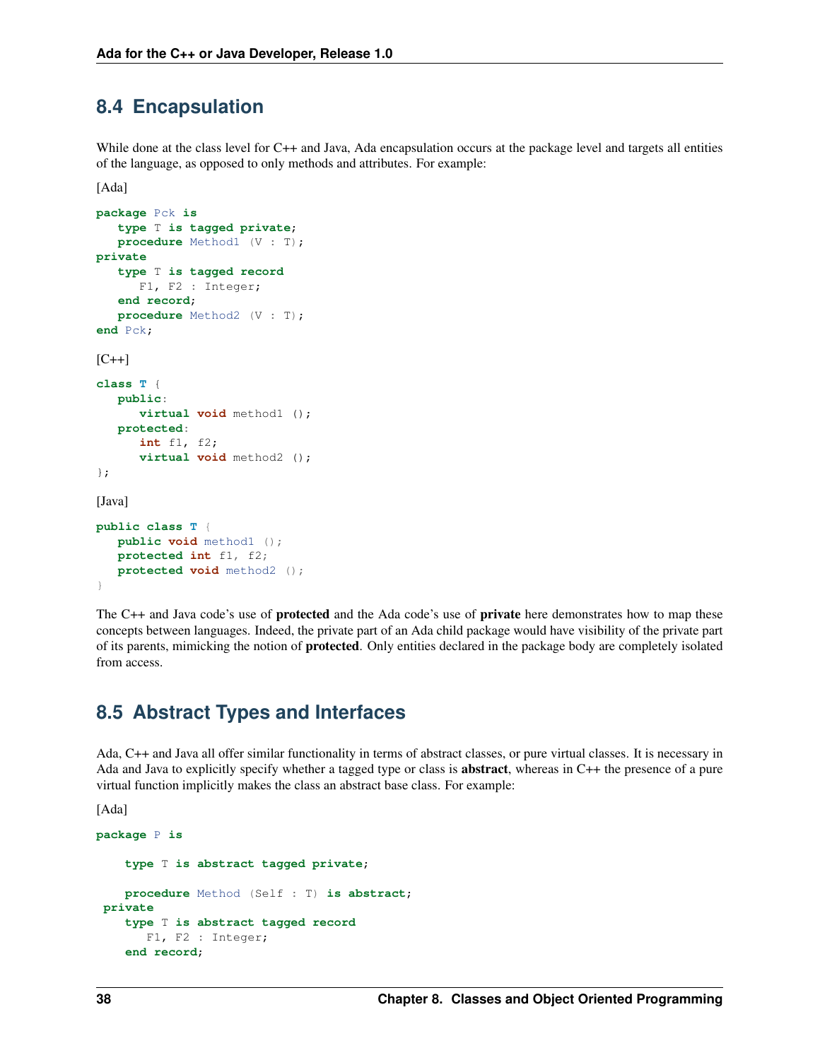## 8.4 Encapsulation

While done at the class level for C++ and Java, Ada encapsulation occurs at the package level and targets all entities of the language, as opposed to only methods and attributes. For example:

[Ada]

```
package Pck is
   type T is tagged private;
   procedure Method1 (V : T);
private
   type T is tagged record
      F1, F2 : Integer;
   end record;
   procedure Method2 (V : T);
end Pck;
```

[C++]

```
class T {
   public:
      virtual void method1 ();
   protected:
      int f1, f2;
      virtual void method2 ();
};
```

[Java]

```
public class T {
   public void method1 ();
   protected int f1, f2;
   protected void method2 ();
}
```

The C++ and Java code's use of **protected** and the Ada code's use of **private** here demonstrates how to map these concepts between languages. Indeed, the private part of an Ada child package would have visibility of the private part of its parents, mimicking the notion of **protected**. Only entities declared in the package body are completely isolated from access.

## 8.5 Abstract Types and Interfaces

Ada, C++ and Java all offer similar functionality in terms of abstract classes, or pure virtual classes. It is necessary in Ada and Java to explicitly specify whether a tagged type or class is **abstract**, whereas in C++ the presence of a pure virtual function implicitly makes the class an abstract base class. For example:

[Ada]

```
package P is

    type T is abstract tagged private;

    procedure Method (Self : T) is abstract;
 private
    type T is abstract tagged record
       F1, F2 : Integer;
    end record;
```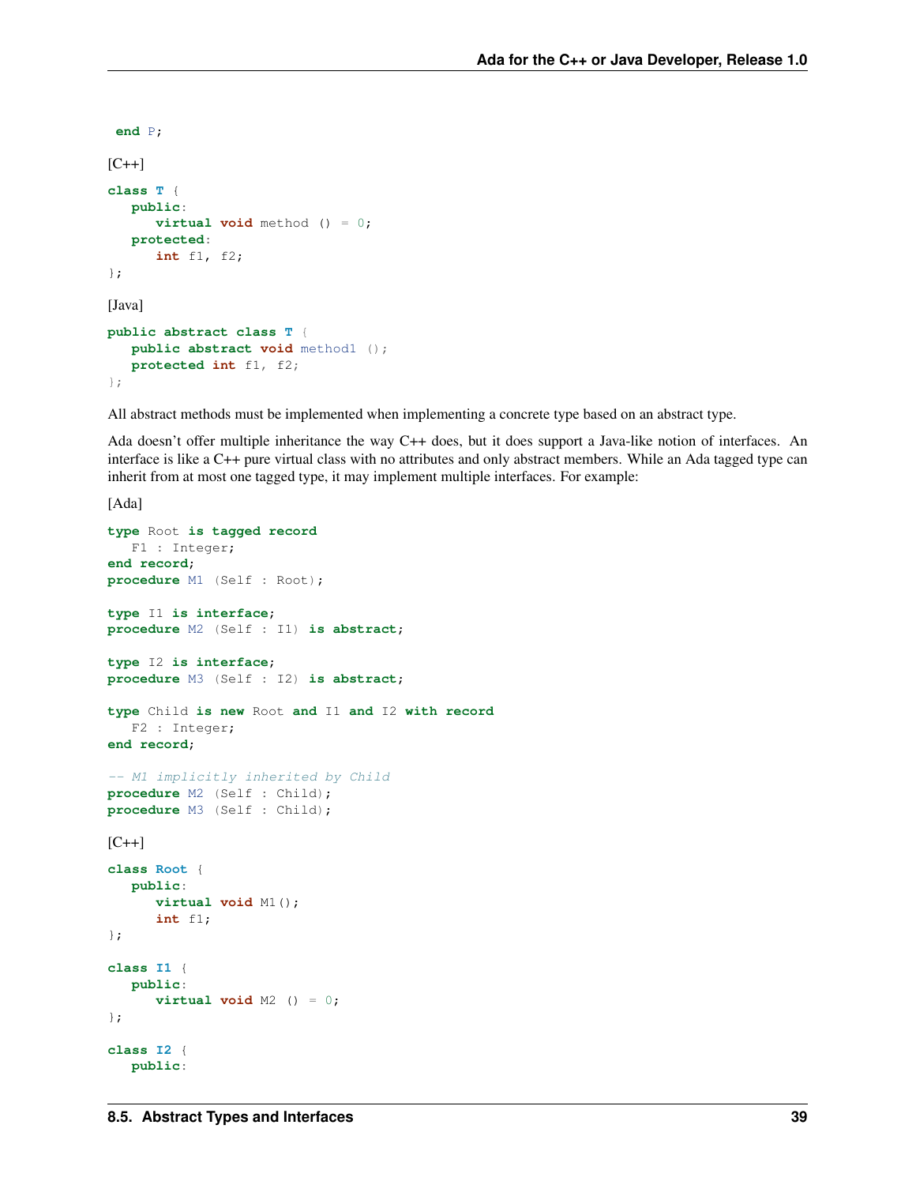```
end P;
```

[C++]

```
class T {
   public:
      virtual void method () = 0;
   protected:
      int f1, f2;
};
```

[Java]

```
public abstract class T {
   public abstract void method1 ();
   protected int f1, f2;
};
```

All abstract methods must be implemented when implementing a concrete type based on an abstract type.

Ada doesn't offer multiple inheritance the way C++ does, but it does support a Java-like notion of interfaces. An interface is like a C++ pure virtual class with no attributes and only abstract members. While an Ada tagged type can inherit from at most one tagged type, it may implement multiple interfaces. For example:

[Ada]

```
type Root is tagged record
   F1 : Integer;
end record;
procedure M1 (Self : Root);

type I1 is interface;
procedure M2 (Self : I1) is abstract;

type I2 is interface;
procedure M3 (Self : I2) is abstract;

type Child is new Root and I1 and I2 with record
   F2 : Integer;
end record;

-- M1 implicitly inherited by Child
procedure M2 (Self : Child);
procedure M3 (Self : Child);
```

[C++]

```
class Root {
   public:
      virtual void M1();
      int f1;
};

class I1 {
   public:
      virtual void M2 () = 0;
};

class I2 {
   public:
```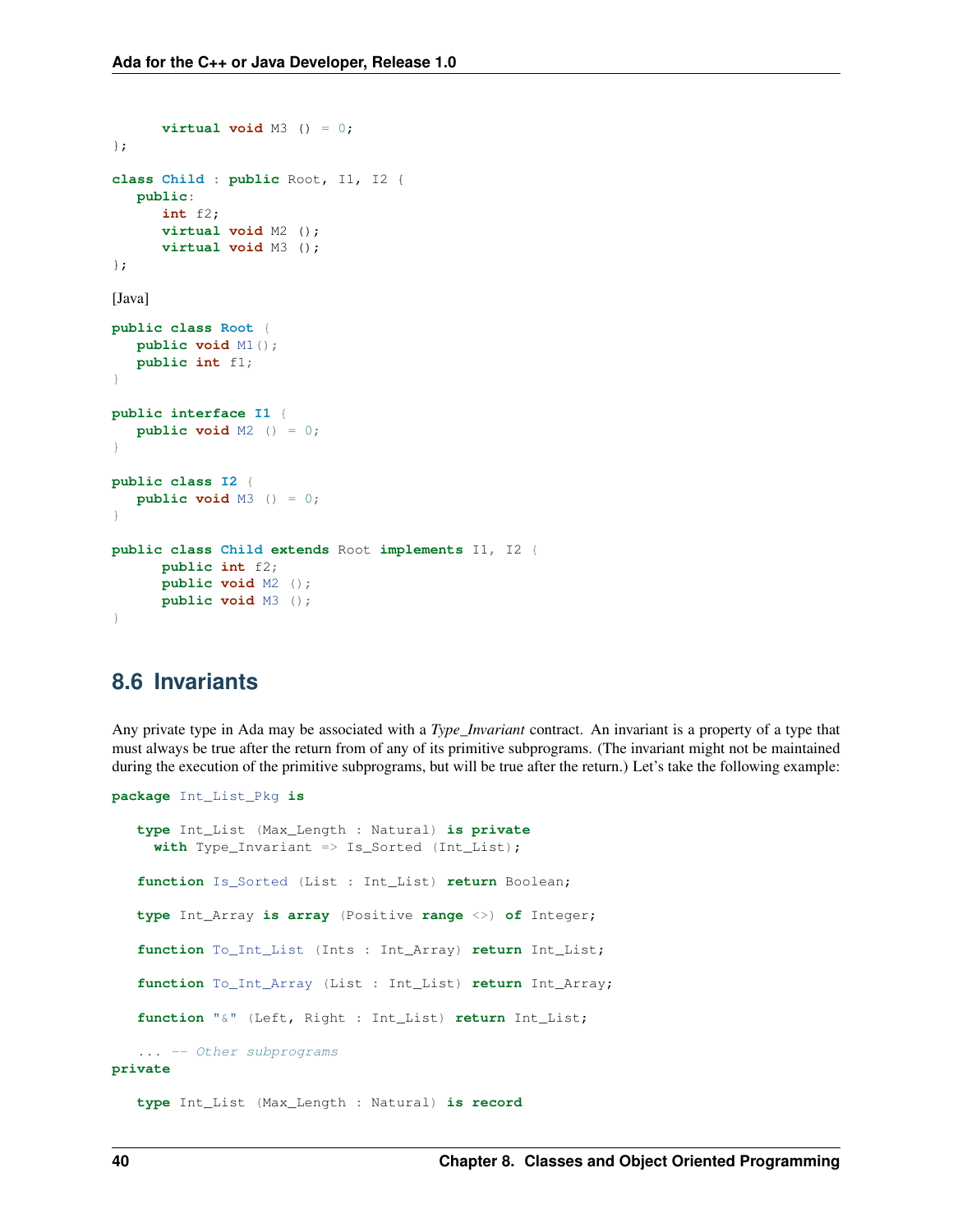```
      virtual void M3 () = 0;
};

class Child : public Root, I1, I2 {
   public:
      int f2;
      virtual void M2 ();
      virtual void M3 ();
};
```

[Java]

```
public class Root {
   public void M1();
   public int f1;
}

public interface I1 {
   public void M2 () = 0;
}

public class I2 {
   public void M3 () = 0;
}

public class Child extends Root implements I1, I2 {
      public int f2;
      public void M2 ();
      public void M3 ();
}
```

## 8.6 Invariants

Any private type in Ada may be associated with a *Type_Invariant* contract. An invariant is a property of a type that must always be true after the return from of any of its primitive subprograms. (The invariant might not be maintained during the execution of the primitive subprograms, but will be true after the return.) Let's take the following example:

```
package Int_List_Pkg is

   type Int_List (Max_Length : Natural) is private
     with Type_Invariant => Is_Sorted (Int_List);

   function Is_Sorted (List : Int_List) return Boolean;

   type Int_Array is array (Positive range <>) of Integer;

   function To_Int_List (Ints : Int_Array) return Int_List;

   function To_Int_Array (List : Int_List) return Int_Array;

   function "&" (Left, Right : Int_List) return Int_List;

   ... -- Other subprograms
private

   type Int_List (Max_Length : Natural) is record
```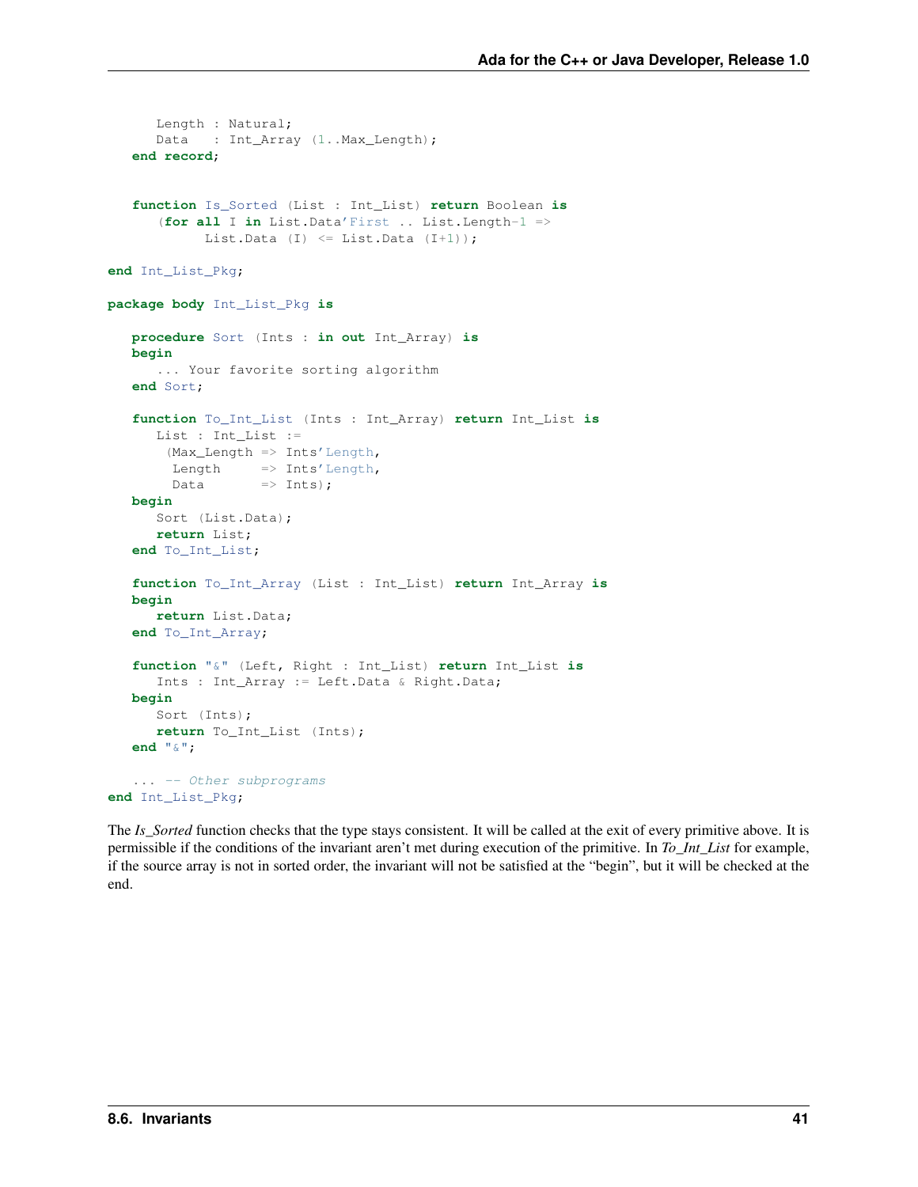```ada
      Length : Natural;
      Data   : Int_Array (1..Max_Length);
   end record;


   function Is_Sorted (List : Int_List) return Boolean is
      (for all I in List.Data'First .. List.Length-1 =>
            List.Data (I) <= List.Data (I+1));

end Int_List_Pkg;

package body Int_List_Pkg is

   procedure Sort (Ints : in out Int_Array) is
   begin
      ... Your favorite sorting algorithm
   end Sort;

   function To_Int_List (Ints : Int_Array) return Int_List is
      List : Int_List :=
       (Max_Length => Ints'Length,
        Length     => Ints'Length,
        Data       => Ints);
   begin
      Sort (List.Data);
      return List;
   end To_Int_List;

   function To_Int_Array (List : Int_List) return Int_Array is
   begin
      return List.Data;
   end To_Int_Array;

   function "&" (Left, Right : Int_List) return Int_List is
      Ints : Int_Array := Left.Data & Right.Data;
   begin
      Sort (Ints);
      return To_Int_List (Ints);
   end "&";

   ... -- Other subprograms
end Int_List_Pkg;
```

The *Is_Sorted* function checks that the type stays consistent. It will be called at the exit of every primitive above. It is permissible if the conditions of the invariant aren't met during execution of the primitive. In *To_Int_List* for example, if the source array is not in sorted order, the invariant will not be satisfied at the "begin", but it will be checked at the end.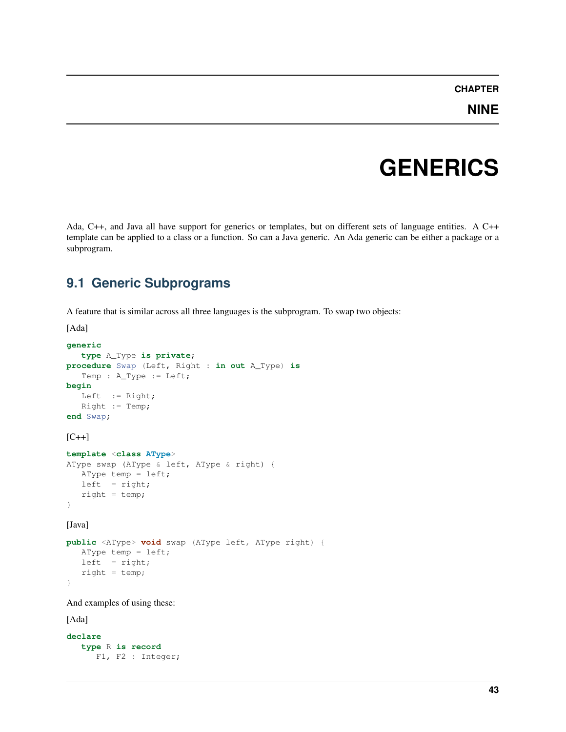# CHAPTER NINE

# GENERICS

Ada, C++, and Java all have support for generics or templates, but on different sets of language entities. A C++ template can be applied to a class or a function. So can a Java generic. An Ada generic can be either a package or a subprogram.

## 9.1 Generic Subprograms

A feature that is similar across all three languages is the subprogram. To swap two objects:

[Ada]

```
generic
   type A_Type is private;
procedure Swap (Left, Right : in out A_Type) is
   Temp : A_Type := Left;
begin
   Left  := Right;
   Right := Temp;
end Swap;
```

[C++]

```
template <class AType>
AType swap (AType & left, AType & right) {
   AType temp = left;
   left  = right;
   right = temp;
}
```

[Java]

```
public <AType> void swap (AType left, AType right) {
   AType temp = left;
   left  = right;
   right = temp;
}
```

And examples of using these:

[Ada]

```
declare
   type R is record
      F1, F2 : Integer;
```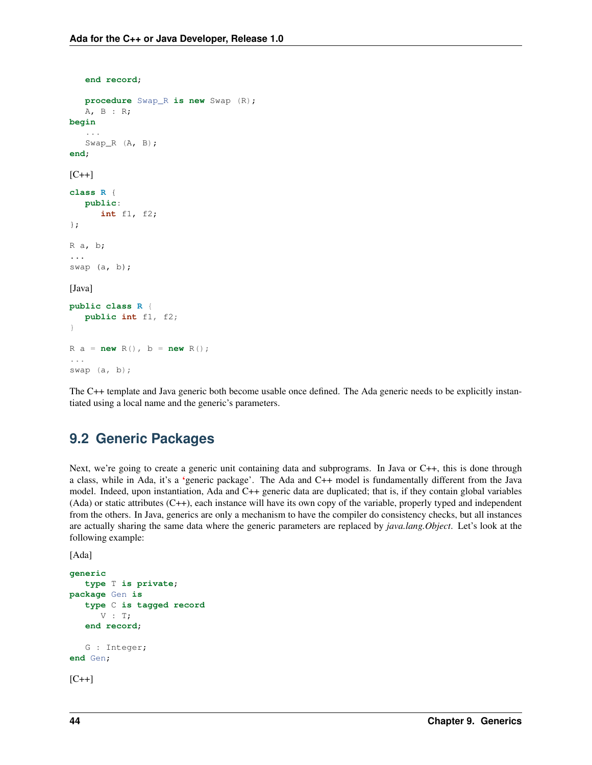```
   end record;

   procedure Swap_R is new Swap (R);
   A, B : R;
begin
   ...
   Swap_R (A, B);
end;
```

[C++]

```
class R {
   public:
      int f1, f2;
};

R a, b;
...
swap (a, b);
```

[Java]

```
public class R {
   public int f1, f2;
}

R a = new R(), b = new R();
...
swap (a, b);
```

The C++ template and Java generic both become usable once defined. The Ada generic needs to be explicitly instantiated using a local name and the generic's parameters.

## 9.2 Generic Packages

Next, we're going to create a generic unit containing data and subprograms. In Java or C++, this is done through a class, while in Ada, it's a 'generic package'. The Ada and C++ model is fundamentally different from the Java model. Indeed, upon instantiation, Ada and C++ generic data are duplicated; that is, if they contain global variables (Ada) or static attributes (C++), each instance will have its own copy of the variable, properly typed and independent from the others. In Java, generics are only a mechanism to have the compiler do consistency checks, but all instances are actually sharing the same data where the generic parameters are replaced by *java.lang.Object*. Let's look at the following example:

[Ada]

```
generic
   type T is private;
package Gen is
   type C is tagged record
      V : T;
   end record;

   G : Integer;
end Gen;
```

[C++]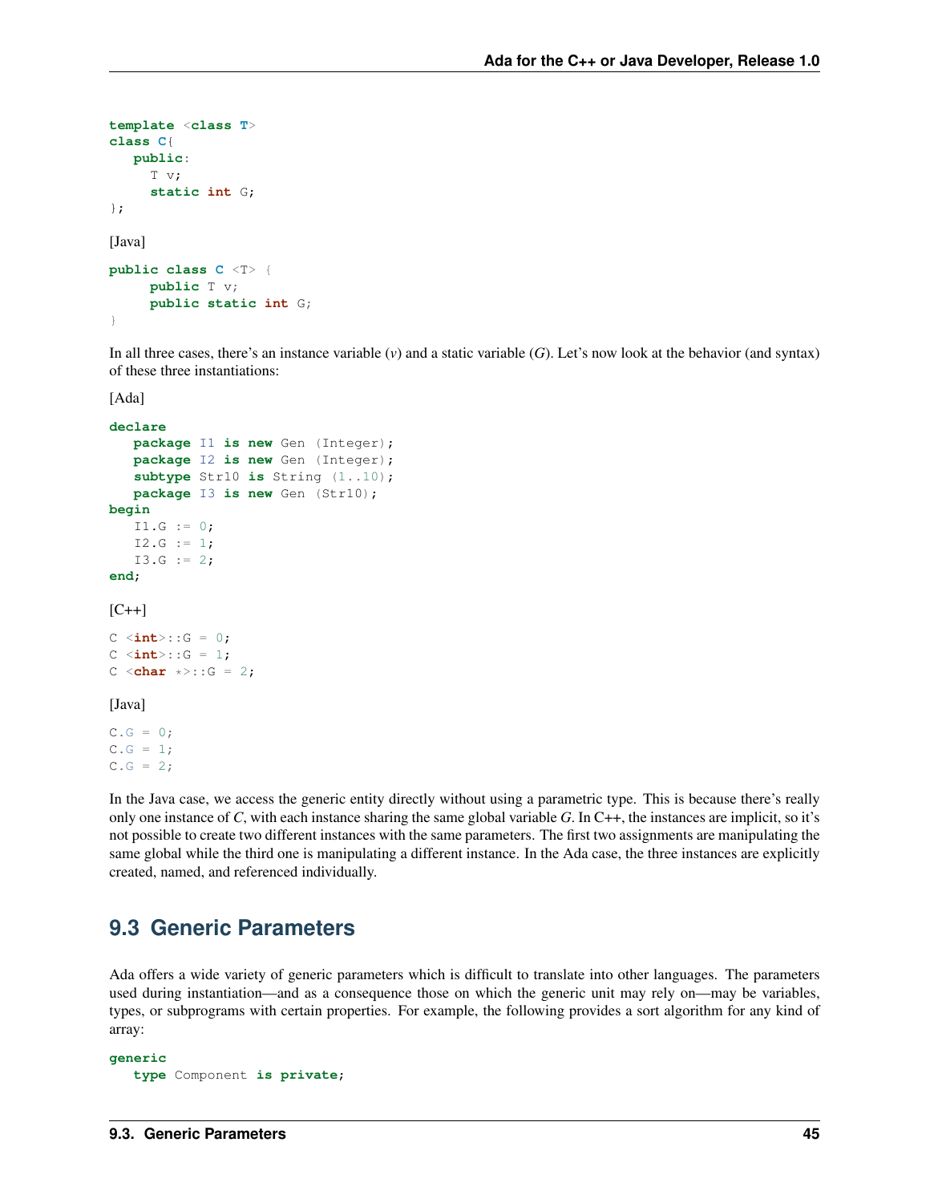```
template <class T>
class C{
   public:
     T v;
     static int G;
};
```

[Java]

```
public class C <T> {
     public T v;
     public static int G;
}
```

In all three cases, there's an instance variable (*v*) and a static variable (*G*). Let's now look at the behavior (and syntax) of these three instantiations:

[Ada]

```
declare
   package I1 is new Gen (Integer);
   package I2 is new Gen (Integer);
   subtype Str10 is String (1..10);
   package I3 is new Gen (Str10);
begin
   I1.G := 0;
   I2.G := 1;
   I3.G := 2;
end;
```

[C++]

```
C <int>::G = 0;
C <int>::G = 1;
C <char *>::G = 2;
```

[Java]

```
C.G = 0;
C.G = 1;
C.G = 2;
```

In the Java case, we access the generic entity directly without using a parametric type. This is because there's really only one instance of *C*, with each instance sharing the same global variable *G*. In C++, the instances are implicit, so it's not possible to create two different instances with the same parameters. The first two assignments are manipulating the same global while the third one is manipulating a different instance. In the Ada case, the three instances are explicitly created, named, and referenced individually.

## 9.3 Generic Parameters

Ada offers a wide variety of generic parameters which is difficult to translate into other languages. The parameters used during instantiation—and as a consequence those on which the generic unit may rely on—may be variables, types, or subprograms with certain properties. For example, the following provides a sort algorithm for any kind of array:

```
generic
   type Component is private;
```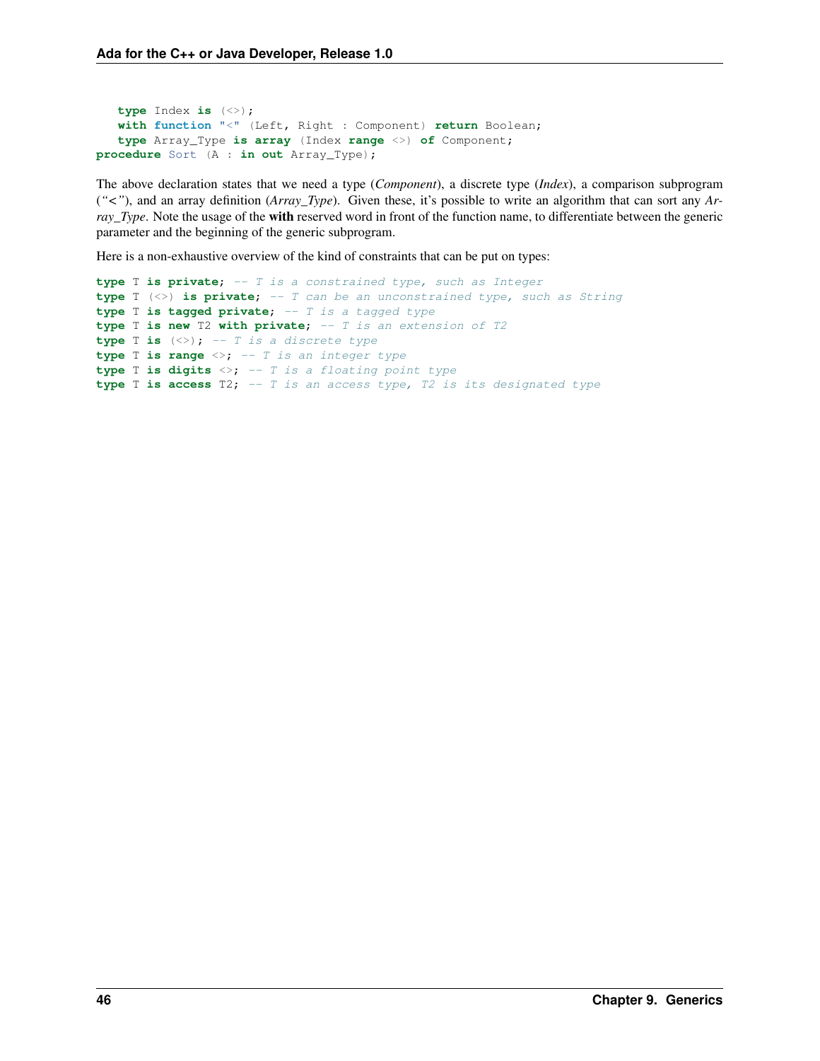```
   type Index is (<>);
   with function "<" (Left, Right : Component) return Boolean;
   type Array_Type is array (Index range <>) of Component;
procedure Sort (A : in out Array_Type);
```

The above declaration states that we need a type (*Component*), a discrete type (*Index*), a comparison subprogram (*"<"*), and an array definition (*Array_Type*). Given these, it's possible to write an algorithm that can sort any *Array_Type*. Note the usage of the **with** reserved word in front of the function name, to differentiate between the generic parameter and the beginning of the generic subprogram.

Here is a non-exhaustive overview of the kind of constraints that can be put on types:

```
type T is private; -- T is a constrained type, such as Integer
type T (<>) is private; -- T can be an unconstrained type, such as String
type T is tagged private; -- T is a tagged type
type T is new T2 with private; -- T is an extension of T2
type T is (<>); -- T is a discrete type
type T is range <>; -- T is an integer type
type T is digits <>; -- T is a floating point type
type T is access T2; -- T is an access type, T2 is its designated type
```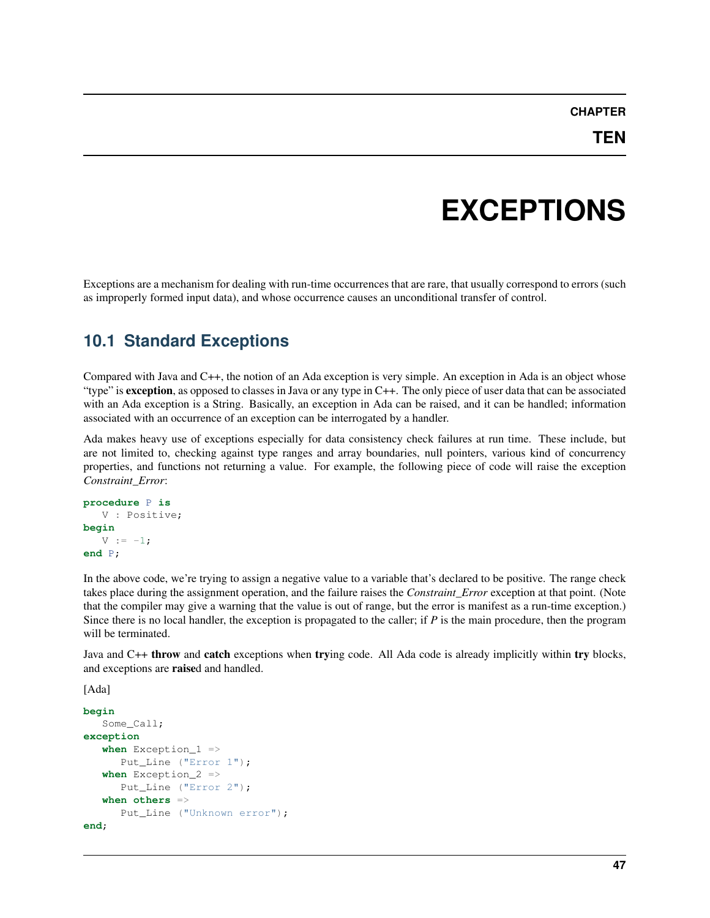# CHAPTER TEN

# EXCEPTIONS

Exceptions are a mechanism for dealing with run-time occurrences that are rare, that usually correspond to errors (such as improperly formed input data), and whose occurrence causes an unconditional transfer of control.

## 10.1 Standard Exceptions

Compared with Java and C++, the notion of an Ada exception is very simple. An exception in Ada is an object whose "type" is **exception**, as opposed to classes in Java or any type in C++. The only piece of user data that can be associated with an Ada exception is a String. Basically, an exception in Ada can be raised, and it can be handled; information associated with an occurrence of an exception can be interrogated by a handler.

Ada makes heavy use of exceptions especially for data consistency check failures at run time. These include, but are not limited to, checking against type ranges and array boundaries, null pointers, various kind of concurrency properties, and functions not returning a value. For example, the following piece of code will raise the exception *Constraint_Error*:

```
procedure P is
   V : Positive;
begin
   V := -1;
end P;
```

In the above code, we're trying to assign a negative value to a variable that's declared to be positive. The range check takes place during the assignment operation, and the failure raises the *Constraint_Error* exception at that point. (Note that the compiler may give a warning that the value is out of range, but the error is manifest as a run-time exception.) Since there is no local handler, the exception is propagated to the caller; if *P* is the main procedure, then the program will be terminated.

Java and C++ **throw** and **catch** exceptions when **try**ing code. All Ada code is already implicitly within **try** blocks, and exceptions are **raise**d and handled.

[Ada]

```
begin
   Some_Call;
exception
   when Exception_1 =>
      Put_Line ("Error 1");
   when Exception_2 =>
      Put_Line ("Error 2");
   when others =>
      Put_Line ("Unknown error");
end;
```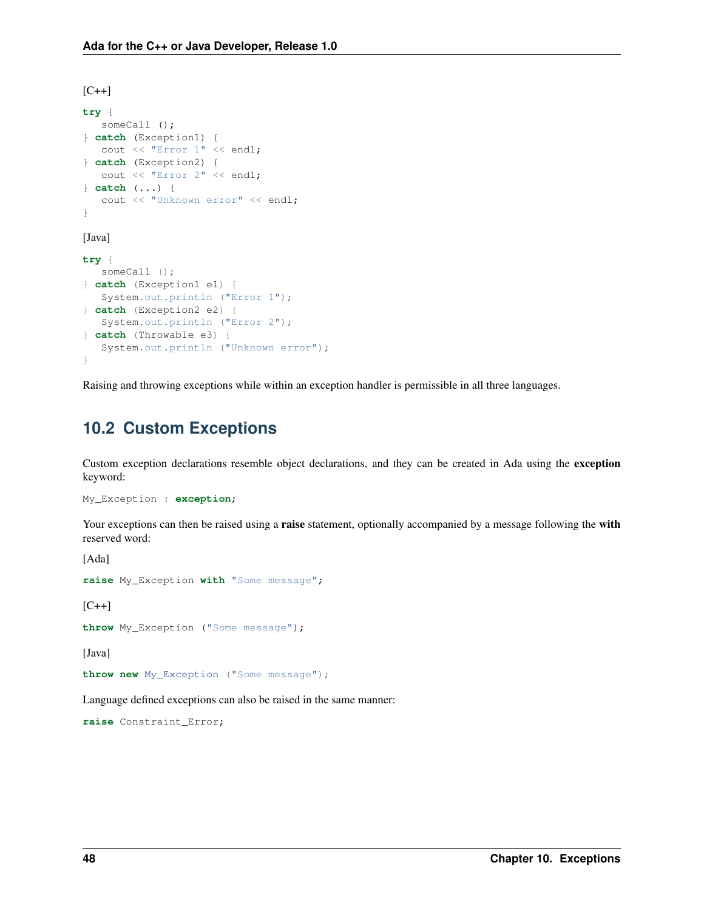[C++]

```
try {
   someCall ();
} catch (Exception1) {
   cout << "Error 1" << endl;
} catch (Exception2) {
   cout << "Error 2" << endl;
} catch (...) {
   cout << "Unknown error" << endl;
}
```

[Java]

```
try {
   someCall ();
} catch (Exception1 e1) {
   System.out.println ("Error 1");
} catch (Exception2 e2) {
   System.out.println ("Error 2");
} catch (Throwable e3) {
   System.out.println ("Unknown error");
}
```

Raising and throwing exceptions while within an exception handler is permissible in all three languages.

## 10.2 Custom Exceptions

Custom exception declarations resemble object declarations, and they can be created in Ada using the **exception** keyword:

```
My_Exception : exception;
```

Your exceptions can then be raised using a **raise** statement, optionally accompanied by a message following the **with** reserved word:

[Ada]

```
raise My_Exception with "Some message";
```

[C++]

```
throw My_Exception ("Some message");
```

[Java]

```
throw new My_Exception ("Some message");
```

Language defined exceptions can also be raised in the same manner:

```
raise Constraint_Error;
```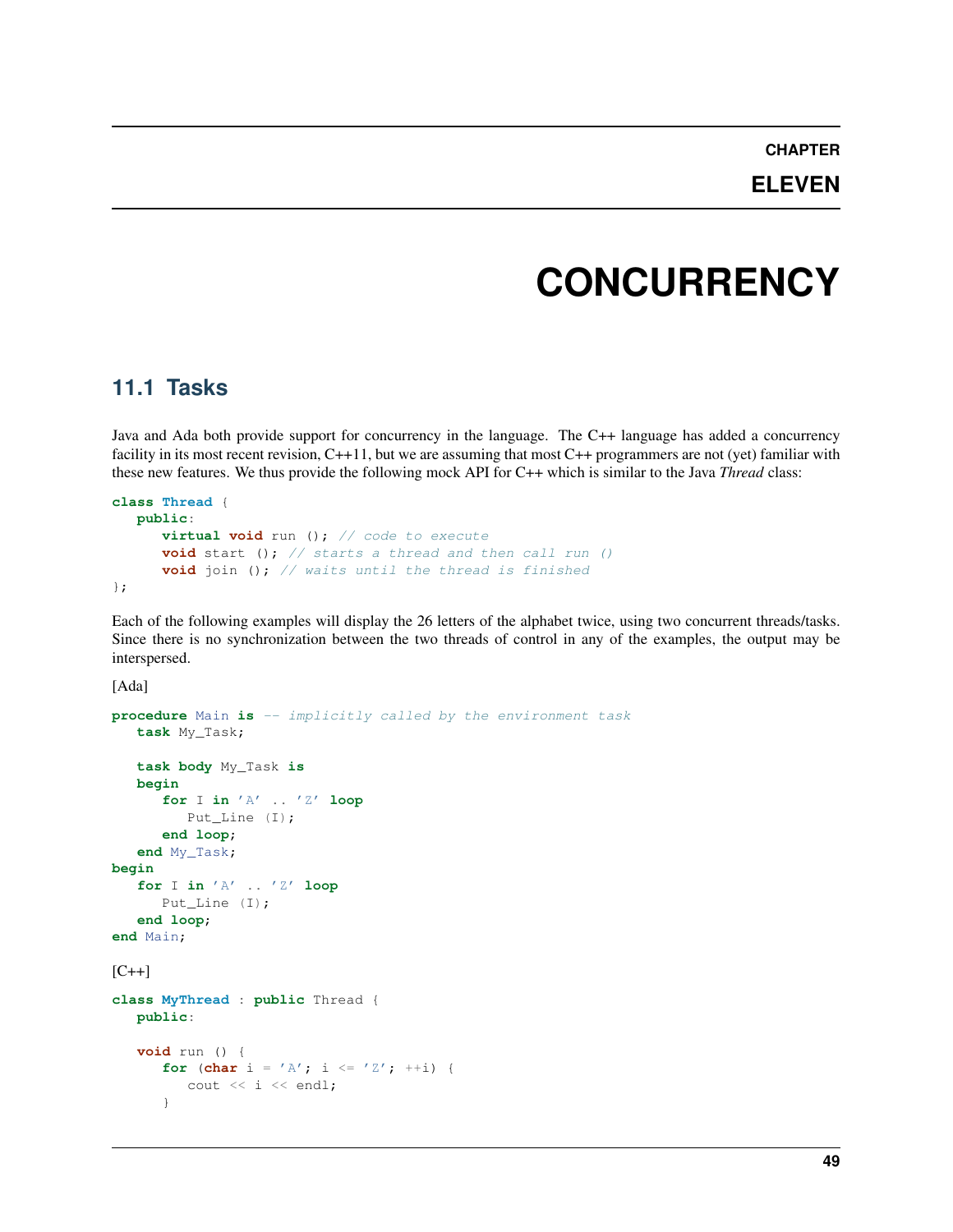# CHAPTER ELEVEN

# CONCURRENCY

## 11.1 Tasks

Java and Ada both provide support for concurrency in the language. The C++ language has added a concurrency facility in its most recent revision, C++11, but we are assuming that most C++ programmers are not (yet) familiar with these new features. We thus provide the following mock API for C++ which is similar to the Java *Thread* class:

```
class Thread {
   public:
      virtual void run (); // code to execute
      void start (); // starts a thread and then call run ()
      void join (); // waits until the thread is finished
};
```

Each of the following examples will display the 26 letters of the alphabet twice, using two concurrent threads/tasks. Since there is no synchronization between the two threads of control in any of the examples, the output may be interspersed.

[Ada]

```
procedure Main is -- implicitly called by the environment task
   task My_Task;

   task body My_Task is
   begin
      for I in 'A' .. 'Z' loop
         Put_Line (I);
      end loop;
   end My_Task;
begin
   for I in 'A' .. 'Z' loop
      Put_Line (I);
   end loop;
end Main;
```

[C++]

```
class MyThread : public Thread {
   public:

   void run () {
      for (char i = 'A'; i <= 'Z'; ++i) {
         cout << i << endl;
      }
```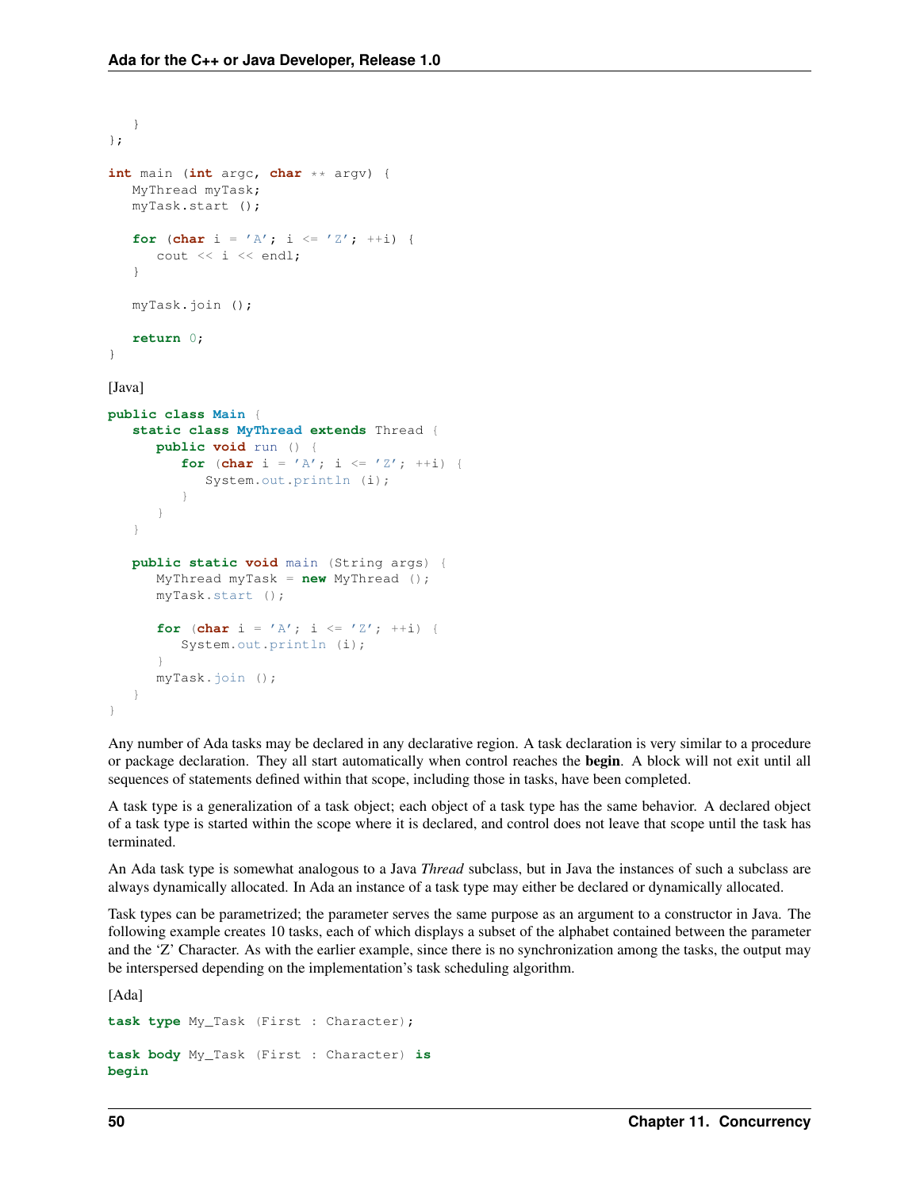```
   }
};

int main (int argc, char ** argv) {
   MyThread myTask;
   myTask.start ();

   for (char i = 'A'; i <= 'Z'; ++i) {
      cout << i << endl;
   }

   myTask.join ();

   return 0;
}
```

[Java]

```
public class Main {
   static class MyThread extends Thread {
      public void run () {
         for (char i = 'A'; i <= 'Z'; ++i) {
            System.out.println (i);
         }
      }
   }

   public static void main (String args) {
      MyThread myTask = new MyThread ();
      myTask.start ();

      for (char i = 'A'; i <= 'Z'; ++i) {
         System.out.println (i);
      }
      myTask.join ();
   }
}
```

Any number of Ada tasks may be declared in any declarative region. A task declaration is very similar to a procedure or package declaration. They all start automatically when control reaches the **begin**. A block will not exit until all sequences of statements defined within that scope, including those in tasks, have been completed.

A task type is a generalization of a task object; each object of a task type has the same behavior. A declared object of a task type is started within the scope where it is declared, and control does not leave that scope until the task has terminated.

An Ada task type is somewhat analogous to a Java *Thread* subclass, but in Java the instances of such a subclass are always dynamically allocated. In Ada an instance of a task type may either be declared or dynamically allocated.

Task types can be parametrized; the parameter serves the same purpose as an argument to a constructor in Java. The following example creates 10 tasks, each of which displays a subset of the alphabet contained between the parameter and the 'Z' Character. As with the earlier example, since there is no synchronization among the tasks, the output may be interspersed depending on the implementation's task scheduling algorithm.

[Ada]

```
task type My_Task (First : Character);

task body My_Task (First : Character) is
begin
```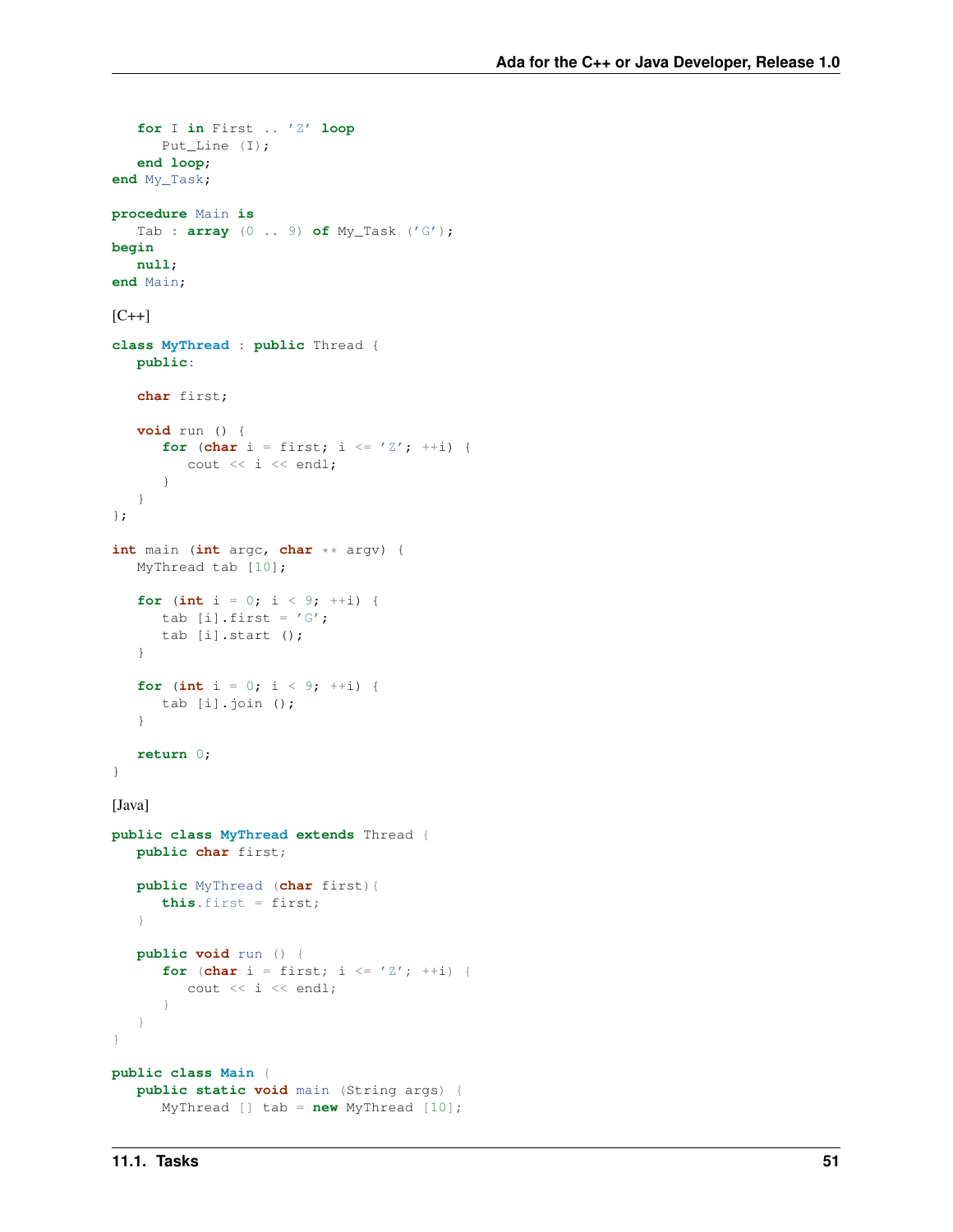```
   for I in First .. 'Z' loop
      Put_Line (I);
   end loop;
end My_Task;

procedure Main is
   Tab : array (0 .. 9) of My_Task ('G');
begin
   null;
end Main;
```

[C++]

```
class MyThread : public Thread {
   public:

   char first;

   void run () {
      for (char i = first; i <= 'Z'; ++i) {
         cout << i << endl;
      }
   }
};

int main (int argc, char ** argv) {
   MyThread tab [10];

   for (int i = 0; i < 9; ++i) {
      tab [i].first = 'G';
      tab [i].start ();
   }

   for (int i = 0; i < 9; ++i) {
      tab [i].join ();
   }

   return 0;
}
```

[Java]

```
public class MyThread extends Thread {
   public char first;

   public MyThread (char first){
      this.first = first;
   }

   public void run () {
      for (char i = first; i <= 'Z'; ++i) {
         cout << i << endl;
      }
   }
}

public class Main {
   public static void main (String args) {
      MyThread [] tab = new MyThread [10];
```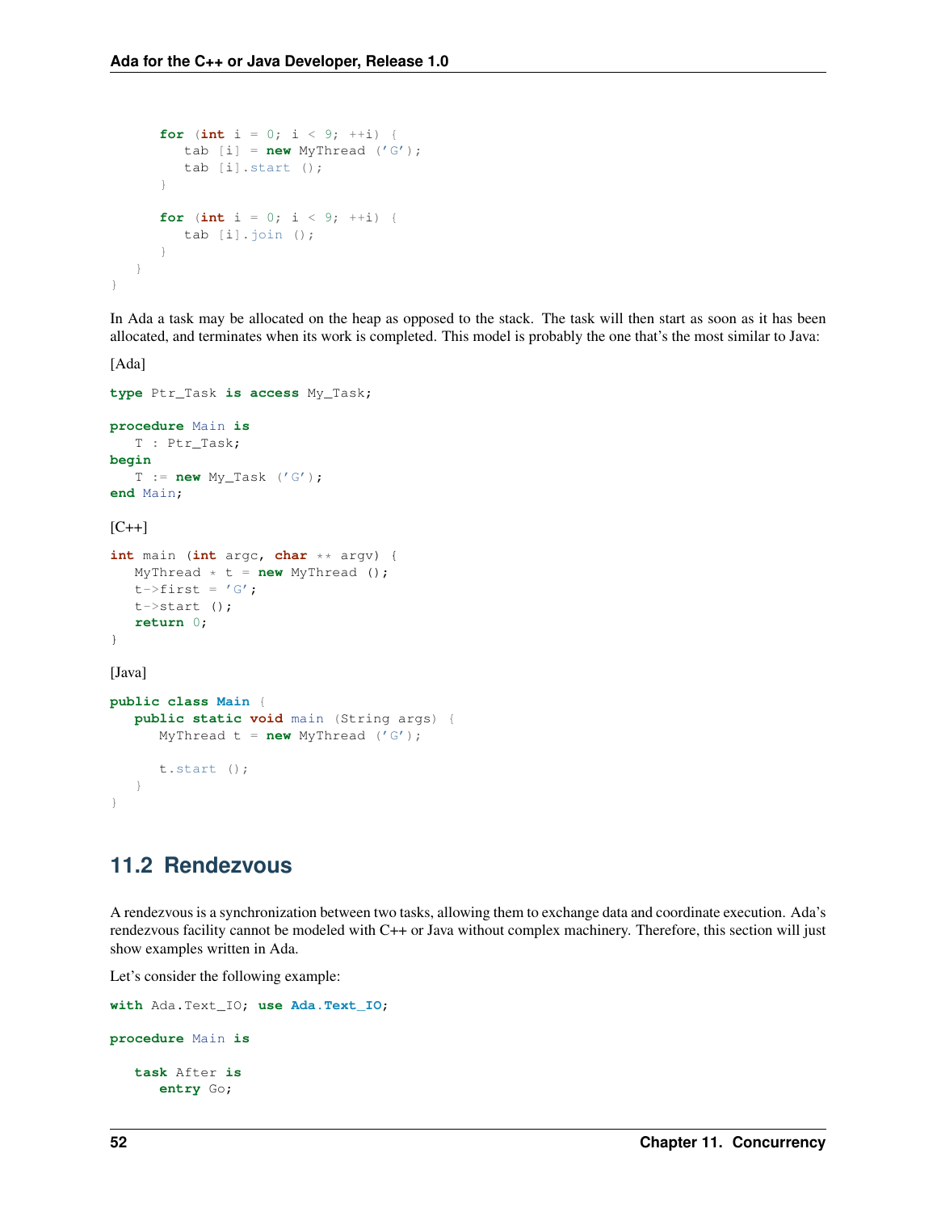```
      for (int i = 0; i < 9; ++i) {
         tab [i] = new MyThread ('G');
         tab [i].start ();
      }

      for (int i = 0; i < 9; ++i) {
         tab [i].join ();
      }
   }
}
```

In Ada a task may be allocated on the heap as opposed to the stack. The task will then start as soon as it has been allocated, and terminates when its work is completed. This model is probably the one that's the most similar to Java:

[Ada]

```
type Ptr_Task is access My_Task;

procedure Main is
   T : Ptr_Task;
begin
   T := new My_Task ('G');
end Main;
```

[C++]

```
int main (int argc, char ** argv) {
   MyThread * t = new MyThread ();
   t->first = 'G';
   t->start ();
   return 0;
}
```

[Java]

```
public class Main {
   public static void main (String args) {
      MyThread t = new MyThread ('G');

      t.start ();
   }
}
```

## 11.2 Rendezvous

A rendezvous is a synchronization between two tasks, allowing them to exchange data and coordinate execution. Ada's rendezvous facility cannot be modeled with C++ or Java without complex machinery. Therefore, this section will just show examples written in Ada.

Let's consider the following example:

```
with Ada.Text_IO; use Ada.Text_IO;

procedure Main is

   task After is
      entry Go;
```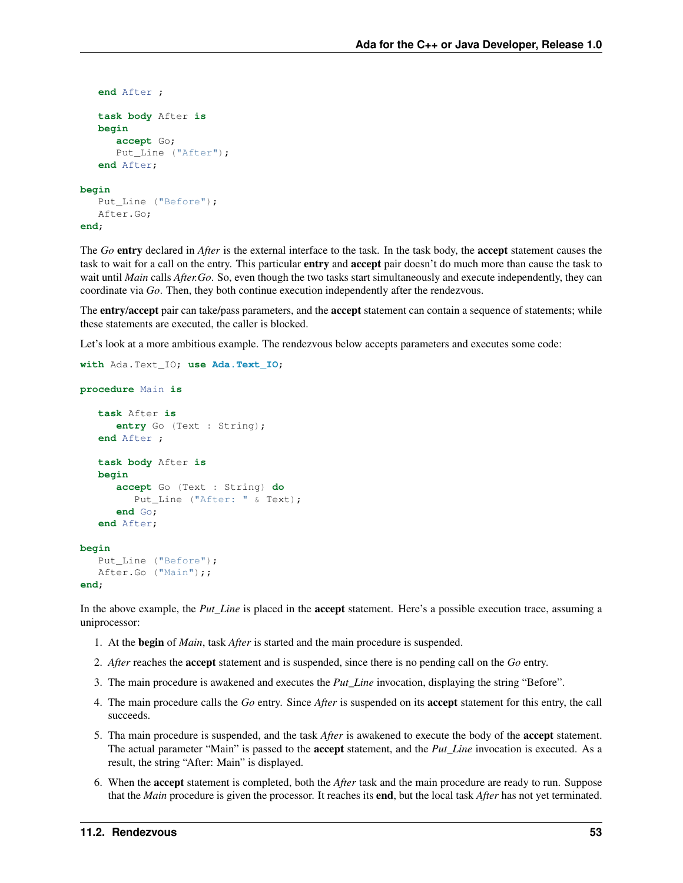```
   end After ;

   task body After is
   begin
      accept Go;
      Put_Line ("After");
   end After;

begin
   Put_Line ("Before");
   After.Go;
end;
```

The *Go* **entry** declared in *After* is the external interface to the task. In the task body, the **accept** statement causes the task to wait for a call on the entry. This particular **entry** and **accept** pair doesn't do much more than cause the task to wait until *Main* calls *After.Go*. So, even though the two tasks start simultaneously and execute independently, they can coordinate via *Go*. Then, they both continue execution independently after the rendezvous.

The **entry/accept** pair can take/pass parameters, and the **accept** statement can contain a sequence of statements; while these statements are executed, the caller is blocked.

Let's look at a more ambitious example. The rendezvous below accepts parameters and executes some code:

```
with Ada.Text_IO; use Ada.Text_IO;

procedure Main is

   task After is
      entry Go (Text : String);
   end After ;

   task body After is
   begin
      accept Go (Text : String) do
         Put_Line ("After: " & Text);
      end Go;
   end After;

begin
   Put_Line ("Before");
   After.Go ("Main");;
end;
```

In the above example, the *Put_Line* is placed in the **accept** statement. Here's a possible execution trace, assuming a uniprocessor:

1. At the **begin** of *Main*, task *After* is started and the main procedure is suspended.
2. *After* reaches the **accept** statement and is suspended, since there is no pending call on the *Go* entry.
3. The main procedure is awakened and executes the *Put_Line* invocation, displaying the string "Before".
4. The main procedure calls the *Go* entry. Since *After* is suspended on its **accept** statement for this entry, the call succeeds.
5. Tha main procedure is suspended, and the task *After* is awakened to execute the body of the **accept** statement. The actual parameter "Main" is passed to the **accept** statement, and the *Put_Line* invocation is executed. As a result, the string "After: Main" is displayed.
6. When the **accept** statement is completed, both the *After* task and the main procedure are ready to run. Suppose that the *Main* procedure is given the processor. It reaches its **end**, but the local task *After* has not yet terminated.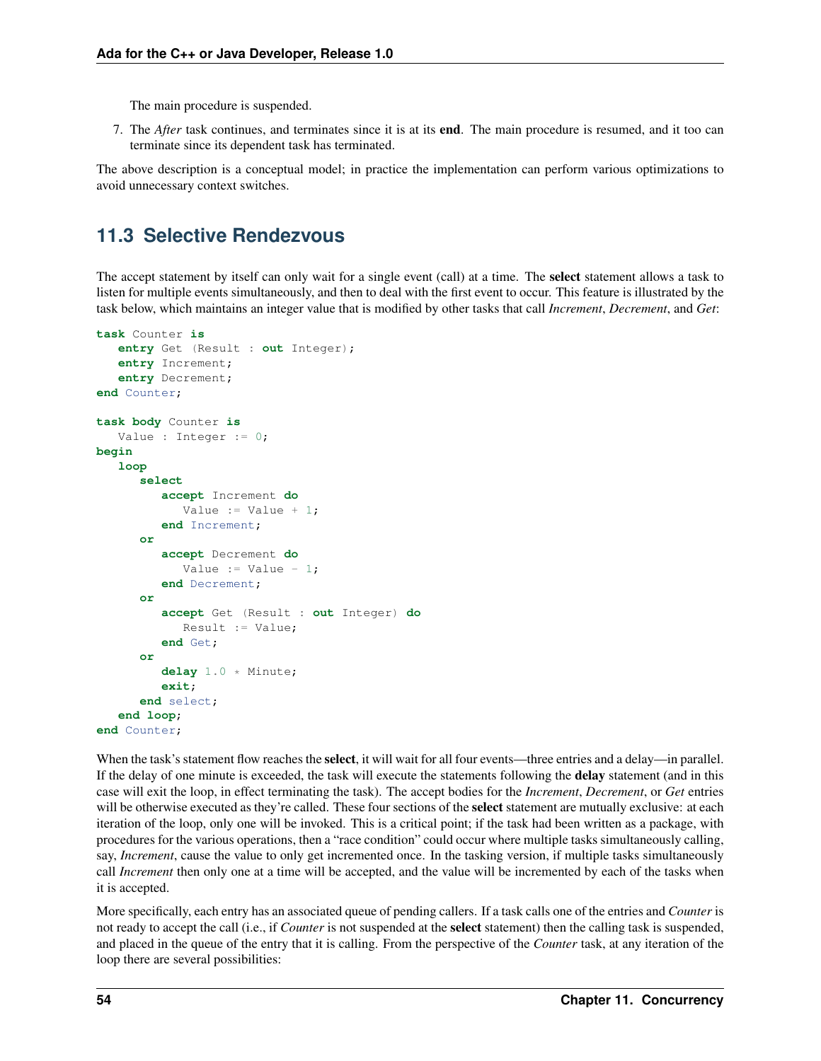The main procedure is suspended.

7. The *After* task continues, and terminates since it is at its **end**. The main procedure is resumed, and it too can terminate since its dependent task has terminated.

The above description is a conceptual model; in practice the implementation can perform various optimizations to avoid unnecessary context switches.

## 11.3 Selective Rendezvous

The accept statement by itself can only wait for a single event (call) at a time. The **select** statement allows a task to listen for multiple events simultaneously, and then to deal with the first event to occur. This feature is illustrated by the task below, which maintains an integer value that is modified by other tasks that call *Increment*, *Decrement*, and *Get*:

```
task Counter is
   entry Get (Result : out Integer);
   entry Increment;
   entry Decrement;
end Counter;

task body Counter is
   Value : Integer := 0;
begin
   loop
      select
         accept Increment do
            Value := Value + 1;
         end Increment;
      or
         accept Decrement do
            Value := Value - 1;
         end Decrement;
      or
         accept Get (Result : out Integer) do
            Result := Value;
         end Get;
      or
         delay 1.0 * Minute;
         exit;
      end select;
   end loop;
end Counter;
```

When the task's statement flow reaches the **select**, it will wait for all four events—three entries and a delay—in parallel. If the delay of one minute is exceeded, the task will execute the statements following the **delay** statement (and in this case will exit the loop, in effect terminating the task). The accept bodies for the *Increment*, *Decrement*, or *Get* entries will be otherwise executed as they're called. These four sections of the **select** statement are mutually exclusive: at each iteration of the loop, only one will be invoked. This is a critical point; if the task had been written as a package, with procedures for the various operations, then a "race condition" could occur where multiple tasks simultaneously calling, say, *Increment*, cause the value to only get incremented once. In the tasking version, if multiple tasks simultaneously call *Increment* then only one at a time will be accepted, and the value will be incremented by each of the tasks when it is accepted.

More specifically, each entry has an associated queue of pending callers. If a task calls one of the entries and *Counter* is not ready to accept the call (i.e., if *Counter* is not suspended at the **select** statement) then the calling task is suspended, and placed in the queue of the entry that it is calling. From the perspective of the *Counter* task, at any iteration of the loop there are several possibilities: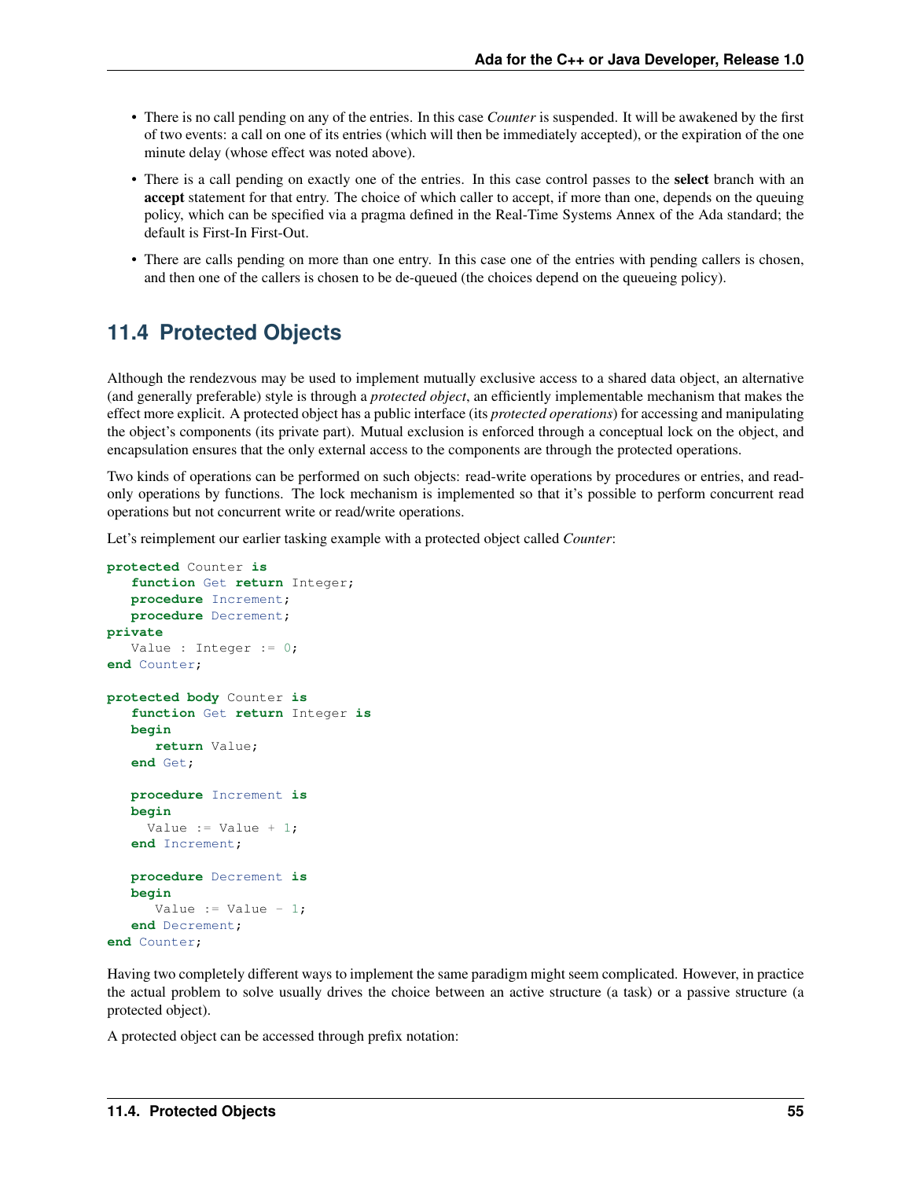- There is no call pending on any of the entries. In this case *Counter* is suspended. It will be awakened by the first of two events: a call on one of its entries (which will then be immediately accepted), or the expiration of the one minute delay (whose effect was noted above).
- There is a call pending on exactly one of the entries. In this case control passes to the **select** branch with an **accept** statement for that entry. The choice of which caller to accept, if more than one, depends on the queuing policy, which can be specified via a pragma defined in the Real-Time Systems Annex of the Ada standard; the default is First-In First-Out.
- There are calls pending on more than one entry. In this case one of the entries with pending callers is chosen, and then one of the callers is chosen to be de-queued (the choices depend on the queueing policy).

## 11.4 Protected Objects

Although the rendezvous may be used to implement mutually exclusive access to a shared data object, an alternative (and generally preferable) style is through a *protected object*, an efficiently implementable mechanism that makes the effect more explicit. A protected object has a public interface (its *protected operations*) for accessing and manipulating the object's components (its private part). Mutual exclusion is enforced through a conceptual lock on the object, and encapsulation ensures that the only external access to the components are through the protected operations.

Two kinds of operations can be performed on such objects: read-write operations by procedures or entries, and read-only operations by functions. The lock mechanism is implemented so that it's possible to perform concurrent read operations but not concurrent write or read/write operations.

Let's reimplement our earlier tasking example with a protected object called *Counter*:

```
protected Counter is
   function Get return Integer;
   procedure Increment;
   procedure Decrement;
private
   Value : Integer := 0;
end Counter;

protected body Counter is
   function Get return Integer is
   begin
      return Value;
   end Get;

   procedure Increment is
   begin
     Value := Value + 1;
   end Increment;

   procedure Decrement is
   begin
      Value := Value - 1;
   end Decrement;
end Counter;
```

Having two completely different ways to implement the same paradigm might seem complicated. However, in practice the actual problem to solve usually drives the choice between an active structure (a task) or a passive structure (a protected object).

A protected object can be accessed through prefix notation: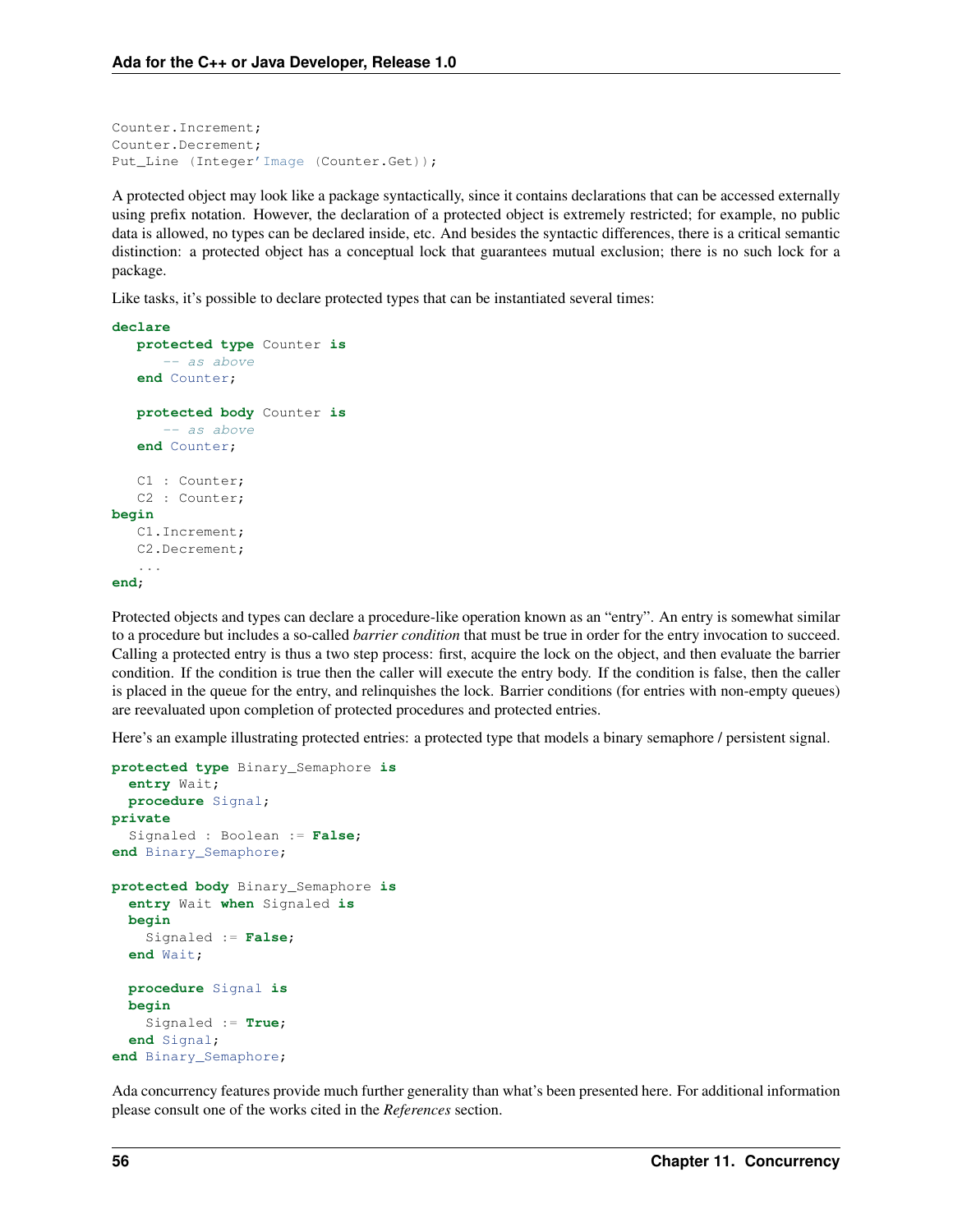```
Counter.Increment;
Counter.Decrement;
Put_Line (Integer'Image (Counter.Get));
```

A protected object may look like a package syntactically, since it contains declarations that can be accessed externally using prefix notation. However, the declaration of a protected object is extremely restricted; for example, no public data is allowed, no types can be declared inside, etc. And besides the syntactic differences, there is a critical semantic distinction: a protected object has a conceptual lock that guarantees mutual exclusion; there is no such lock for a package.

Like tasks, it's possible to declare protected types that can be instantiated several times:

```
declare
   protected type Counter is
      -- as above
   end Counter;

   protected body Counter is
      -- as above
   end Counter;

   C1 : Counter;
   C2 : Counter;
begin
   C1.Increment;
   C2.Decrement;
   ...
end;
```

Protected objects and types can declare a procedure-like operation known as an "entry". An entry is somewhat similar to a procedure but includes a so-called *barrier condition* that must be true in order for the entry invocation to succeed. Calling a protected entry is thus a two step process: first, acquire the lock on the object, and then evaluate the barrier condition. If the condition is true then the caller will execute the entry body. If the condition is false, then the caller is placed in the queue for the entry, and relinquishes the lock. Barrier conditions (for entries with non-empty queues) are reevaluated upon completion of protected procedures and protected entries.

Here's an example illustrating protected entries: a protected type that models a binary semaphore / persistent signal.

```
protected type Binary_Semaphore is
  entry Wait;
  procedure Signal;
private
  Signaled : Boolean := False;
end Binary_Semaphore;

protected body Binary_Semaphore is
  entry Wait when Signaled is
  begin
    Signaled := False;
  end Wait;

  procedure Signal is
  begin
    Signaled := True;
  end Signal;
end Binary_Semaphore;
```

Ada concurrency features provide much further generality than what's been presented here. For additional information please consult one of the works cited in the *References* section.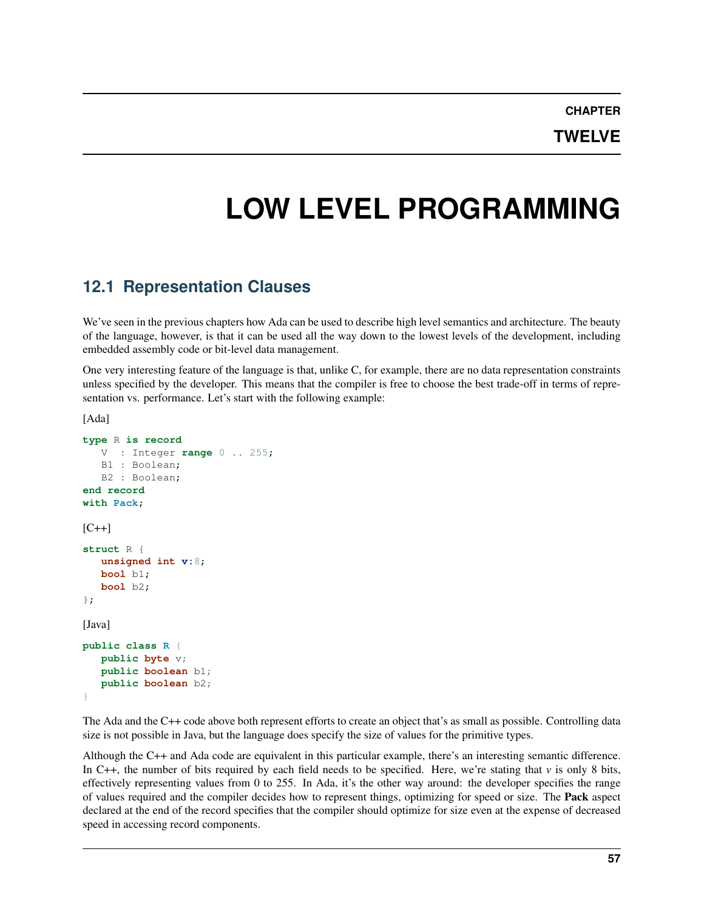# CHAPTER TWELVE

# LOW LEVEL PROGRAMMING

## 12.1 Representation Clauses

We've seen in the previous chapters how Ada can be used to describe high level semantics and architecture. The beauty of the language, however, is that it can be used all the way down to the lowest levels of the development, including embedded assembly code or bit-level data management.

One very interesting feature of the language is that, unlike C, for example, there are no data representation constraints unless specified by the developer. This means that the compiler is free to choose the best trade-off in terms of representation vs. performance. Let's start with the following example:

[Ada]

```
type R is record
   V  : Integer range 0 .. 255;
   B1 : Boolean;
   B2 : Boolean;
end record
with Pack;
```

[C++]

```
struct R {
   unsigned int v:8;
   bool b1;
   bool b2;
};
```

[Java]

```
public class R {
   public byte v;
   public boolean b1;
   public boolean b2;
}
```

The Ada and the C++ code above both represent efforts to create an object that's as small as possible. Controlling data size is not possible in Java, but the language does specify the size of values for the primitive types.

Although the C++ and Ada code are equivalent in this particular example, there's an interesting semantic difference. In C++, the number of bits required by each field needs to be specified. Here, we're stating that *v* is only 8 bits, effectively representing values from 0 to 255. In Ada, it's the other way around: the developer specifies the range of values required and the compiler decides how to represent things, optimizing for speed or size. The **Pack** aspect declared at the end of the record specifies that the compiler should optimize for size even at the expense of decreased speed in accessing record components.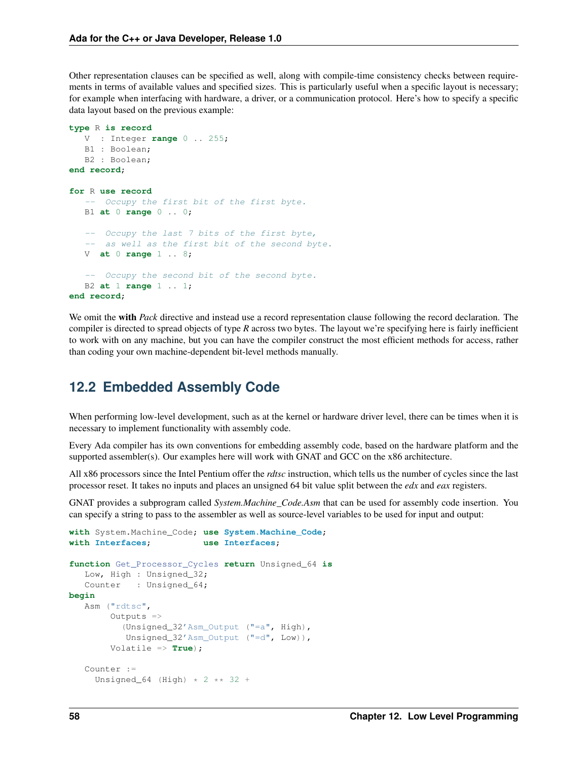Other representation clauses can be specified as well, along with compile-time consistency checks between requirements in terms of available values and specified sizes. This is particularly useful when a specific layout is necessary; for example when interfacing with hardware, a driver, or a communication protocol. Here's how to specify a specific data layout based on the previous example:

```
type R is record
   V  : Integer range 0 .. 255;
   B1 : Boolean;
   B2 : Boolean;
end record;

for R use record
   --  Occupy the first bit of the first byte.
   B1 at 0 range 0 .. 0;

   --  Occupy the last 7 bits of the first byte,
   --  as well as the first bit of the second byte.
   V  at 0 range 1 .. 8;

   --  Occupy the second bit of the second byte.
   B2 at 1 range 1 .. 1;
end record;
```

We omit the **with** *Pack* directive and instead use a record representation clause following the record declaration. The compiler is directed to spread objects of type *R* across two bytes. The layout we're specifying here is fairly inefficient to work with on any machine, but you can have the compiler construct the most efficient methods for access, rather than coding your own machine-dependent bit-level methods manually.

## 12.2 Embedded Assembly Code

When performing low-level development, such as at the kernel or hardware driver level, there can be times when it is necessary to implement functionality with assembly code.

Every Ada compiler has its own conventions for embedding assembly code, based on the hardware platform and the supported assembler(s). Our examples here will work with GNAT and GCC on the x86 architecture.

All x86 processors since the Intel Pentium offer the *rdtsc* instruction, which tells us the number of cycles since the last processor reset. It takes no inputs and places an unsigned 64 bit value split between the *edx* and *eax* registers.

GNAT provides a subprogram called *System.Machine_Code.Asm* that can be used for assembly code insertion. You can specify a string to pass to the assembler as well as source-level variables to be used for input and output:

```
with System.Machine_Code; use System.Machine_Code;
with Interfaces;          use Interfaces;

function Get_Processor_Cycles return Unsigned_64 is
   Low, High : Unsigned_32;
   Counter   : Unsigned_64;
begin
   Asm ("rdtsc",
        Outputs =>
           (Unsigned_32'Asm_Output ("=a", High),
            Unsigned_32'Asm_Output ("=d", Low)),
        Volatile => True);

   Counter :=
     Unsigned_64 (High) * 2 ** 32 +
```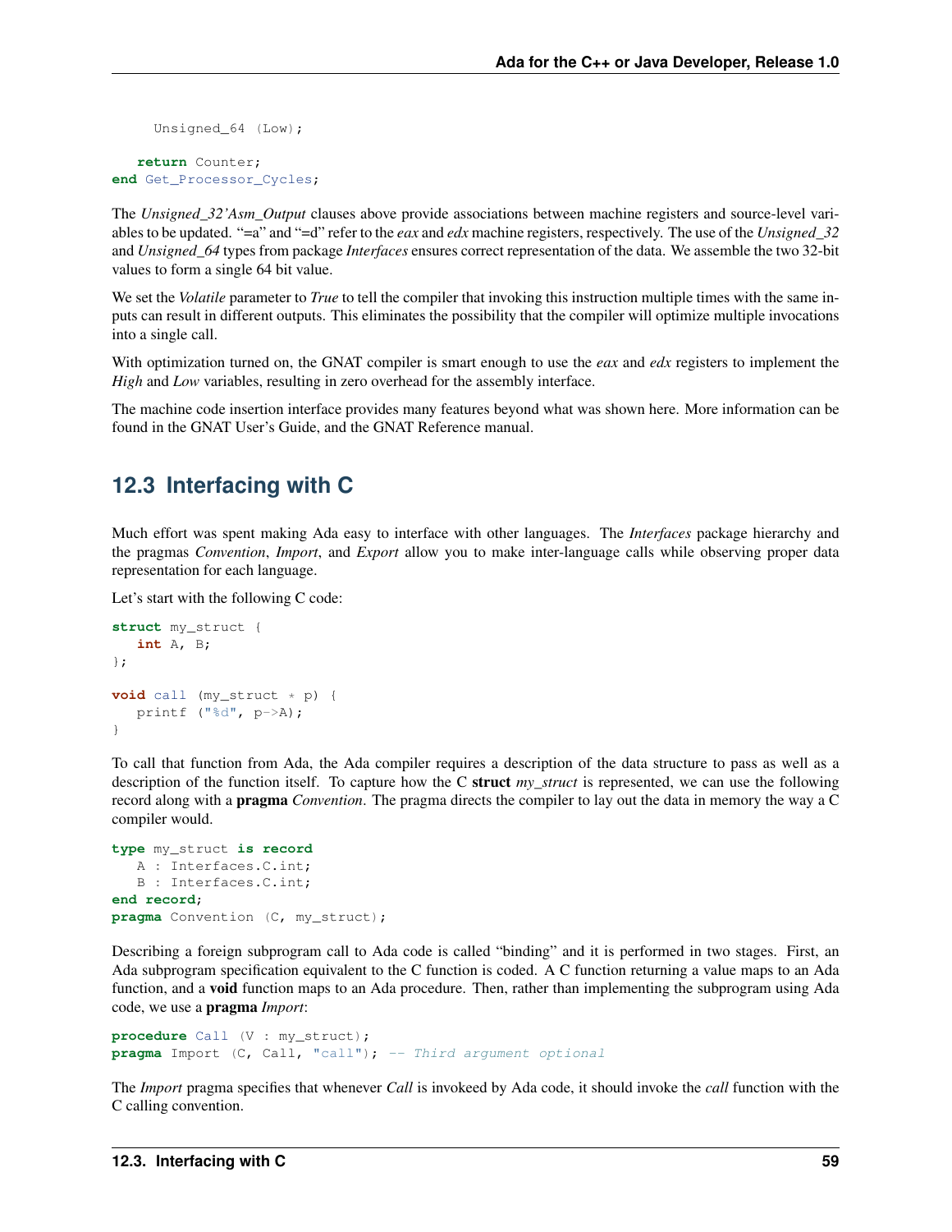```
      Unsigned_64 (Low);

   return Counter;
end Get_Processor_Cycles;
```

The *Unsigned_32'Asm_Output* clauses above provide associations between machine registers and source-level variables to be updated. "=a" and "=d" refer to the *eax* and *edx* machine registers, respectively. The use of the *Unsigned_32* and *Unsigned_64* types from package *Interfaces* ensures correct representation of the data. We assemble the two 32-bit values to form a single 64 bit value.

We set the *Volatile* parameter to *True* to tell the compiler that invoking this instruction multiple times with the same inputs can result in different outputs. This eliminates the possibility that the compiler will optimize multiple invocations into a single call.

With optimization turned on, the GNAT compiler is smart enough to use the *eax* and *edx* registers to implement the *High* and *Low* variables, resulting in zero overhead for the assembly interface.

The machine code insertion interface provides many features beyond what was shown here. More information can be found in the GNAT User's Guide, and the GNAT Reference manual.

## 12.3 Interfacing with C

Much effort was spent making Ada easy to interface with other languages. The *Interfaces* package hierarchy and the pragmas *Convention*, *Import*, and *Export* allow you to make inter-language calls while observing proper data representation for each language.

Let's start with the following C code:

```
struct my_struct {
   int A, B;
};

void call (my_struct * p) {
   printf ("%d", p->A);
}
```

To call that function from Ada, the Ada compiler requires a description of the data structure to pass as well as a description of the function itself. To capture how the C **struct** *my_struct* is represented, we can use the following record along with a **pragma** *Convention*. The pragma directs the compiler to lay out the data in memory the way a C compiler would.

```
type my_struct is record
   A : Interfaces.C.int;
   B : Interfaces.C.int;
end record;
pragma Convention (C, my_struct);
```

Describing a foreign subprogram call to Ada code is called "binding" and it is performed in two stages. First, an Ada subprogram specification equivalent to the C function is coded. A C function returning a value maps to an Ada function, and a **void** function maps to an Ada procedure. Then, rather than implementing the subprogram using Ada code, we use a **pragma** *Import*:

```
procedure Call (V : my_struct);
pragma Import (C, Call, "call"); -- Third argument optional
```

The *Import* pragma specifies that whenever *Call* is invokeed by Ada code, it should invoke the *call* function with the C calling convention.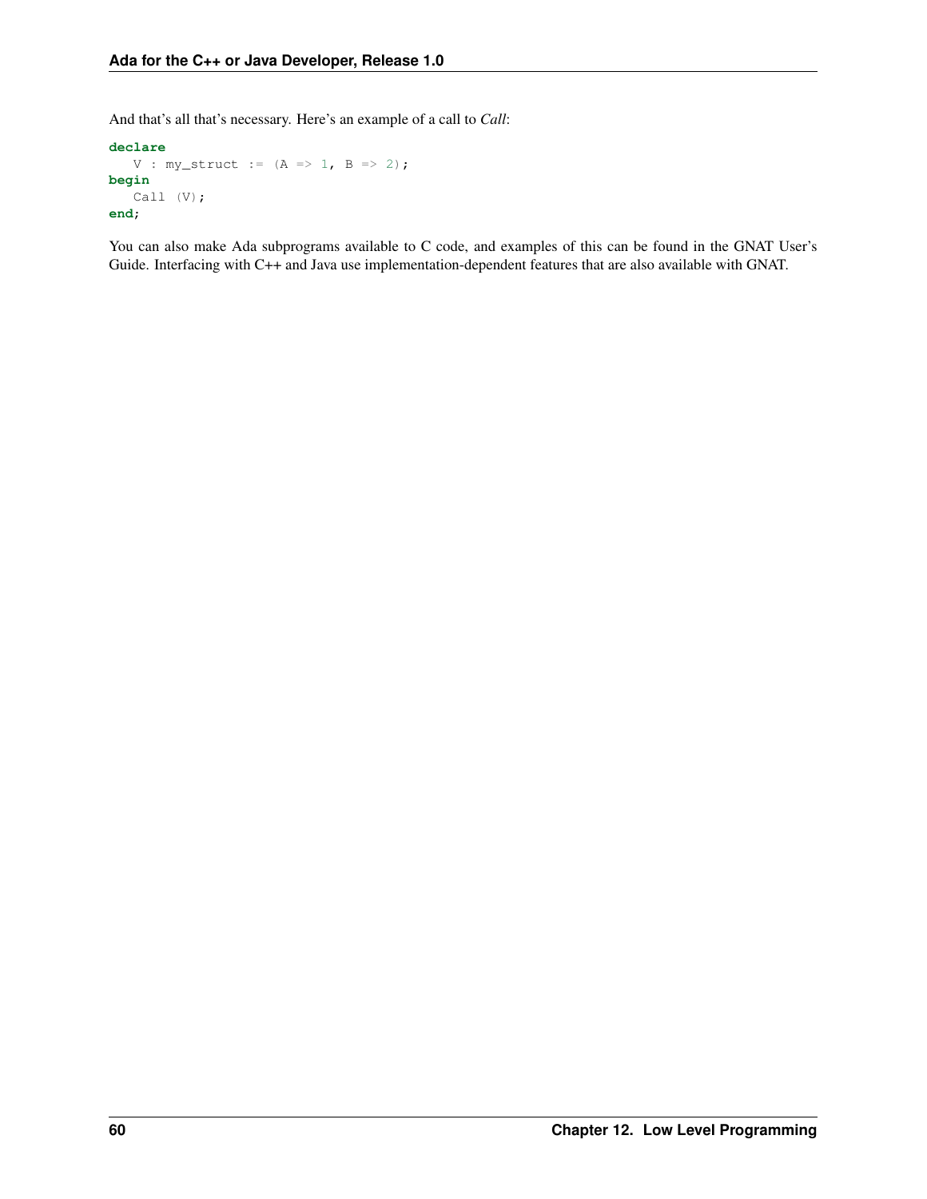And that's all that's necessary. Here's an example of a call to *Call*:

```
declare
   V : my_struct := (A => 1, B => 2);
begin
   Call (V);
end;
```

You can also make Ada subprograms available to C code, and examples of this can be found in the GNAT User's Guide. Interfacing with C++ and Java use implementation-dependent features that are also available with GNAT.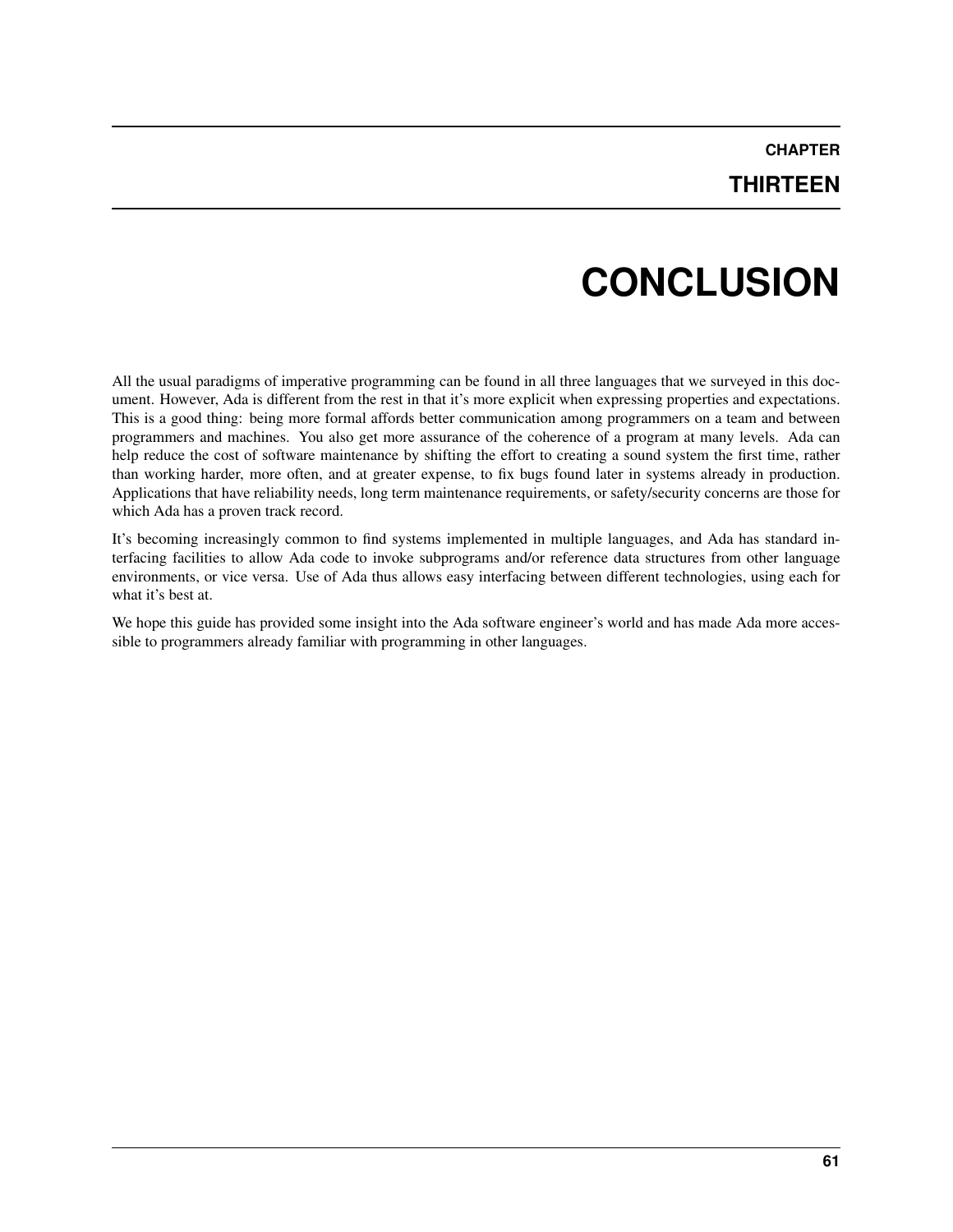# CHAPTER THIRTEEN

# CONCLUSION

All the usual paradigms of imperative programming can be found in all three languages that we surveyed in this document. However, Ada is different from the rest in that it's more explicit when expressing properties and expectations. This is a good thing: being more formal affords better communication among programmers on a team and between programmers and machines. You also get more assurance of the coherence of a program at many levels. Ada can help reduce the cost of software maintenance by shifting the effort to creating a sound system the first time, rather than working harder, more often, and at greater expense, to fix bugs found later in systems already in production. Applications that have reliability needs, long term maintenance requirements, or safety/security concerns are those for which Ada has a proven track record.

It's becoming increasingly common to find systems implemented in multiple languages, and Ada has standard interfacing facilities to allow Ada code to invoke subprograms and/or reference data structures from other language environments, or vice versa. Use of Ada thus allows easy interfacing between different technologies, using each for what it's best at.

We hope this guide has provided some insight into the Ada software engineer's world and has made Ada more accessible to programmers already familiar with programming in other languages.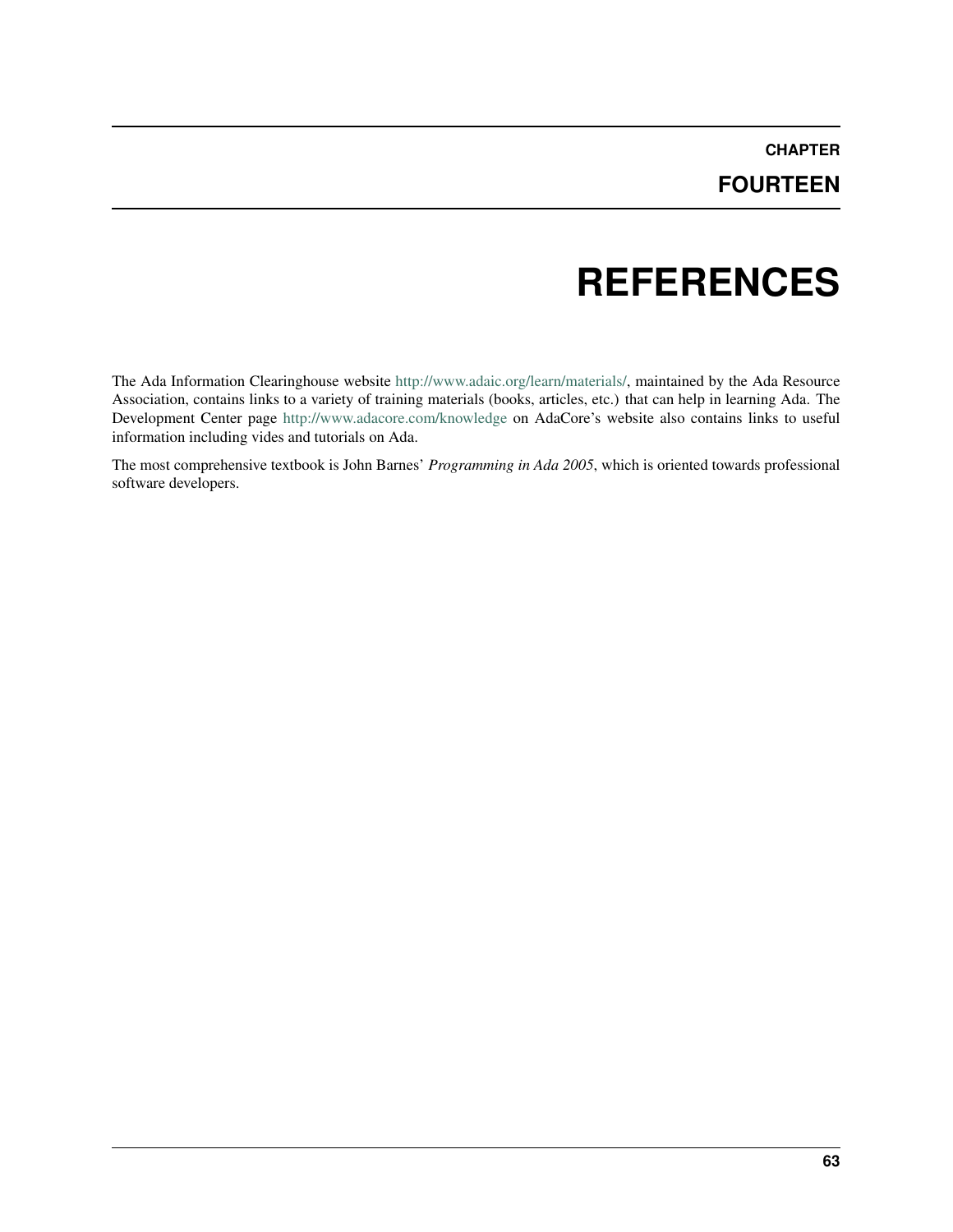# CHAPTER FOURTEEN

# REFERENCES

The Ada Information Clearinghouse website http://www.adaic.org/learn/materials/, maintained by the Ada Resource Association, contains links to a variety of training materials (books, articles, etc.) that can help in learning Ada. The Development Center page http://www.adacore.com/knowledge on AdaCore's website also contains links to useful information including vides and tutorials on Ada.

The most comprehensive textbook is John Barnes' *Programming in Ada 2005*, which is oriented towards professional software developers.